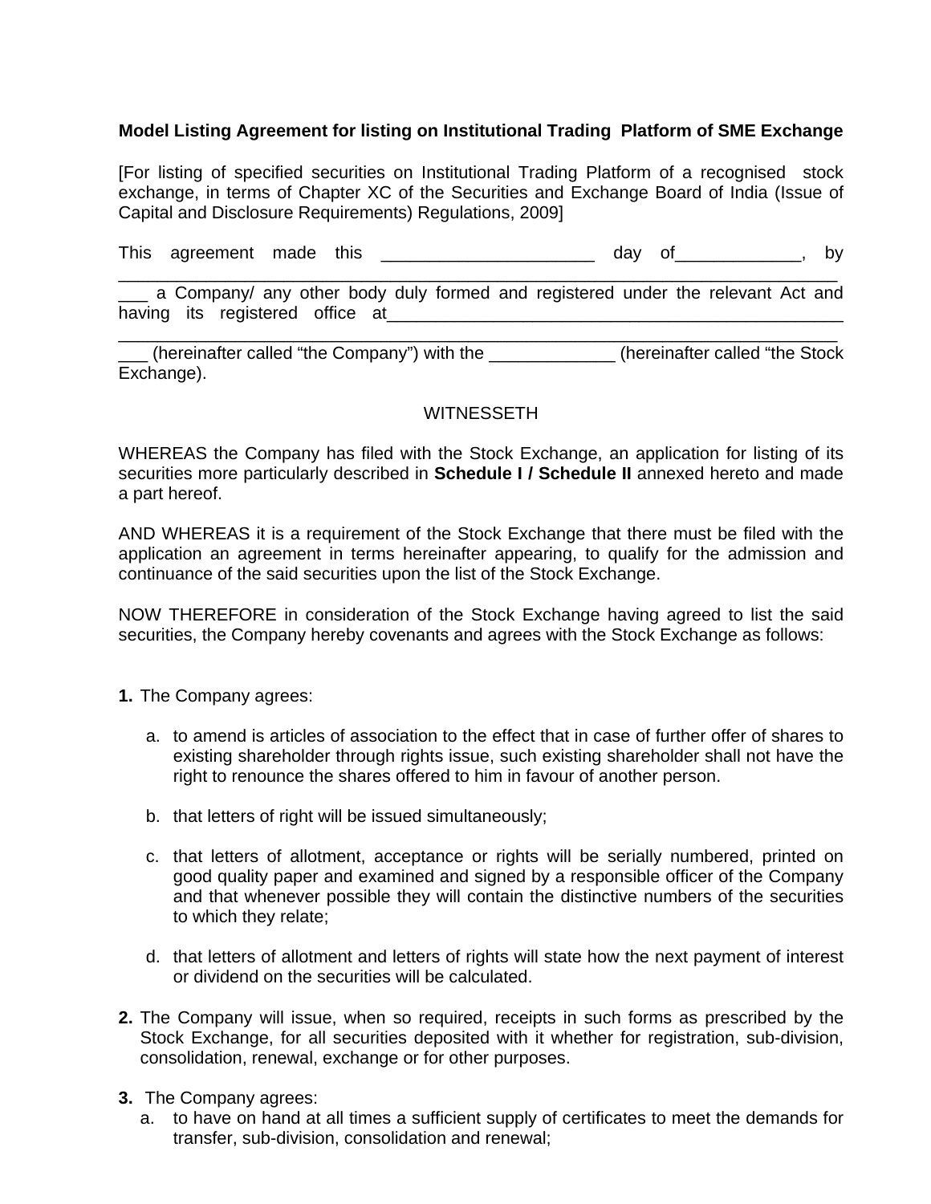**Model Listing Agreement for listing on Institutional Trading Platform of SME Exchange**

[For listing of specified securities on Institutional Trading Platform of a recognised stock exchange, in terms of Chapter XC of the Securities and Exchange Board of India (Issue of Capital and Disclosure Requirements) Regulations, 2009]

This agreement made this ______________________ day of_____________, by ___________________________________________________________________________ a Company/ any other body duly formed and registered under the relevant Act and having its registered office at________________________________________________ ___________________________________________________________________________ (hereinafter called "the Company") with the _____________ (hereinafter called "the Stock Exchange).

WITNESSETH

WHEREAS the Company has filed with the Stock Exchange, an application for listing of its securities more particularly described in **Schedule I / Schedule II** annexed hereto and made a part hereof.

AND WHEREAS it is a requirement of the Stock Exchange that there must be filed with the application an agreement in terms hereinafter appearing, to qualify for the admission and continuance of the said securities upon the list of the Stock Exchange.

NOW THEREFORE in consideration of the Stock Exchange having agreed to list the said securities, the Company hereby covenants and agrees with the Stock Exchange as follows:

**1.** The Company agrees:

   a. to amend is articles of association to the effect that in case of further offer of shares to existing shareholder through rights issue, such existing shareholder shall not have the right to renounce the shares offered to him in favour of another person.

   b. that letters of right will be issued simultaneously;

   c. that letters of allotment, acceptance or rights will be serially numbered, printed on good quality paper and examined and signed by a responsible officer of the Company and that whenever possible they will contain the distinctive numbers of the securities to which they relate;

   d. that letters of allotment and letters of rights will state how the next payment of interest or dividend on the securities will be calculated.

**2.** The Company will issue, when so required, receipts in such forms as prescribed by the Stock Exchange, for all securities deposited with it whether for registration, sub-division, consolidation, renewal, exchange or for other purposes.

**3.** The Company agrees:

   a. to have on hand at all times a sufficient supply of certificates to meet the demands for transfer, sub-division, consolidation and renewal;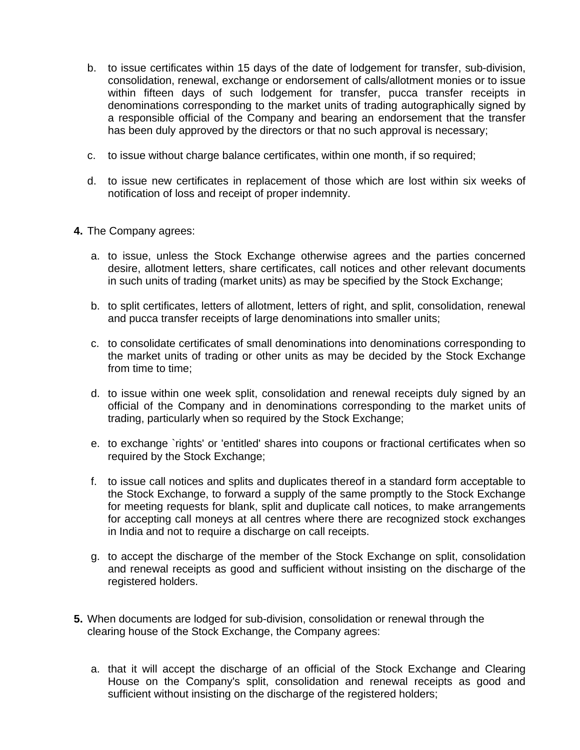b. to issue certificates within 15 days of the date of lodgement for transfer, sub-division, consolidation, renewal, exchange or endorsement of calls/allotment monies or to issue within fifteen days of such lodgement for transfer, pucca transfer receipts in denominations corresponding to the market units of trading autographically signed by a responsible official of the Company and bearing an endorsement that the transfer has been duly approved by the directors or that no such approval is necessary;

c. to issue without charge balance certificates, within one month, if so required;

d. to issue new certificates in replacement of those which are lost within six weeks of notification of loss and receipt of proper indemnity.

**4.** The Company agrees:

a. to issue, unless the Stock Exchange otherwise agrees and the parties concerned desire, allotment letters, share certificates, call notices and other relevant documents in such units of trading (market units) as may be specified by the Stock Exchange;

b. to split certificates, letters of allotment, letters of right, and split, consolidation, renewal and pucca transfer receipts of large denominations into smaller units;

c. to consolidate certificates of small denominations into denominations corresponding to the market units of trading or other units as may be decided by the Stock Exchange from time to time;

d. to issue within one week split, consolidation and renewal receipts duly signed by an official of the Company and in denominations corresponding to the market units of trading, particularly when so required by the Stock Exchange;

e. to exchange `rights' or 'entitled' shares into coupons or fractional certificates when so required by the Stock Exchange;

f. to issue call notices and splits and duplicates thereof in a standard form acceptable to the Stock Exchange, to forward a supply of the same promptly to the Stock Exchange for meeting requests for blank, split and duplicate call notices, to make arrangements for accepting call moneys at all centres where there are recognized stock exchanges in India and not to require a discharge on call receipts.

g. to accept the discharge of the member of the Stock Exchange on split, consolidation and renewal receipts as good and sufficient without insisting on the discharge of the registered holders.

**5.** When documents are lodged for sub-division, consolidation or renewal through the clearing house of the Stock Exchange, the Company agrees:

a. that it will accept the discharge of an official of the Stock Exchange and Clearing House on the Company's split, consolidation and renewal receipts as good and sufficient without insisting on the discharge of the registered holders;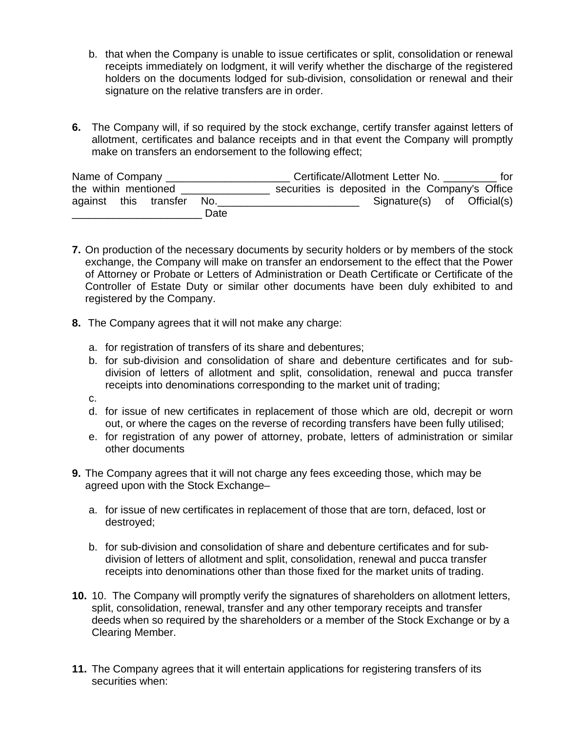b. that when the Company is unable to issue certificates or split, consolidation or renewal receipts immediately on lodgment, it will verify whether the discharge of the registered holders on the documents lodged for sub-division, consolidation or renewal and their signature on the relative transfers are in order.

**6.** The Company will, if so required by the stock exchange, certify transfer against letters of allotment, certificates and balance receipts and in that event the Company will promptly make on transfers an endorsement to the following effect;

Name of Company _____________________ Certificate/Allotment Letter No. _________ for the within mentioned _______________ securities is deposited in the Company's Office against this transfer No.________________________ Signature(s) of Official(s) ______________________ Date

**7.** On production of the necessary documents by security holders or by members of the stock exchange, the Company will make on transfer an endorsement to the effect that the Power of Attorney or Probate or Letters of Administration or Death Certificate or Certificate of the Controller of Estate Duty or similar other documents have been duly exhibited to and registered by the Company.

**8.** The Company agrees that it will not make any charge:

a. for registration of transfers of its share and debentures;
b. for sub-division and consolidation of share and debenture certificates and for sub-division of letters of allotment and split, consolidation, renewal and pucca transfer receipts into denominations corresponding to the market unit of trading;
c.
d. for issue of new certificates in replacement of those which are old, decrepit or worn out, or where the cages on the reverse of recording transfers have been fully utilised;
e. for registration of any power of attorney, probate, letters of administration or similar other documents

**9.** The Company agrees that it will not charge any fees exceeding those, which may be agreed upon with the Stock Exchange–

a. for issue of new certificates in replacement of those that are torn, defaced, lost or destroyed;

b. for sub-division and consolidation of share and debenture certificates and for sub-division of letters of allotment and split, consolidation, renewal and pucca transfer receipts into denominations other than those fixed for the market units of trading.

**10.** 10. The Company will promptly verify the signatures of shareholders on allotment letters, split, consolidation, renewal, transfer and any other temporary receipts and transfer deeds when so required by the shareholders or a member of the Stock Exchange or by a Clearing Member.

**11.** The Company agrees that it will entertain applications for registering transfers of its securities when: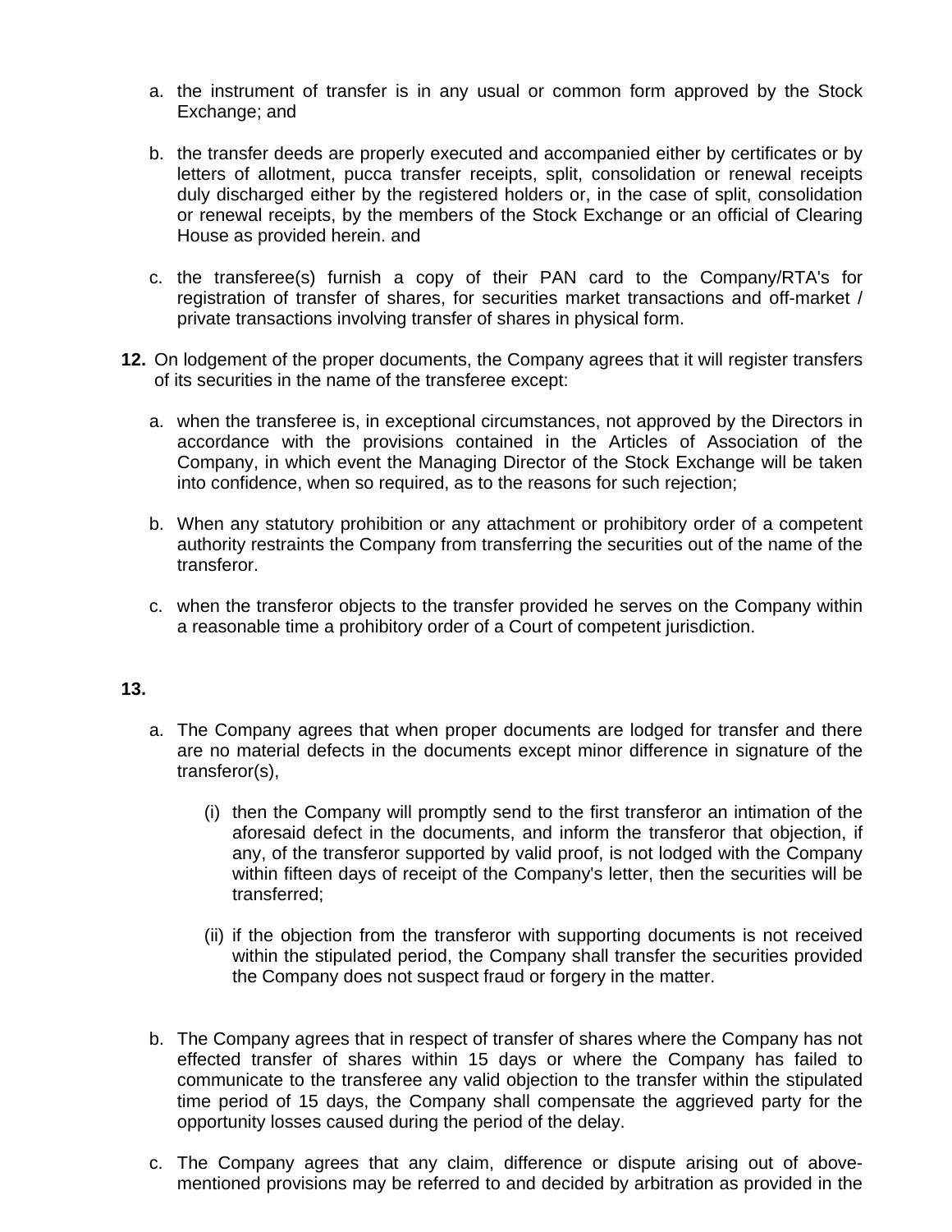a. the instrument of transfer is in any usual or common form approved by the Stock Exchange; and

b. the transfer deeds are properly executed and accompanied either by certificates or by letters of allotment, pucca transfer receipts, split, consolidation or renewal receipts duly discharged either by the registered holders or, in the case of split, consolidation or renewal receipts, by the members of the Stock Exchange or an official of Clearing House as provided herein. and

c. the transferee(s) furnish a copy of their PAN card to the Company/RTA's for registration of transfer of shares, for securities market transactions and off-market / private transactions involving transfer of shares in physical form.

**12.** On lodgement of the proper documents, the Company agrees that it will register transfers of its securities in the name of the transferee except:

a. when the transferee is, in exceptional circumstances, not approved by the Directors in accordance with the provisions contained in the Articles of Association of the Company, in which event the Managing Director of the Stock Exchange will be taken into confidence, when so required, as to the reasons for such rejection;

b. When any statutory prohibition or any attachment or prohibitory order of a competent authority restraints the Company from transferring the securities out of the name of the transferor.

c. when the transferor objects to the transfer provided he serves on the Company within a reasonable time a prohibitory order of a Court of competent jurisdiction.

**13.**

a. The Company agrees that when proper documents are lodged for transfer and there are no material defects in the documents except minor difference in signature of the transferor(s),

   (i) then the Company will promptly send to the first transferor an intimation of the aforesaid defect in the documents, and inform the transferor that objection, if any, of the transferor supported by valid proof, is not lodged with the Company within fifteen days of receipt of the Company's letter, then the securities will be transferred;

   (ii) if the objection from the transferor with supporting documents is not received within the stipulated period, the Company shall transfer the securities provided the Company does not suspect fraud or forgery in the matter.

b. The Company agrees that in respect of transfer of shares where the Company has not effected transfer of shares within 15 days or where the Company has failed to communicate to the transferee any valid objection to the transfer within the stipulated time period of 15 days, the Company shall compensate the aggrieved party for the opportunity losses caused during the period of the delay.

c. The Company agrees that any claim, difference or dispute arising out of above-mentioned provisions may be referred to and decided by arbitration as provided in the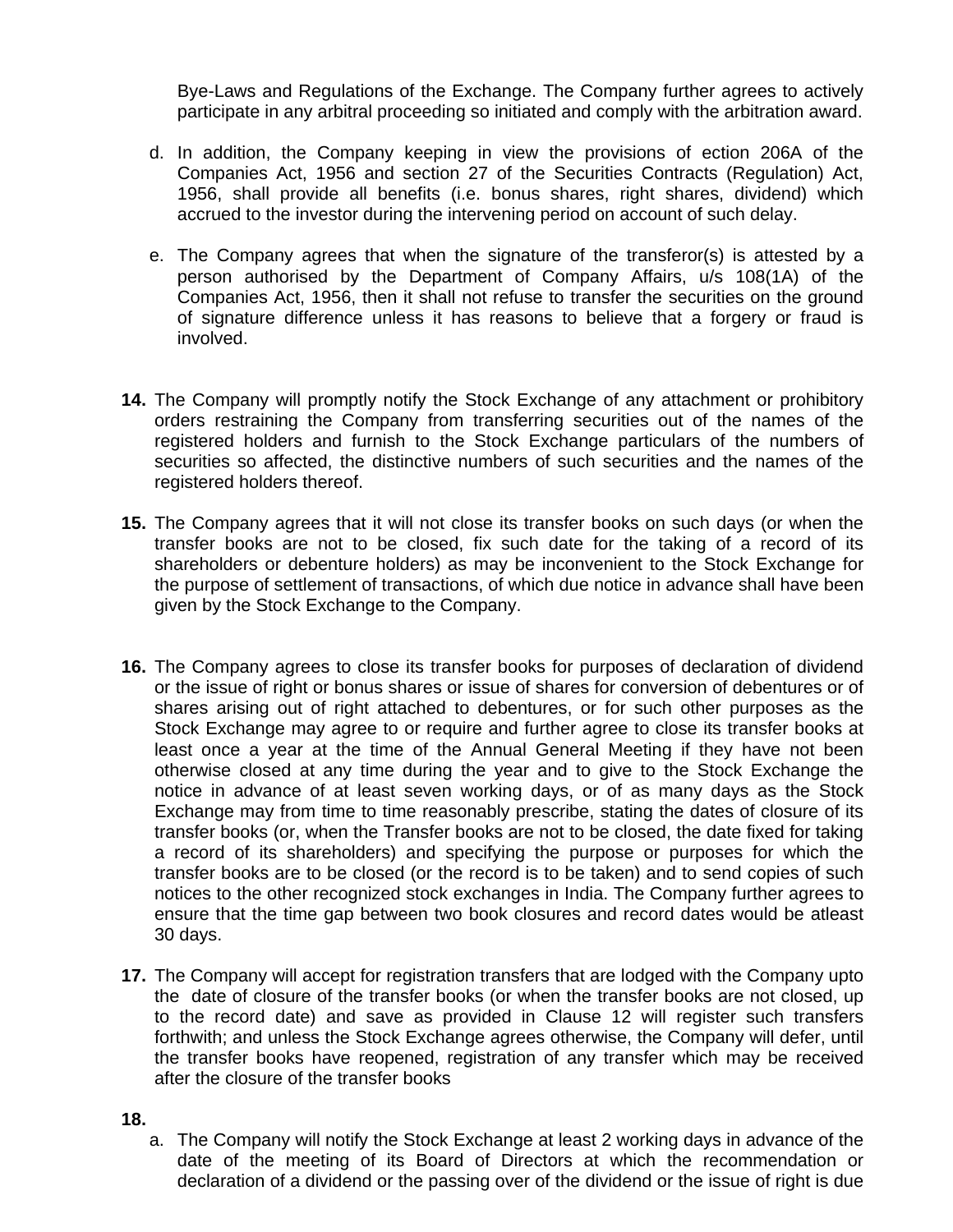Bye-Laws and Regulations of the Exchange. The Company further agrees to actively participate in any arbitral proceeding so initiated and comply with the arbitration award.

d. In addition, the Company keeping in view the provisions of ection 206A of the Companies Act, 1956 and section 27 of the Securities Contracts (Regulation) Act, 1956, shall provide all benefits (i.e. bonus shares, right shares, dividend) which accrued to the investor during the intervening period on account of such delay.

e. The Company agrees that when the signature of the transferor(s) is attested by a person authorised by the Department of Company Affairs, u/s 108(1A) of the Companies Act, 1956, then it shall not refuse to transfer the securities on the ground of signature difference unless it has reasons to believe that a forgery or fraud is involved.

**14.** The Company will promptly notify the Stock Exchange of any attachment or prohibitory orders restraining the Company from transferring securities out of the names of the registered holders and furnish to the Stock Exchange particulars of the numbers of securities so affected, the distinctive numbers of such securities and the names of the registered holders thereof.

**15.** The Company agrees that it will not close its transfer books on such days (or when the transfer books are not to be closed, fix such date for the taking of a record of its shareholders or debenture holders) as may be inconvenient to the Stock Exchange for the purpose of settlement of transactions, of which due notice in advance shall have been given by the Stock Exchange to the Company.

**16.** The Company agrees to close its transfer books for purposes of declaration of dividend or the issue of right or bonus shares or issue of shares for conversion of debentures or of shares arising out of right attached to debentures, or for such other purposes as the Stock Exchange may agree to or require and further agree to close its transfer books at least once a year at the time of the Annual General Meeting if they have not been otherwise closed at any time during the year and to give to the Stock Exchange the notice in advance of at least seven working days, or of as many days as the Stock Exchange may from time to time reasonably prescribe, stating the dates of closure of its transfer books (or, when the Transfer books are not to be closed, the date fixed for taking a record of its shareholders) and specifying the purpose or purposes for which the transfer books are to be closed (or the record is to be taken) and to send copies of such notices to the other recognized stock exchanges in India. The Company further agrees to ensure that the time gap between two book closures and record dates would be atleast 30 days.

**17.** The Company will accept for registration transfers that are lodged with the Company upto the date of closure of the transfer books (or when the transfer books are not closed, up to the record date) and save as provided in Clause 12 will register such transfers forthwith; and unless the Stock Exchange agrees otherwise, the Company will defer, until the transfer books have reopened, registration of any transfer which may be received after the closure of the transfer books

**18.**

a. The Company will notify the Stock Exchange at least 2 working days in advance of the date of the meeting of its Board of Directors at which the recommendation or declaration of a dividend or the passing over of the dividend or the issue of right is due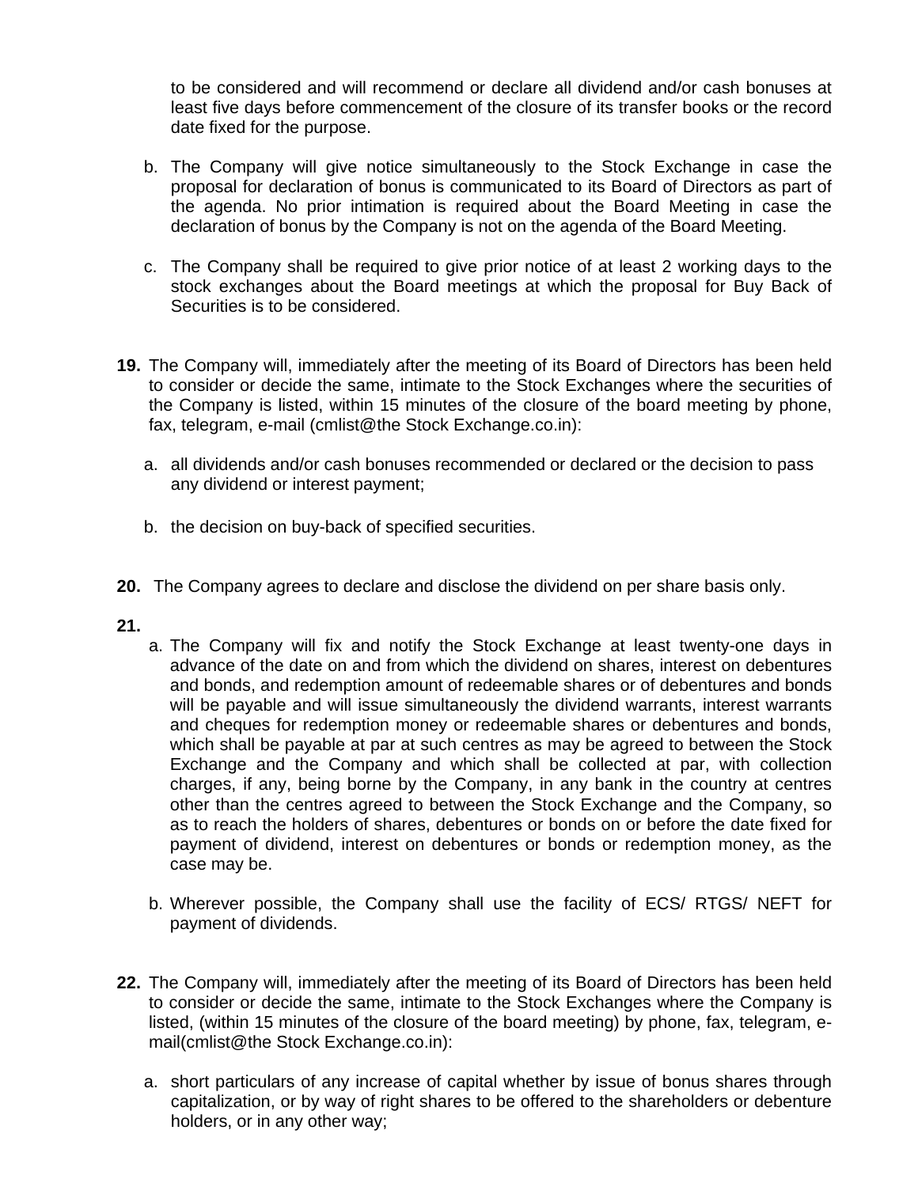to be considered and will recommend or declare all dividend and/or cash bonuses at least five days before commencement of the closure of its transfer books or the record date fixed for the purpose.

b. The Company will give notice simultaneously to the Stock Exchange in case the proposal for declaration of bonus is communicated to its Board of Directors as part of the agenda. No prior intimation is required about the Board Meeting in case the declaration of bonus by the Company is not on the agenda of the Board Meeting.

c. The Company shall be required to give prior notice of at least 2 working days to the stock exchanges about the Board meetings at which the proposal for Buy Back of Securities is to be considered.

**19.** The Company will, immediately after the meeting of its Board of Directors has been held to consider or decide the same, intimate to the Stock Exchanges where the securities of the Company is listed, within 15 minutes of the closure of the board meeting by phone, fax, telegram, e-mail (cmlist@the Stock Exchange.co.in):

a. all dividends and/or cash bonuses recommended or declared or the decision to pass any dividend or interest payment;

b. the decision on buy-back of specified securities.

**20.** The Company agrees to declare and disclose the dividend on per share basis only.

**21.**

a. The Company will fix and notify the Stock Exchange at least twenty-one days in advance of the date on and from which the dividend on shares, interest on debentures and bonds, and redemption amount of redeemable shares or of debentures and bonds will be payable and will issue simultaneously the dividend warrants, interest warrants and cheques for redemption money or redeemable shares or debentures and bonds, which shall be payable at par at such centres as may be agreed to between the Stock Exchange and the Company and which shall be collected at par, with collection charges, if any, being borne by the Company, in any bank in the country at centres other than the centres agreed to between the Stock Exchange and the Company, so as to reach the holders of shares, debentures or bonds on or before the date fixed for payment of dividend, interest on debentures or bonds or redemption money, as the case may be.

b. Wherever possible, the Company shall use the facility of ECS/ RTGS/ NEFT for payment of dividends.

**22.** The Company will, immediately after the meeting of its Board of Directors has been held to consider or decide the same, intimate to the Stock Exchanges where the Company is listed, (within 15 minutes of the closure of the board meeting) by phone, fax, telegram, e-mail(cmlist@the Stock Exchange.co.in):

a. short particulars of any increase of capital whether by issue of bonus shares through capitalization, or by way of right shares to be offered to the shareholders or debenture holders, or in any other way;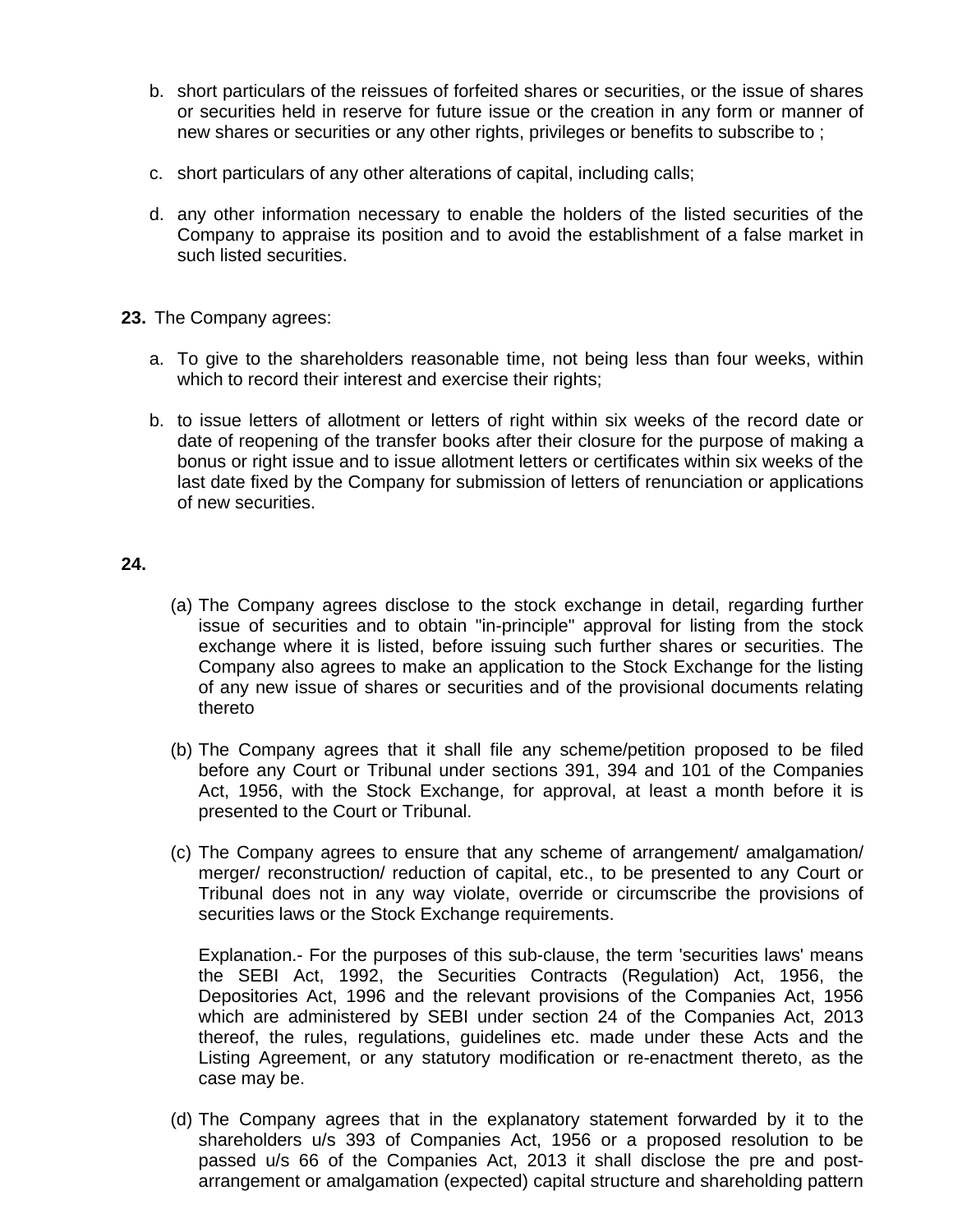b. short particulars of the reissues of forfeited shares or securities, or the issue of shares or securities held in reserve for future issue or the creation in any form or manner of new shares or securities or any other rights, privileges or benefits to subscribe to ;

c. short particulars of any other alterations of capital, including calls;

d. any other information necessary to enable the holders of the listed securities of the Company to appraise its position and to avoid the establishment of a false market in such listed securities.

**23.** The Company agrees:

a. To give to the shareholders reasonable time, not being less than four weeks, within which to record their interest and exercise their rights;

b. to issue letters of allotment or letters of right within six weeks of the record date or date of reopening of the transfer books after their closure for the purpose of making a bonus or right issue and to issue allotment letters or certificates within six weeks of the last date fixed by the Company for submission of letters of renunciation or applications of new securities.

**24.**

(a) The Company agrees disclose to the stock exchange in detail, regarding further issue of securities and to obtain "in-principle" approval for listing from the stock exchange where it is listed, before issuing such further shares or securities. The Company also agrees to make an application to the Stock Exchange for the listing of any new issue of shares or securities and of the provisional documents relating thereto

(b) The Company agrees that it shall file any scheme/petition proposed to be filed before any Court or Tribunal under sections 391, 394 and 101 of the Companies Act, 1956, with the Stock Exchange, for approval, at least a month before it is presented to the Court or Tribunal.

(c) The Company agrees to ensure that any scheme of arrangement/ amalgamation/ merger/ reconstruction/ reduction of capital, etc., to be presented to any Court or Tribunal does not in any way violate, override or circumscribe the provisions of securities laws or the Stock Exchange requirements.

Explanation.- For the purposes of this sub-clause, the term 'securities laws' means the SEBI Act, 1992, the Securities Contracts (Regulation) Act, 1956, the Depositories Act, 1996 and the relevant provisions of the Companies Act, 1956 which are administered by SEBI under section 24 of the Companies Act, 2013 thereof, the rules, regulations, guidelines etc. made under these Acts and the Listing Agreement, or any statutory modification or re-enactment thereto, as the case may be.

(d) The Company agrees that in the explanatory statement forwarded by it to the shareholders u/s 393 of Companies Act, 1956 or a proposed resolution to be passed u/s 66 of the Companies Act, 2013 it shall disclose the pre and post-arrangement or amalgamation (expected) capital structure and shareholding pattern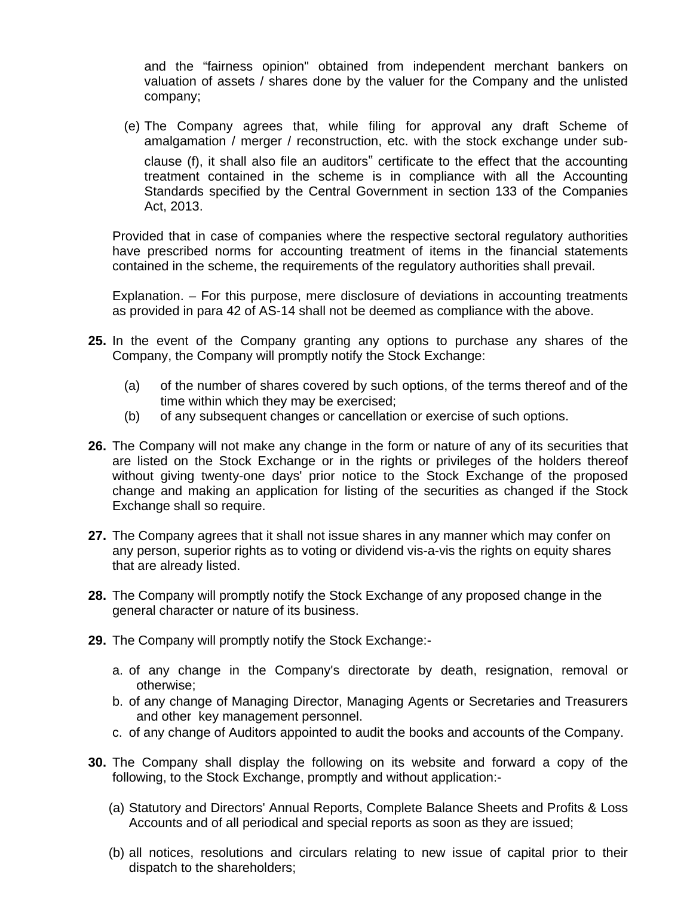and the “fairness opinion" obtained from independent merchant bankers on valuation of assets / shares done by the valuer for the Company and the unlisted company;

(e) The Company agrees that, while filing for approval any draft Scheme of amalgamation / merger / reconstruction, etc. with the stock exchange under sub-clause (f), it shall also file an auditors" certificate to the effect that the accounting treatment contained in the scheme is in compliance with all the Accounting Standards specified by the Central Government in section 133 of the Companies Act, 2013.

Provided that in case of companies where the respective sectoral regulatory authorities have prescribed norms for accounting treatment of items in the financial statements contained in the scheme, the requirements of the regulatory authorities shall prevail.

Explanation. – For this purpose, mere disclosure of deviations in accounting treatments as provided in para 42 of AS-14 shall not be deemed as compliance with the above.

**25.** In the event of the Company granting any options to purchase any shares of the Company, the Company will promptly notify the Stock Exchange:

(a) of the number of shares covered by such options, of the terms thereof and of the time within which they may be exercised;
(b) of any subsequent changes or cancellation or exercise of such options.

**26.** The Company will not make any change in the form or nature of any of its securities that are listed on the Stock Exchange or in the rights or privileges of the holders thereof without giving twenty-one days' prior notice to the Stock Exchange of the proposed change and making an application for listing of the securities as changed if the Stock Exchange shall so require.

**27.** The Company agrees that it shall not issue shares in any manner which may confer on any person, superior rights as to voting or dividend vis-a-vis the rights on equity shares that are already listed.

**28.** The Company will promptly notify the Stock Exchange of any proposed change in the general character or nature of its business.

**29.** The Company will promptly notify the Stock Exchange:-

a. of any change in the Company's directorate by death, resignation, removal or otherwise;
b. of any change of Managing Director, Managing Agents or Secretaries and Treasurers and other key management personnel.
c. of any change of Auditors appointed to audit the books and accounts of the Company.

**30.** The Company shall display the following on its website and forward a copy of the following, to the Stock Exchange, promptly and without application:-

(a) Statutory and Directors' Annual Reports, Complete Balance Sheets and Profits & Loss Accounts and of all periodical and special reports as soon as they are issued;

(b) all notices, resolutions and circulars relating to new issue of capital prior to their dispatch to the shareholders;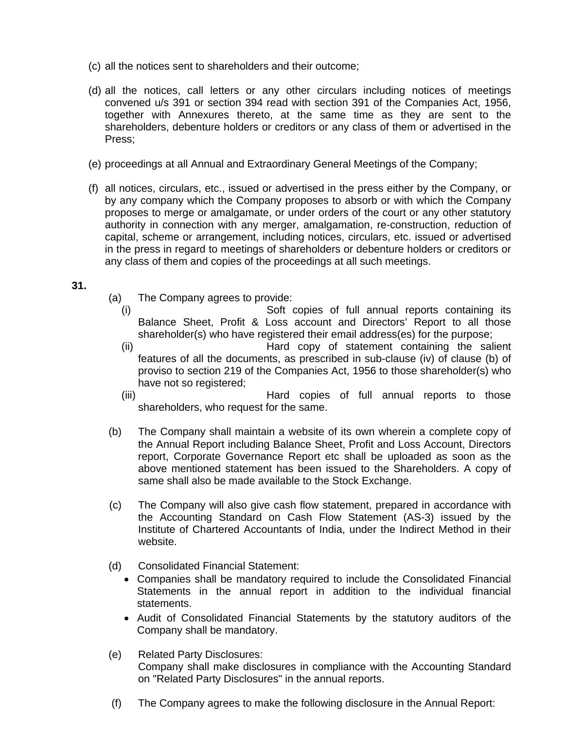(c) all the notices sent to shareholders and their outcome;

(d) all the notices, call letters or any other circulars including notices of meetings convened u/s 391 or section 394 read with section 391 of the Companies Act, 1956, together with Annexures thereto, at the same time as they are sent to the shareholders, debenture holders or creditors or any class of them or advertised in the Press;

(e) proceedings at all Annual and Extraordinary General Meetings of the Company;

(f) all notices, circulars, etc., issued or advertised in the press either by the Company, or by any company which the Company proposes to absorb or with which the Company proposes to merge or amalgamate, or under orders of the court or any other statutory authority in connection with any merger, amalgamation, re-construction, reduction of capital, scheme or arrangement, including notices, circulars, etc. issued or advertised in the press in regard to meetings of shareholders or debenture holders or creditors or any class of them and copies of the proceedings at all such meetings.

**31.**

(a) The Company agrees to provide:

(i) Soft copies of full annual reports containing its Balance Sheet, Profit & Loss account and Directors' Report to all those shareholder(s) who have registered their email address(es) for the purpose;

(ii) Hard copy of statement containing the salient features of all the documents, as prescribed in sub-clause (iv) of clause (b) of proviso to section 219 of the Companies Act, 1956 to those shareholder(s) who have not so registered;

(iii) Hard copies of full annual reports to those shareholders, who request for the same.

(b) The Company shall maintain a website of its own wherein a complete copy of the Annual Report including Balance Sheet, Profit and Loss Account, Directors report, Corporate Governance Report etc shall be uploaded as soon as the above mentioned statement has been issued to the Shareholders. A copy of same shall also be made available to the Stock Exchange.

(c) The Company will also give cash flow statement, prepared in accordance with the Accounting Standard on Cash Flow Statement (AS-3) issued by the Institute of Chartered Accountants of India, under the Indirect Method in their website.

(d) Consolidated Financial Statement:

- Companies shall be mandatory required to include the Consolidated Financial Statements in the annual report in addition to the individual financial statements.
- Audit of Consolidated Financial Statements by the statutory auditors of the Company shall be mandatory.

(e) Related Party Disclosures:
Company shall make disclosures in compliance with the Accounting Standard on "Related Party Disclosures" in the annual reports.

(f) The Company agrees to make the following disclosure in the Annual Report: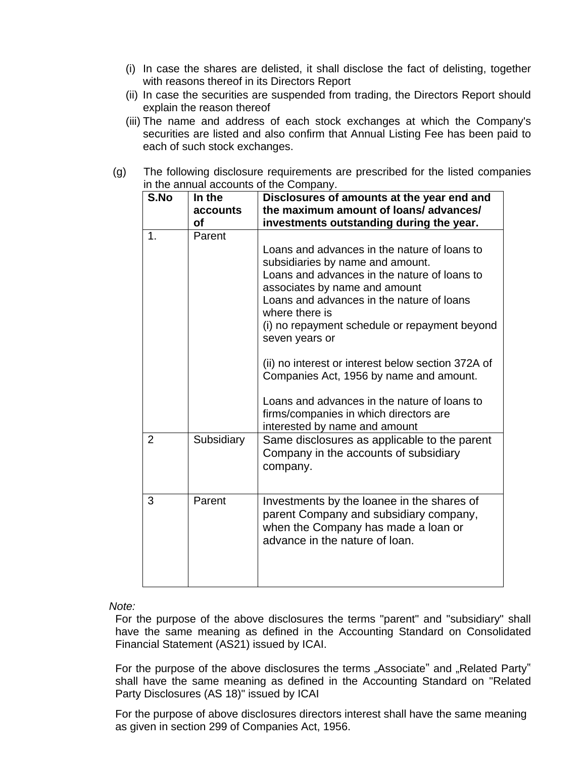(i) In case the shares are delisted, it shall disclose the fact of delisting, together with reasons thereof in its Directors Report

(ii) In case the securities are suspended from trading, the Directors Report should explain the reason thereof

(iii) The name and address of each stock exchanges at which the Company's securities are listed and also confirm that Annual Listing Fee has been paid to each of such stock exchanges.

(g) The following disclosure requirements are prescribed for the listed companies in the annual accounts of the Company.

| S.No | In the accounts of | Disclosures of amounts at the year end and the maximum amount of loans/ advances/ investments outstanding during the year. |
|---|---|---|
| 1. | Parent | Loans and advances in the nature of loans to subsidiaries by name and amount.<br>Loans and advances in the nature of loans to associates by name and amount<br>Loans and advances in the nature of loans where there is<br>(i) no repayment schedule or repayment beyond seven years or<br><br>(ii) no interest or interest below section 372A of Companies Act, 1956 by name and amount.<br><br>Loans and advances in the nature of loans to firms/companies in which directors are interested by name and amount |
| 2 | Subsidiary | Same disclosures as applicable to the parent Company in the accounts of subsidiary company. |
| 3 | Parent | Investments by the loanee in the shares of parent Company and subsidiary company, when the Company has made a loan or advance in the nature of loan. |

*Note:*

For the purpose of the above disclosures the terms "parent" and "subsidiary" shall have the same meaning as defined in the Accounting Standard on Consolidated Financial Statement (AS21) issued by ICAI.

For the purpose of the above disclosures the terms „Associate" and „Related Party" shall have the same meaning as defined in the Accounting Standard on "Related Party Disclosures (AS 18)" issued by ICAI

For the purpose of above disclosures directors interest shall have the same meaning as given in section 299 of Companies Act, 1956.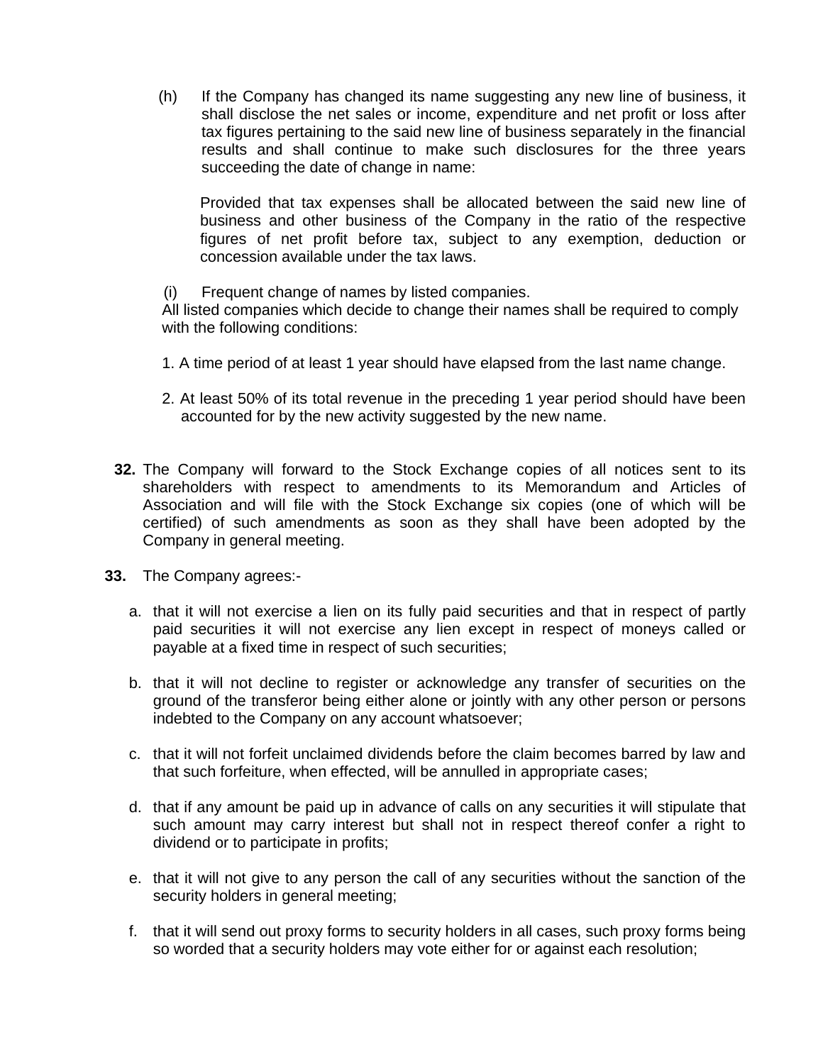(h) If the Company has changed its name suggesting any new line of business, it shall disclose the net sales or income, expenditure and net profit or loss after tax figures pertaining to the said new line of business separately in the financial results and shall continue to make such disclosures for the three years succeeding the date of change in name:

Provided that tax expenses shall be allocated between the said new line of business and other business of the Company in the ratio of the respective figures of net profit before tax, subject to any exemption, deduction or concession available under the tax laws.

(i) Frequent change of names by listed companies.
All listed companies which decide to change their names shall be required to comply with the following conditions:

1. A time period of at least 1 year should have elapsed from the last name change.

2. At least 50% of its total revenue in the preceding 1 year period should have been accounted for by the new activity suggested by the new name.

**32.** The Company will forward to the Stock Exchange copies of all notices sent to its shareholders with respect to amendments to its Memorandum and Articles of Association and will file with the Stock Exchange six copies (one of which will be certified) of such amendments as soon as they shall have been adopted by the Company in general meeting.

**33.** The Company agrees:-

a. that it will not exercise a lien on its fully paid securities and that in respect of partly paid securities it will not exercise any lien except in respect of moneys called or payable at a fixed time in respect of such securities;

b. that it will not decline to register or acknowledge any transfer of securities on the ground of the transferor being either alone or jointly with any other person or persons indebted to the Company on any account whatsoever;

c. that it will not forfeit unclaimed dividends before the claim becomes barred by law and that such forfeiture, when effected, will be annulled in appropriate cases;

d. that if any amount be paid up in advance of calls on any securities it will stipulate that such amount may carry interest but shall not in respect thereof confer a right to dividend or to participate in profits;

e. that it will not give to any person the call of any securities without the sanction of the security holders in general meeting;

f. that it will send out proxy forms to security holders in all cases, such proxy forms being so worded that a security holders may vote either for or against each resolution;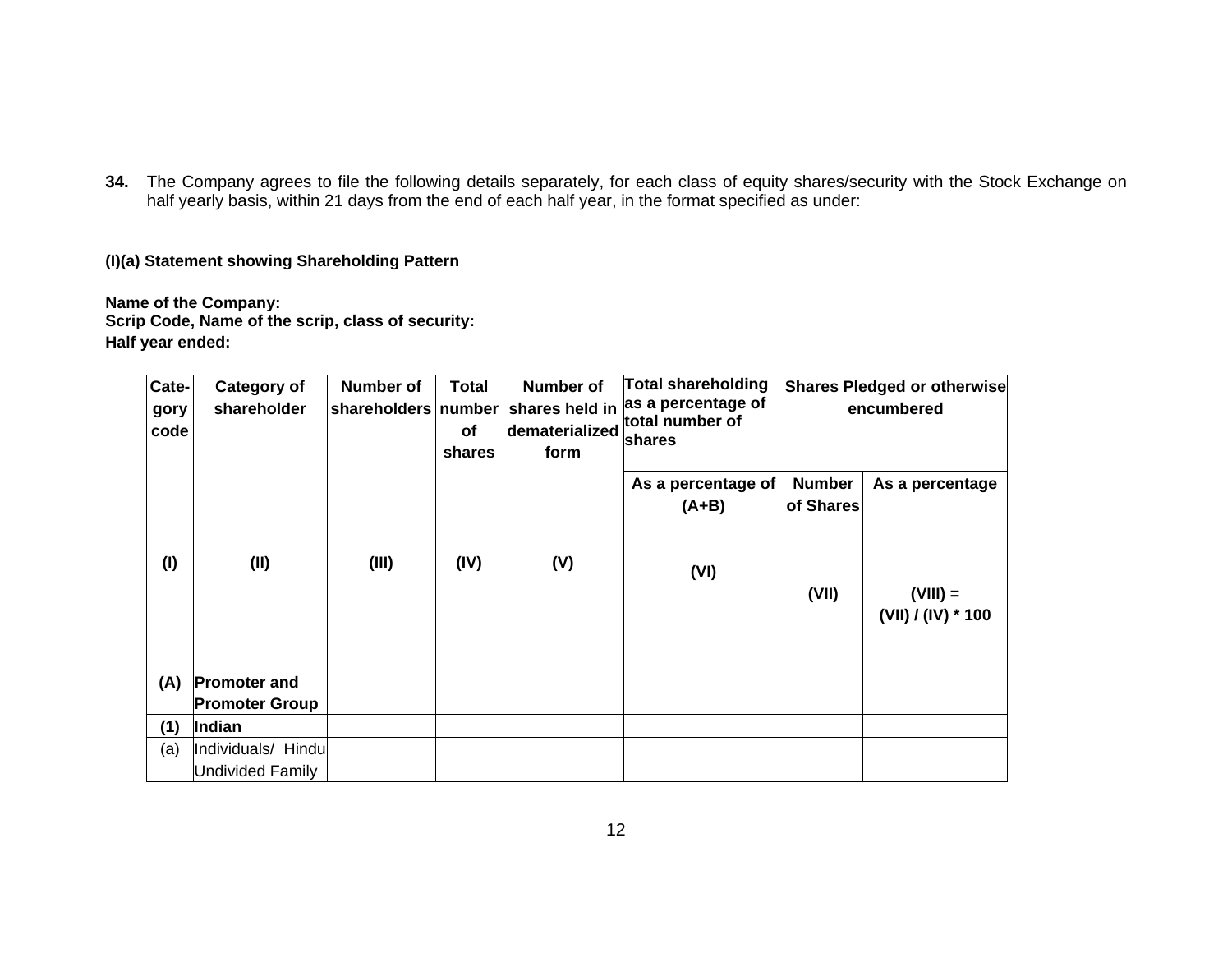**34.** The Company agrees to file the following details separately, for each class of equity shares/security with the Stock Exchange on half yearly basis, within 21 days from the end of each half year, in the format specified as under:

**(I)(a) Statement showing Shareholding Pattern**

**Name of the Company:**
**Scrip Code, Name of the scrip, class of security:**
**Half year ended:**

| Category code | Category of shareholder | Number of shareholders | Total number of shares | Number of shares held in dematerialized form | Total shareholding as a percentage of total number of shares | Shares Pledged or otherwise encumbered | |
|---|---|---|---|---|---|---|---|
| | | | | | As a percentage of (A+B) | Number of Shares | As a percentage |
| (I) | (II) | (III) | (IV) | (V) | (VI) | (VII) | (VIII) = (VII) / (IV) * 100 |
| **(A)** | **Promoter and Promoter Group** | | | | | | |
| **(1)** | **Indian** | | | | | | |
| (a) | Individuals/ Hindu Undivided Family | | | | | | |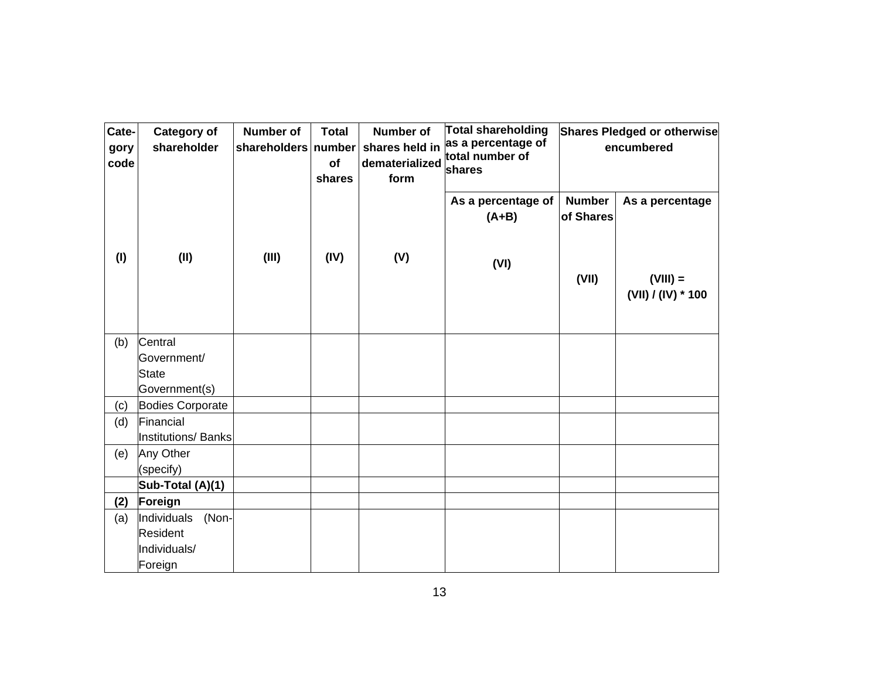| Cate-gory code | Category of shareholder | Number of shareholders | Total number of shares | Number of shares held in dematerialized form | Total shareholding as a percentage of total number of shares | Shares Pledged or otherwise encumbered | |
|---|---|---|---|---|---|---|---|
| | | | | | As a percentage of (A+B) | Number of Shares | As a percentage |
| (I) | (II) | (III) | (IV) | (V) | (VI) | (VII) | (VIII) = (VII) / (IV) * 100 |
| (b) | Central Government/ State Government(s) | | | | | | |
| (c) | Bodies Corporate | | | | | | |
| (d) | Financial Institutions/ Banks | | | | | | |
| (e) | Any Other (specify) | | | | | | |
| | **Sub-Total (A)(1)** | | | | | | |
| **(2)** | **Foreign** | | | | | | |
| (a) | Individuals (Non-Resident Individuals/ Foreign | | | | | | |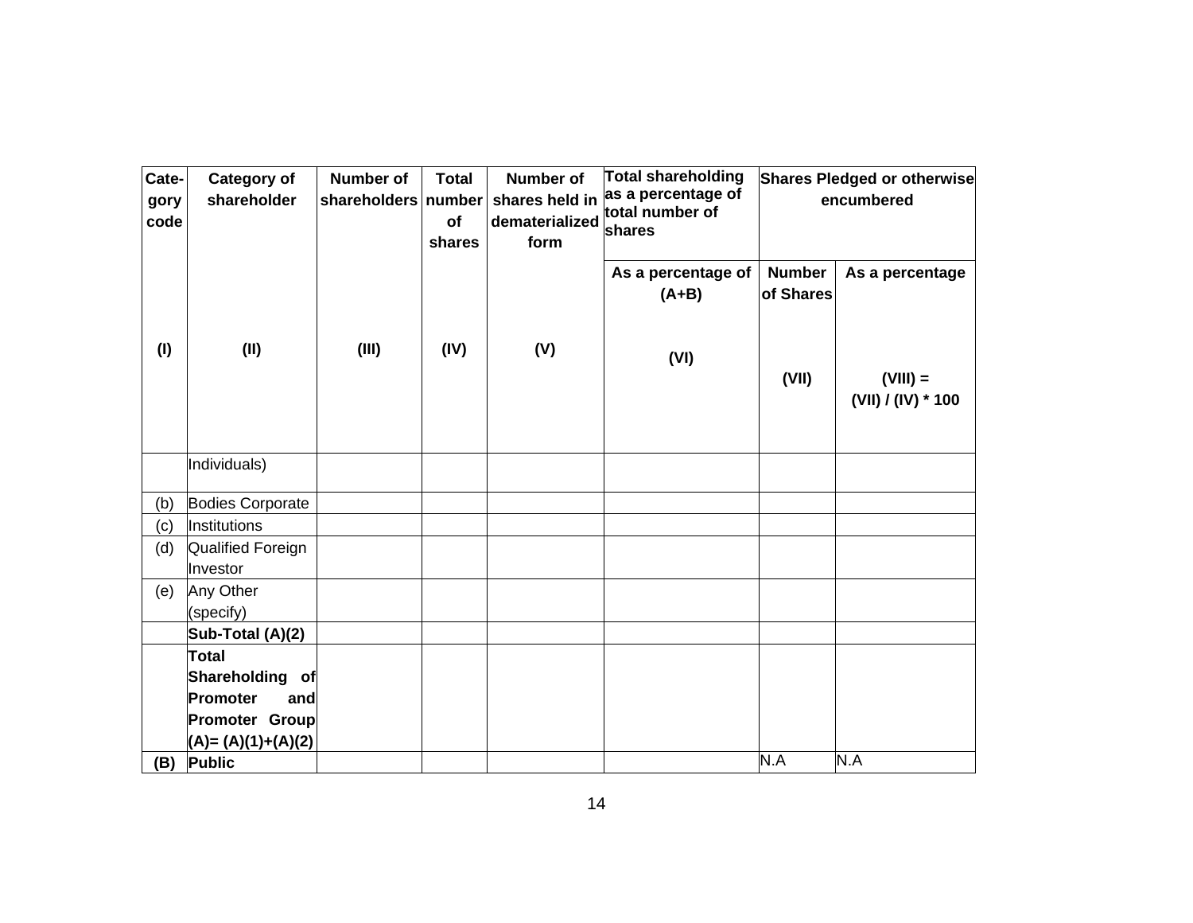| Cate-gory code | Category of shareholder | Number of shareholders | Total number of shares | Number of shares held in dematerialized form | Total shareholding as a percentage of total number of shares | Shares Pledged or otherwise encumbered | |
|---|---|---|---|---|---|---|---|
| | | | | | As a percentage of (A+B) | Number of Shares | As a percentage |
| (I) | (II) | (III) | (IV) | (V) | (VI) | (VII) | (VIII) = (VII) / (IV) * 100 |
| | Individuals) | | | | | | |
| (b) | Bodies Corporate | | | | | | |
| (c) | Institutions | | | | | | |
| (d) | Qualified Foreign Investor | | | | | | |
| (e) | Any Other (specify) | | | | | | |
| | **Sub-Total (A)(2)** | | | | | | |
| | **Total Shareholding of Promoter and Promoter Group (A)= (A)(1)+(A)(2)** | | | | | | |
| **(B)** | **Public** | | | | | N.A | N.A |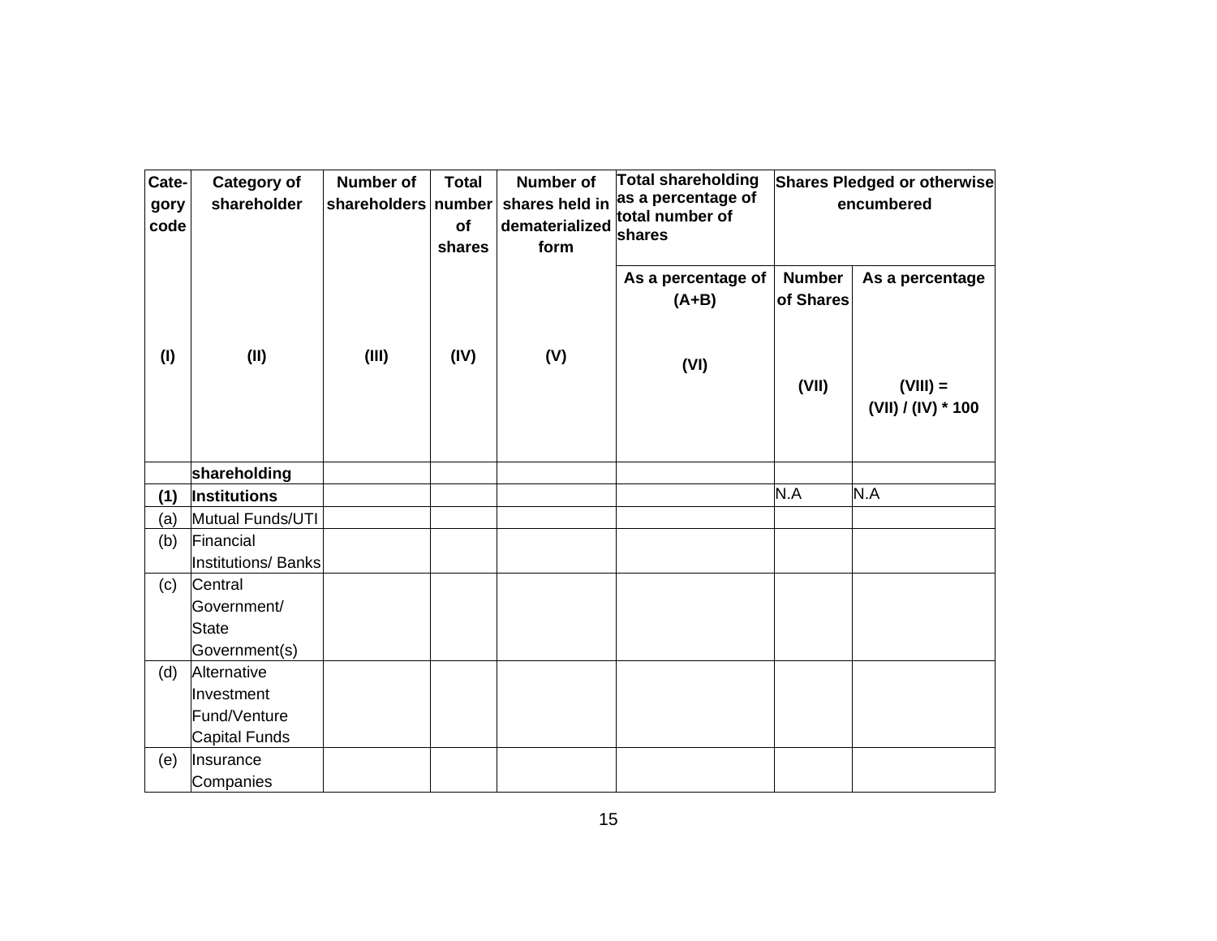| Cate-gory code | Category of shareholder | Number of shareholders | Total number of shares | Number of shares held in dematerialized form | Total shareholding as a percentage of total number of shares | Shares Pledged or otherwise encumbered | |
|---|---|---|---|---|---|---|---|
| | | | | | As a percentage of (A+B) | Number of Shares | As a percentage |
| (I) | (II) | (III) | (IV) | (V) | (VI) | (VII) | (VIII) = (VII) / (IV) * 100 |
| | **shareholding** | | | | | | |
| **(1)** | **Institutions** | | | | | N.A | N.A |
| (a) | Mutual Funds/UTI | | | | | | |
| (b) | Financial Institutions/ Banks | | | | | | |
| (c) | Central Government/ State Government(s) | | | | | | |
| (d) | Alternative Investment Fund/Venture Capital Funds | | | | | | |
| (e) | Insurance Companies | | | | | | |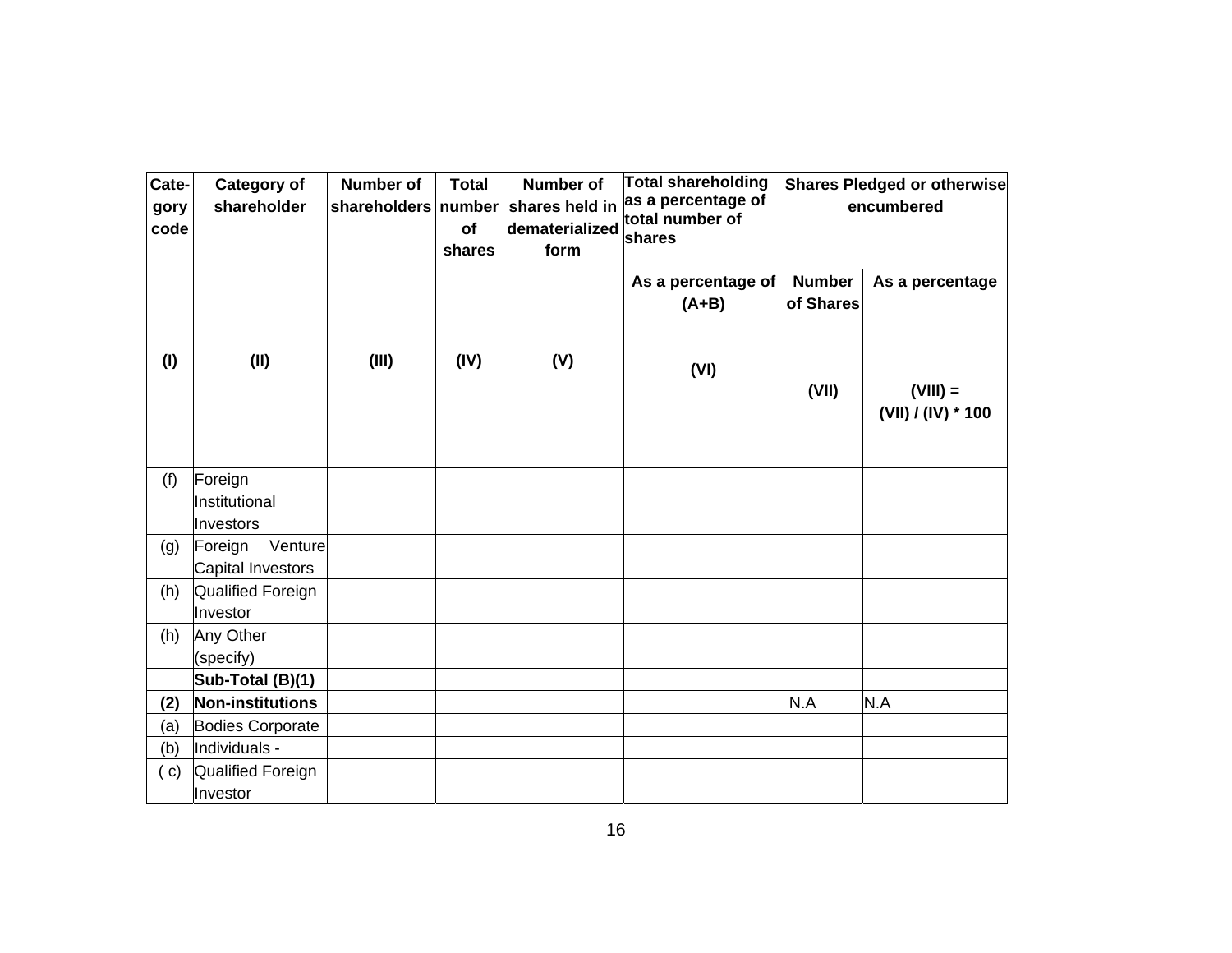| Cate-gory code | Category of shareholder | Number of shareholders | Total number of shares | Number of shares held in dematerialized form | Total shareholding as a percentage of total number of shares | Shares Pledged or otherwise encumbered | |
|---|---|---|---|---|---|---|---|
| | | | | | As a percentage of (A+B) | Number of Shares | As a percentage |
| (I) | (II) | (III) | (IV) | (V) | (VI) | (VII) | (VIII) = (VII) / (IV) * 100 |
| (f) | Foreign Institutional Investors | | | | | | |
| (g) | Foreign Venture Capital Investors | | | | | | |
| (h) | Qualified Foreign Investor | | | | | | |
| (h) | Any Other (specify) | | | | | | |
| | **Sub-Total (B)(1)** | | | | | | |
| **(2)** | **Non-institutions** | | | | | N.A | N.A |
| (a) | Bodies Corporate | | | | | | |
| (b) | Individuals - | | | | | | |
| ( c) | Qualified Foreign Investor | | | | | | |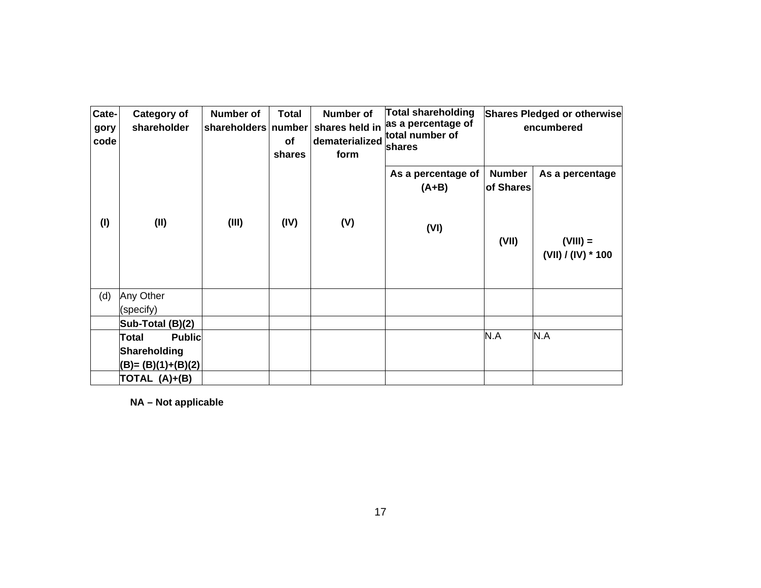| Category code | Category of shareholder | Number of shareholders | Total number of shares | Number of shares held in dematerialized form | Total shareholding as a percentage of total number of shares | Shares Pledged or otherwise encumbered | |
|---|---|---|---|---|---|---|---|
| | | | | | As a percentage of (A+B) | Number of Shares | As a percentage |
| (I) | (II) | (III) | (IV) | (V) | (VI) | (VII) | (VIII) = (VII) / (IV) * 100 |
| (d) | Any Other (specify) | | | | | | |
| | **Sub-Total (B)(2)** | | | | | | |
| | **Total Public Shareholding (B)= (B)(1)+(B)(2)** | | | | | N.A | N.A |
| | **TOTAL (A)+(B)** | | | | | | |

**NA – Not applicable**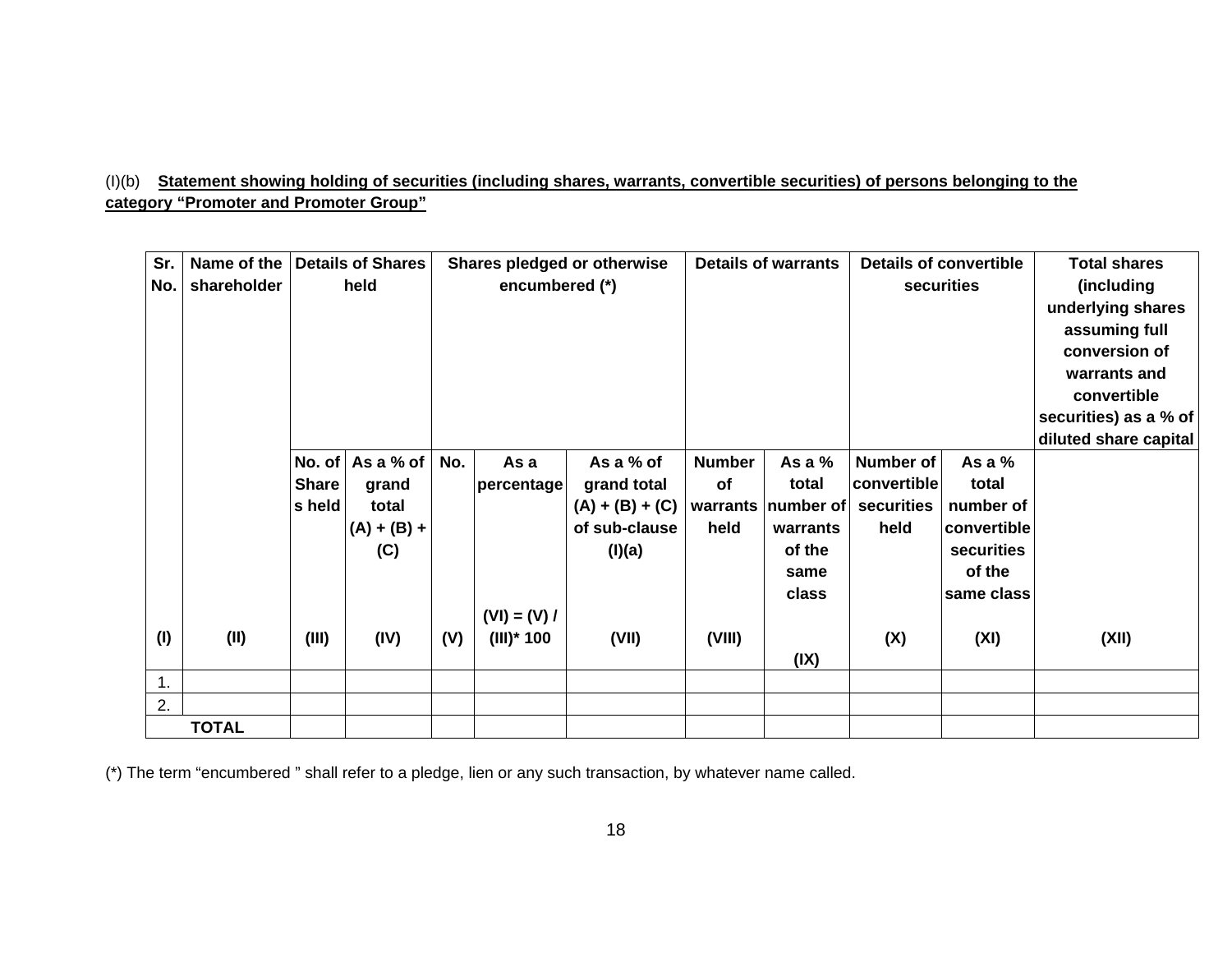(I)(b) **Statement showing holding of securities (including shares, warrants, convertible securities) of persons belonging to the category "Promoter and Promoter Group"**

| Sr. No. | Name of the shareholder | Details of Shares held | | Shares pledged or otherwise encumbered (*) | | | Details of warrants | | Details of convertible securities | | Total shares (including underlying shares assuming full conversion of warrants and convertible securities) as a % of diluted share capital |
|---|---|---|---|---|---|---|---|---|---|---|---|
| | | No. of Shares held | As a % of grand total (A) + (B) + (C) | No. | As a percentage | As a % of grand total (A) + (B) + (C) of sub-clause (I)(a) | Number of warrants held | As a % total number of warrants of the same class | Number of convertible securities held | As a % total number of convertible securities of the same class | |
| (I) | (II) | (III) | (IV) | (V) | (VI) = (V) / (III)* 100 | (VII) | (VIII) | (IX) | (X) | (XI) | (XII) |
| 1. | | | | | | | | | | | |
| 2. | | | | | | | | | | | |
| **TOTAL** | | | | | | | | | | | |

(*) The term "encumbered " shall refer to a pledge, lien or any such transaction, by whatever name called.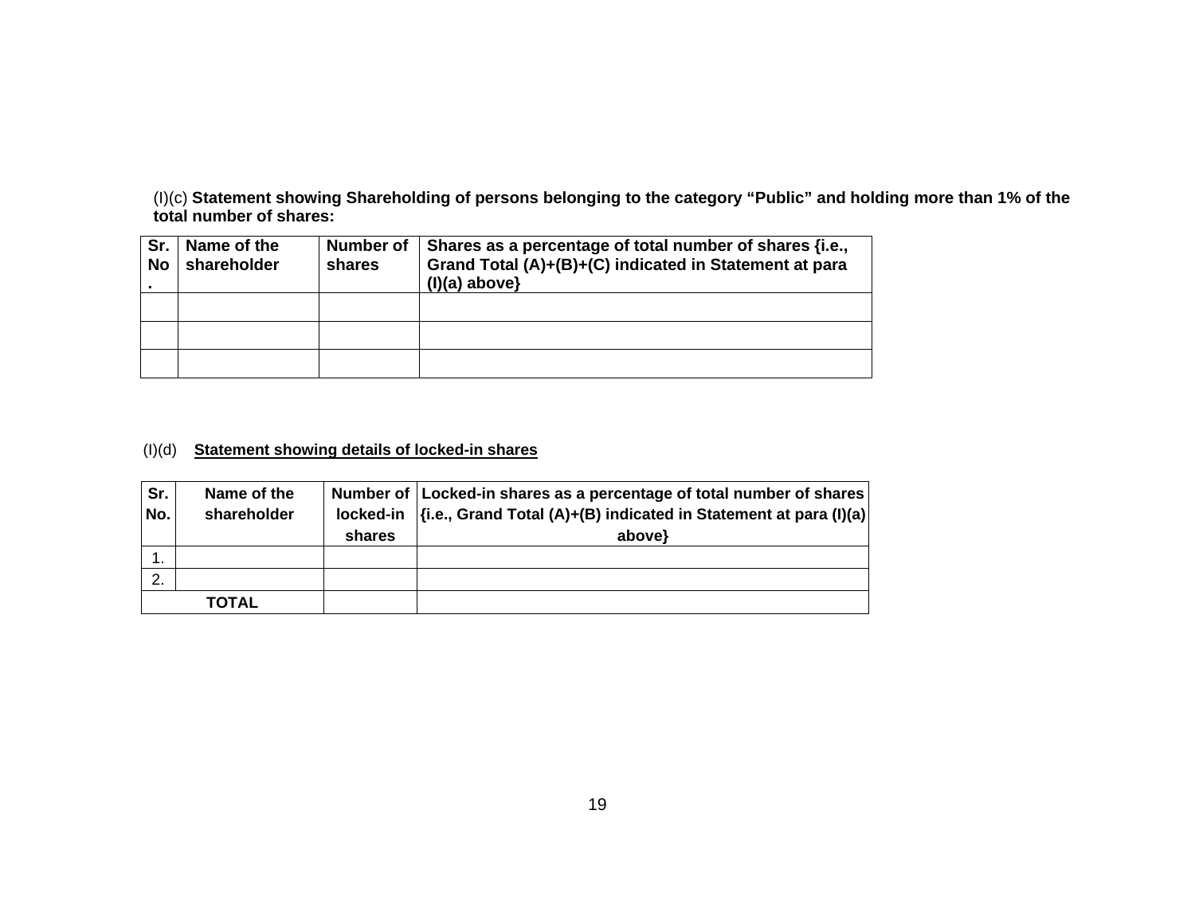(I)(c) **Statement showing Shareholding of persons belonging to the category "Public" and holding more than 1% of the total number of shares:**

| Sr. No. | Name of the shareholder | Number of shares | Shares as a percentage of total number of shares {i.e., Grand Total (A)+(B)+(C) indicated in Statement at para (I)(a) above} |
|---|---|---|---|
| | | | |
| | | | |
| | | | |

(I)(d) **<u>Statement showing details of locked-in shares</u>**

| Sr. No. | Name of the shareholder | Number of locked-in shares | Locked-in shares as a percentage of total number of shares {i.e., Grand Total (A)+(B) indicated in Statement at para (I)(a) above} |
|---|---|---|---|
| 1. | | | |
| 2. | | | |
| **TOTAL** | | | |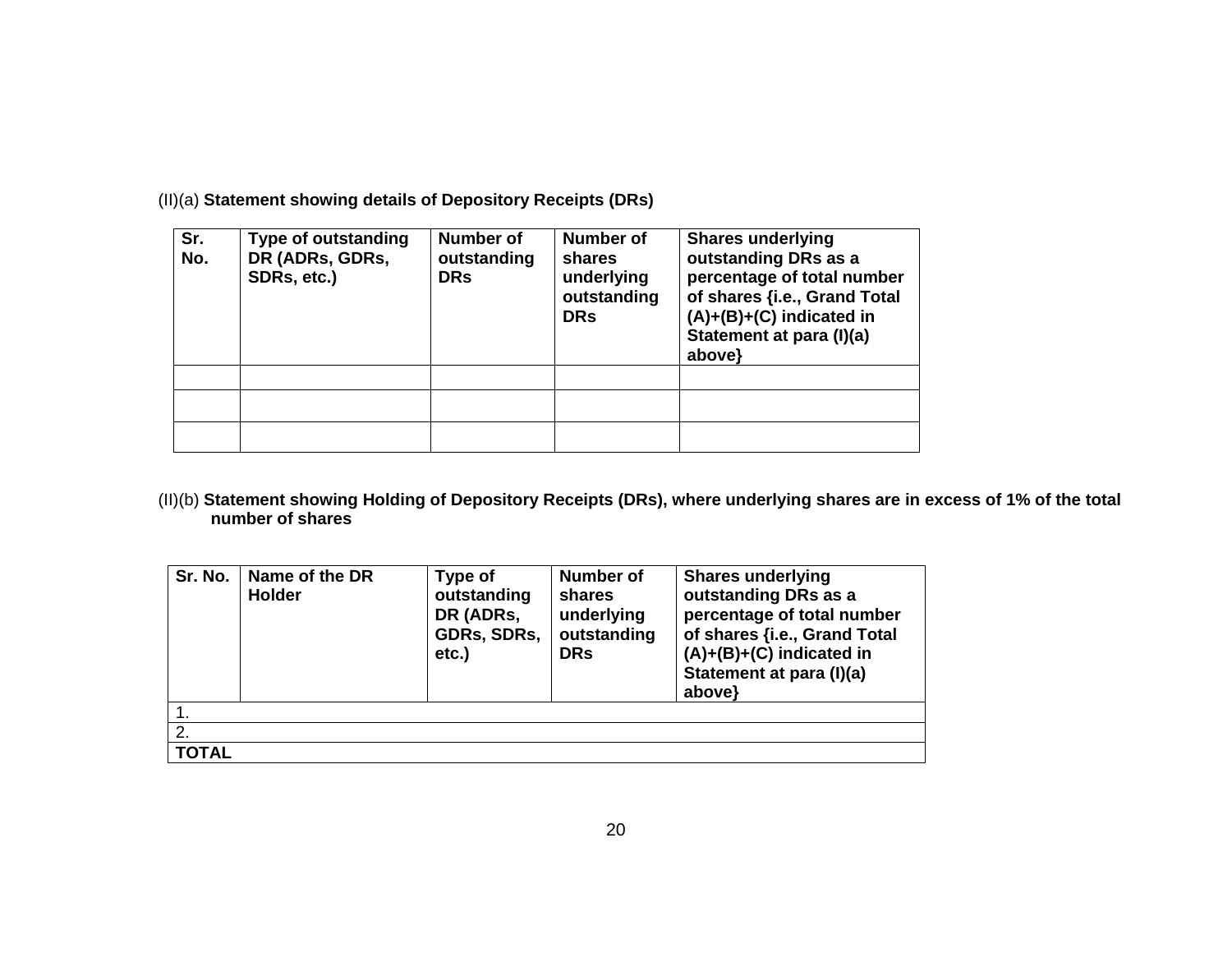(II)(a) **Statement showing details of Depository Receipts (DRs)**

| Sr. No. | Type of outstanding DR (ADRs, GDRs, SDRs, etc.) | Number of outstanding DRs | Number of shares underlying outstanding DRs | Shares underlying outstanding DRs as a percentage of total number of shares {i.e., Grand Total (A)+(B)+(C) indicated in Statement at para (I)(a) above} |
|---|---|---|---|---|
| | | | | |
| | | | | |
| | | | | |

(II)(b) **Statement showing Holding of Depository Receipts (DRs), where underlying shares are in excess of 1% of the total number of shares**

| Sr. No. | Name of the DR Holder | Type of outstanding DR (ADRs, GDRs, SDRs, etc.) | Number of shares underlying outstanding DRs | Shares underlying outstanding DRs as a percentage of total number of shares {i.e., Grand Total (A)+(B)+(C) indicated in Statement at para (I)(a) above} |
|---|---|---|---|---|
| 1. | | | | |
| 2. | | | | |
| **TOTAL** | | | | |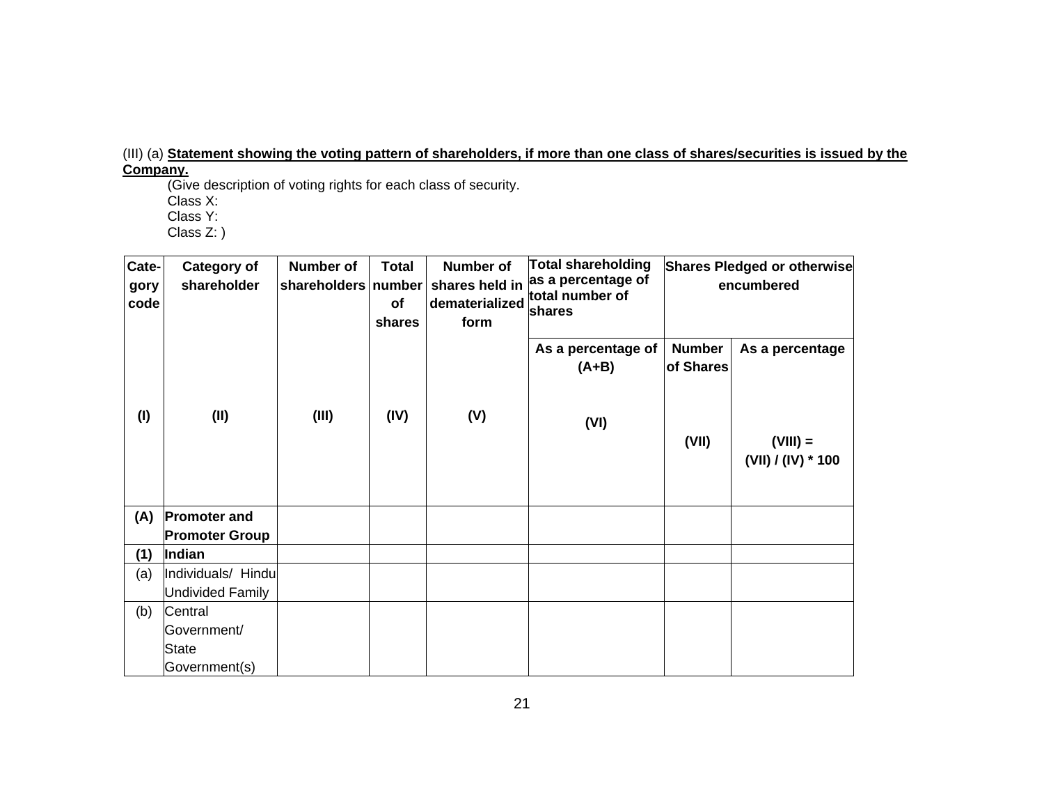(III) (a) **<u>Statement showing the voting pattern of shareholders, if more than one class of shares/securities is issued by the Company.</u>**

(Give description of voting rights for each class of security.
Class X:
Class Y:
Class Z: )

| Cate-gory code | Category of shareholder | Number of shareholders | Total number of shares | Number of shares held in dematerialized form | Total shareholding as a percentage of total number of shares | Shares Pledged or otherwise encumbered | |
|---|---|---|---|---|---|---|---|
| | | | | | As a percentage of (A+B) | Number of Shares | As a percentage |
| (I) | (II) | (III) | (IV) | (V) | (VI) | (VII) | (VIII) = (VII) / (IV) * 100 |
| **(A)** | **Promoter and Promoter Group** | | | | | | |
| **(1)** | **Indian** | | | | | | |
| (a) | Individuals/ Hindu Undivided Family | | | | | | |
| (b) | Central Government/ State Government(s) | | | | | | |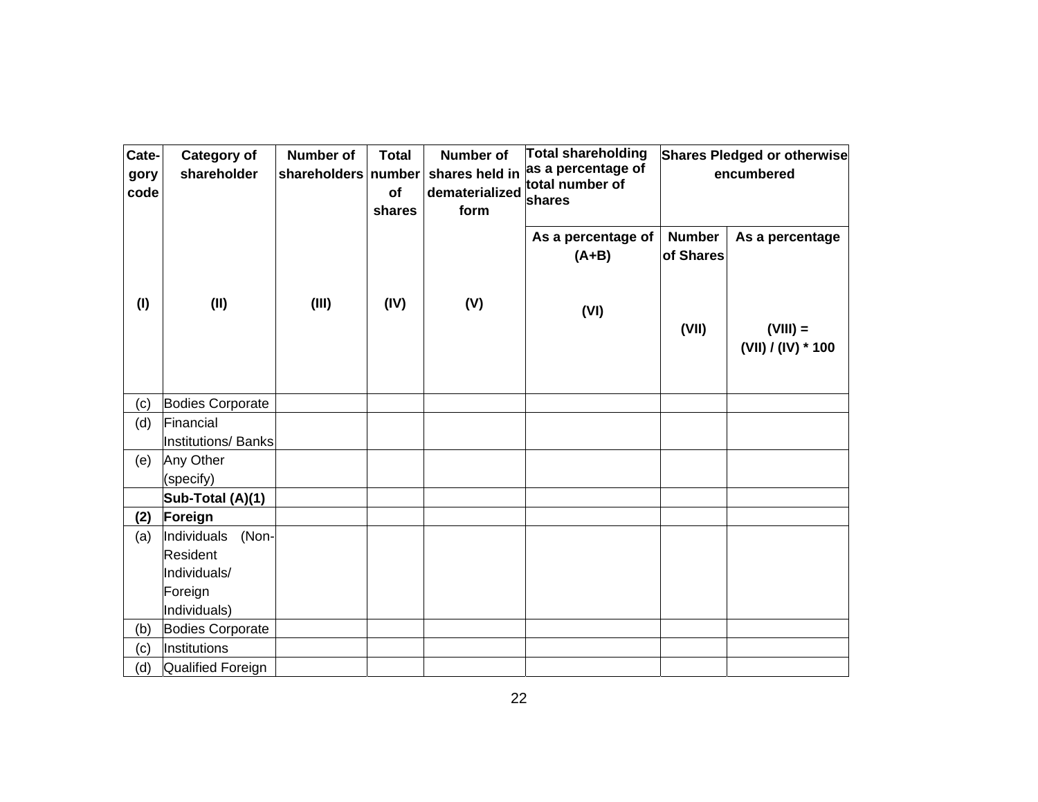| Category code | Category of shareholder | Number of shareholders | Total number of shares | Number of shares held in dematerialized form | Total shareholding as a percentage of total number of shares | Shares Pledged or otherwise encumbered | |
|---|---|---|---|---|---|---|---|
| | | | | | As a percentage of (A+B) | Number of Shares | As a percentage |
| (I) | (II) | (III) | (IV) | (V) | (VI) | (VII) | (VIII) = (VII) / (IV) * 100 |
| (c) | Bodies Corporate | | | | | | |
| (d) | Financial Institutions/ Banks | | | | | | |
| (e) | Any Other (specify) | | | | | | |
| | **Sub-Total (A)(1)** | | | | | | |
| **(2)** | **Foreign** | | | | | | |
| (a) | Individuals (Non-Resident Individuals/ Foreign Individuals) | | | | | | |
| (b) | Bodies Corporate | | | | | | |
| (c) | Institutions | | | | | | |
| (d) | Qualified Foreign | | | | | | |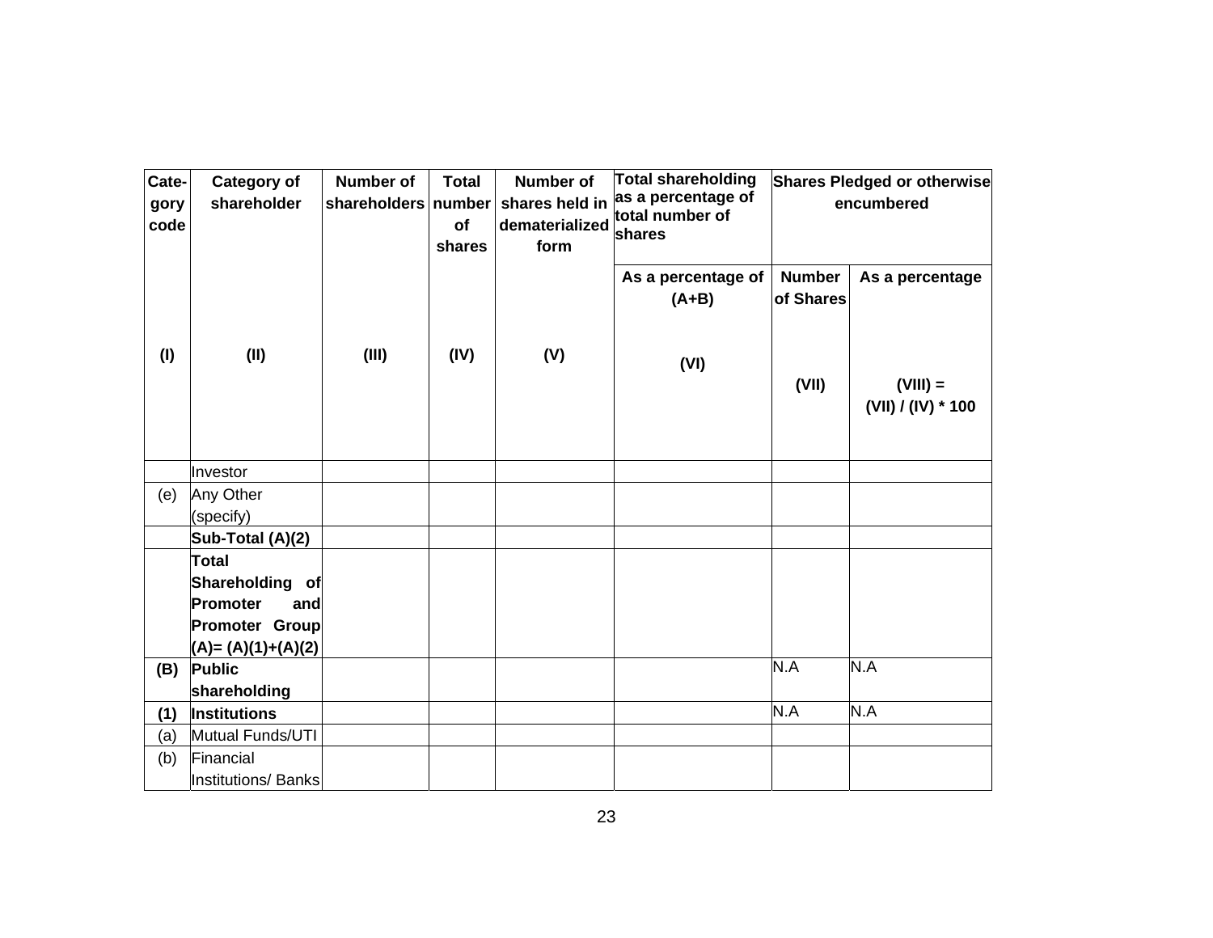| Category code | Category of shareholder | Number of shareholders | Total number of shares | Number of shares held in dematerialized form | Total shareholding as a percentage of total number of shares | Shares Pledged or otherwise encumbered | |
|---|---|---|---|---|---|---|---|
| | | | | | As a percentage of (A+B) | Number of Shares | As a percentage |
| (I) | (II) | (III) | (IV) | (V) | (VI) | (VII) | (VIII) = (VII) / (IV) * 100 |
| | Investor | | | | | | |
| (e) | Any Other (specify) | | | | | | |
| | **Sub-Total (A)(2)** | | | | | | |
| | **Total Shareholding of Promoter and Promoter Group (A)= (A)(1)+(A)(2)** | | | | | | |
| **(B)** | **Public shareholding** | | | | | N.A | N.A |
| **(1)** | **Institutions** | | | | | N.A | N.A |
| (a) | Mutual Funds/UTI | | | | | | |
| (b) | Financial Institutions/ Banks | | | | | | |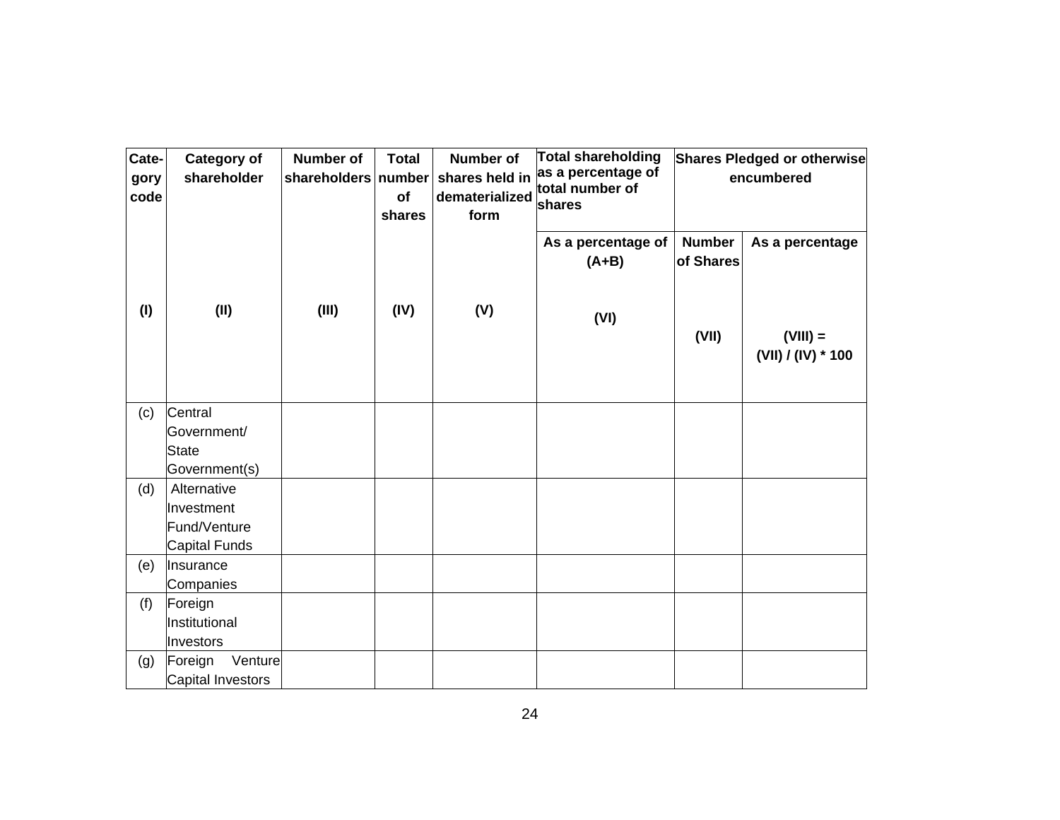| Category code | Category of shareholder | Number of shareholders | Total number of shares | Number of shares held in dematerialized form | Total shareholding as a percentage of total number of shares | Shares Pledged or otherwise encumbered | |
|---|---|---|---|---|---|---|---|
| | | | | | As a percentage of (A+B) | Number of Shares | As a percentage |
| (I) | (II) | (III) | (IV) | (V) | (VI) | (VII) | (VIII) = (VII) / (IV) * 100 |
| (c) | Central Government/ State Government(s) | | | | | | |
| (d) | Alternative Investment Fund/Venture Capital Funds | | | | | | |
| (e) | Insurance Companies | | | | | | |
| (f) | Foreign Institutional Investors | | | | | | |
| (g) | Foreign Venture Capital Investors | | | | | | |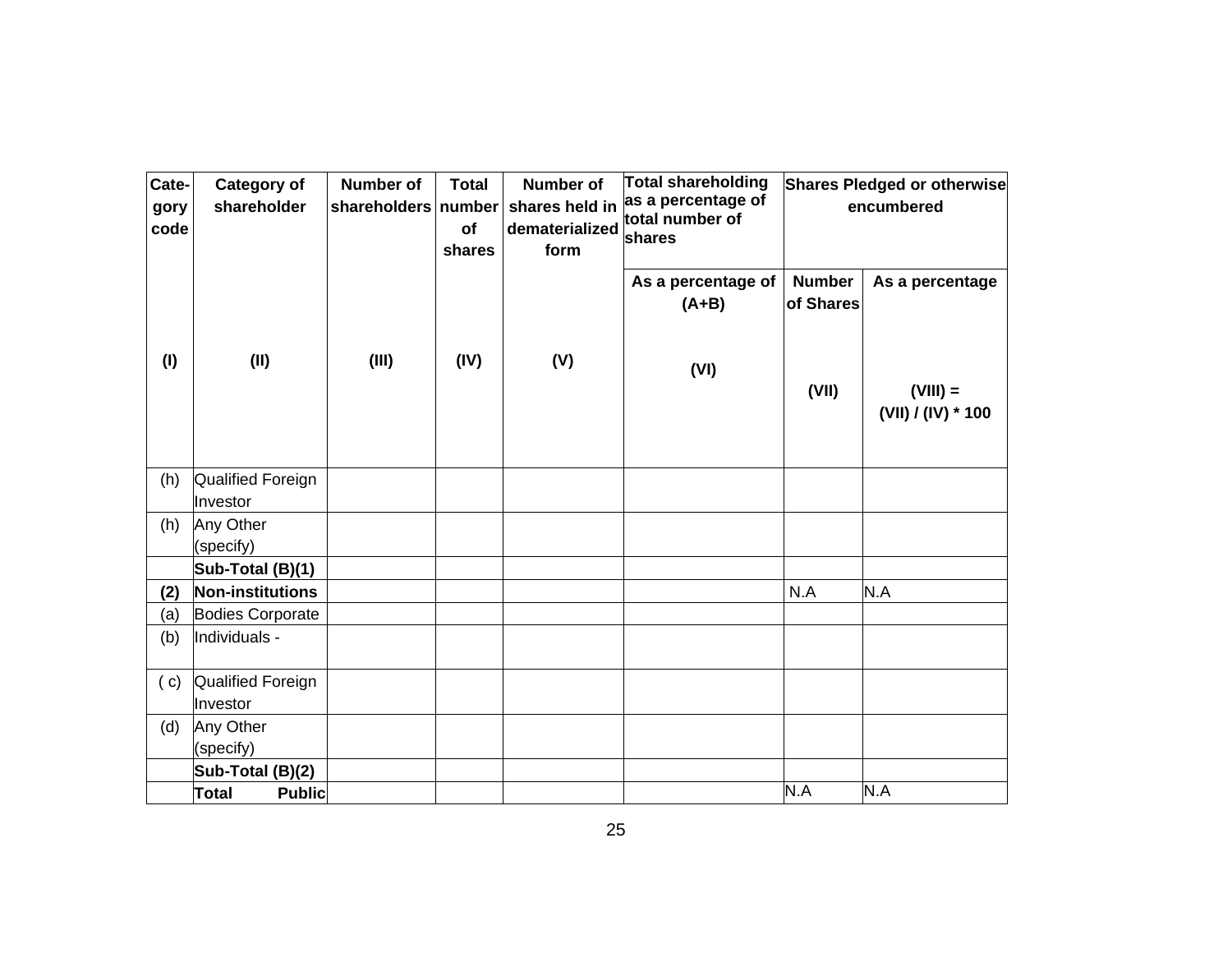| Cate-gory code | Category of shareholder | Number of shareholders | Total number of shares | Number of shares held in dematerialized form | Total shareholding as a percentage of total number of shares | Shares Pledged or otherwise encumbered | |
|---|---|---|---|---|---|---|---|
| | | | | | As a percentage of (A+B) | Number of Shares | As a percentage |
| (I) | (II) | (III) | (IV) | (V) | (VI) | (VII) | (VIII) = (VII) / (IV) * 100 |
| (h) | Qualified Foreign Investor | | | | | | |
| (h) | Any Other (specify) | | | | | | |
| | **Sub-Total (B)(1)** | | | | | | |
| **(2)** | **Non-institutions** | | | | | N.A | N.A |
| (a) | Bodies Corporate | | | | | | |
| (b) | Individuals - | | | | | | |
| ( c) | Qualified Foreign Investor | | | | | | |
| (d) | Any Other (specify) | | | | | | |
| | **Sub-Total (B)(2)** | | | | | | |
| | **Total Public** | | | | | N.A | N.A |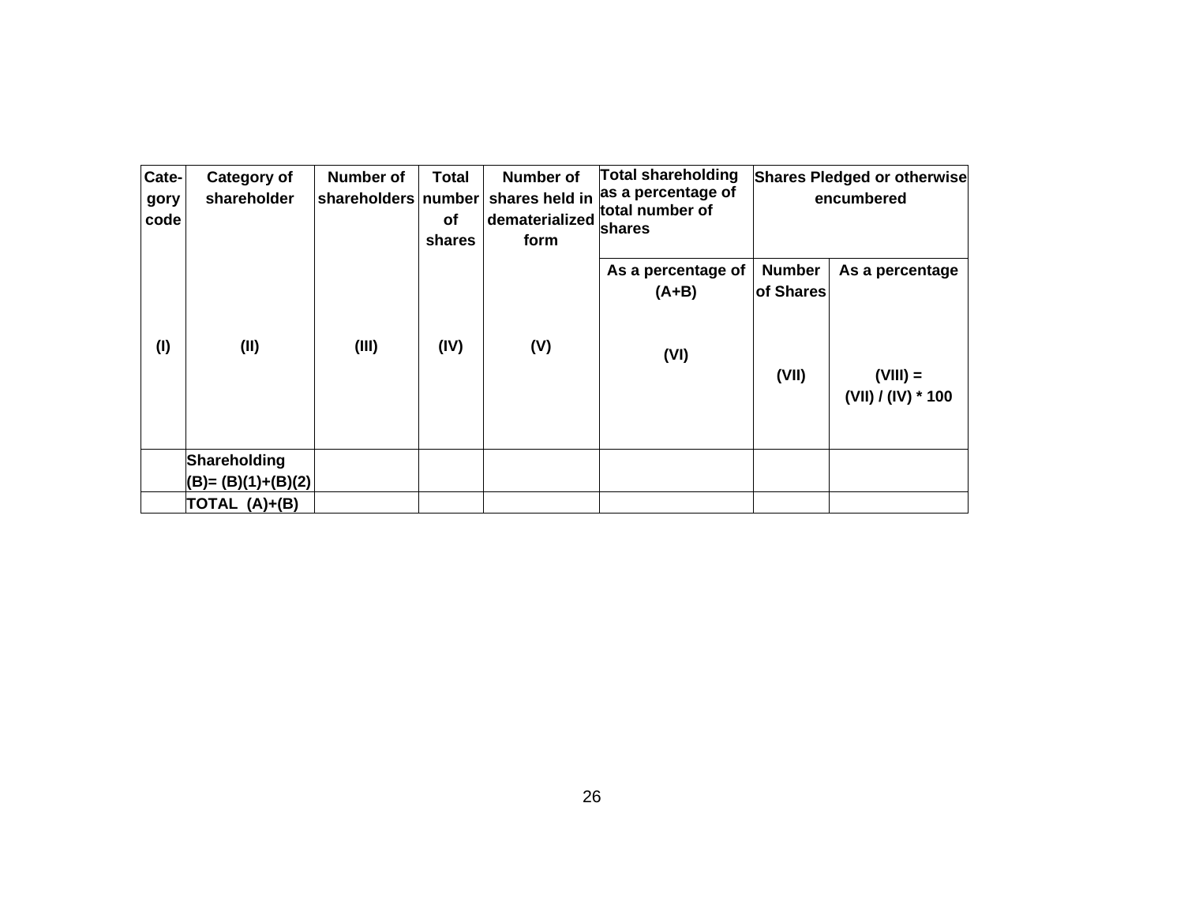| Cate-gory code | Category of shareholder | Number of shareholders | Total number of shares | Number of shares held in dematerialized form | Total shareholding as a percentage of total number of shares | Shares Pledged or otherwise encumbered | |
|---|---|---|---|---|---|---|---|
| | | | | | As a percentage of (A+B) | Number of Shares | As a percentage |
| (I) | (II) | (III) | (IV) | (V) | (VI) | (VII) | (VIII) = (VII) / (IV) * 100 |
| | Shareholding (B)= (B)(1)+(B)(2) | | | | | | |
| | TOTAL (A)+(B) | | | | | | |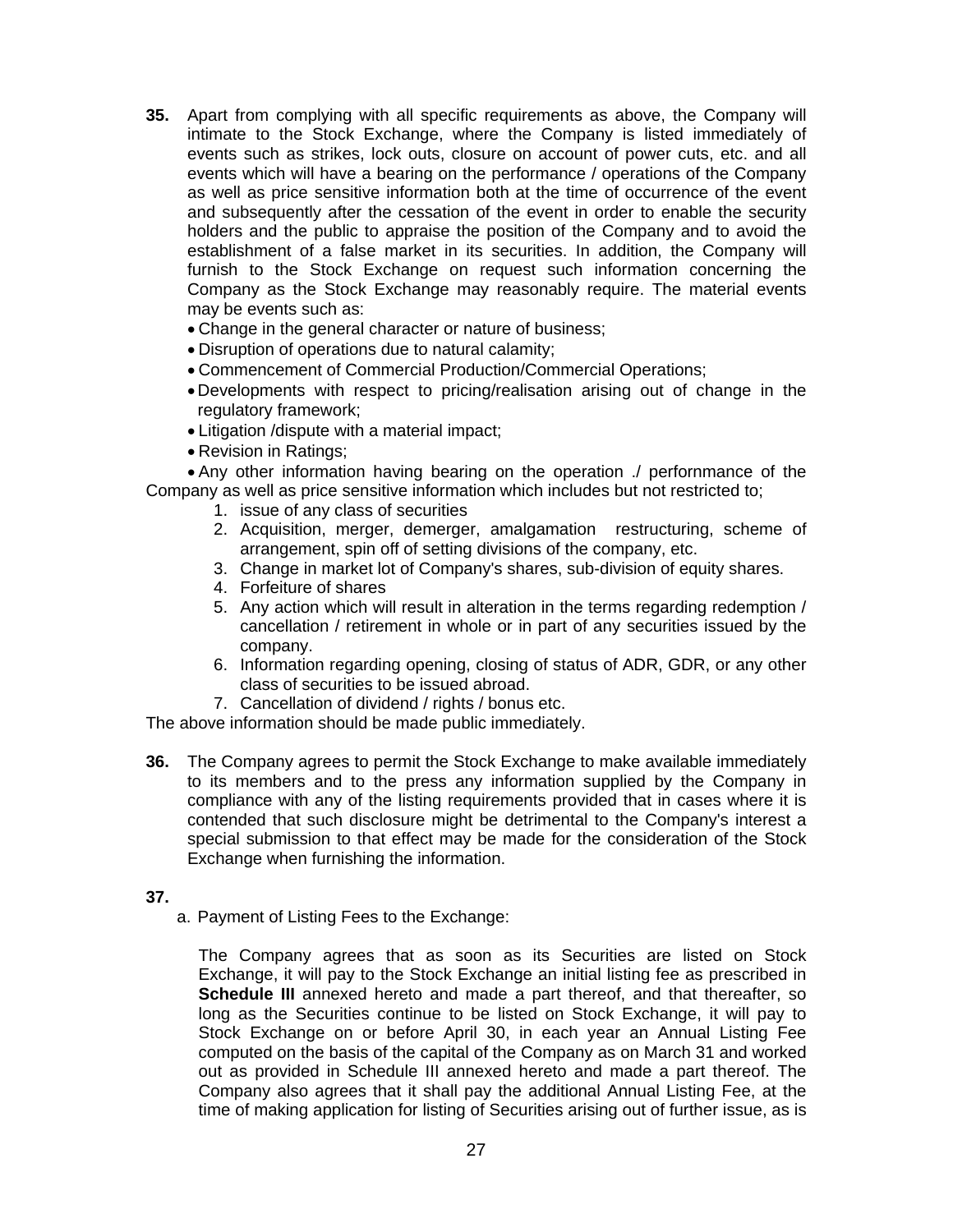**35.** Apart from complying with all specific requirements as above, the Company will intimate to the Stock Exchange, where the Company is listed immediately of events such as strikes, lock outs, closure on account of power cuts, etc. and all events which will have a bearing on the performance / operations of the Company as well as price sensitive information both at the time of occurrence of the event and subsequently after the cessation of the event in order to enable the security holders and the public to appraise the position of the Company and to avoid the establishment of a false market in its securities. In addition, the Company will furnish to the Stock Exchange on request such information concerning the Company as the Stock Exchange may reasonably require. The material events may be events such as:

- Change in the general character or nature of business;
- Disruption of operations due to natural calamity;
- Commencement of Commercial Production/Commercial Operations;
- Developments with respect to pricing/realisation arising out of change in the regulatory framework;
- Litigation /dispute with a material impact;
- Revision in Ratings;
- Any other information having bearing on the operation ./ perfornmance of the Company as well as price sensitive information which includes but not restricted to;
  1. issue of any class of securities
  2. Acquisition, merger, demerger, amalgamation restructuring, scheme of arrangement, spin off of setting divisions of the company, etc.
  3. Change in market lot of Company's shares, sub-division of equity shares.
  4. Forfeiture of shares
  5. Any action which will result in alteration in the terms regarding redemption / cancellation / retirement in whole or in part of any securities issued by the company.
  6. Information regarding opening, closing of status of ADR, GDR, or any other class of securities to be issued abroad.
  7. Cancellation of dividend / rights / bonus etc.

The above information should be made public immediately.

**36.** The Company agrees to permit the Stock Exchange to make available immediately to its members and to the press any information supplied by the Company in compliance with any of the listing requirements provided that in cases where it is contended that such disclosure might be detrimental to the Company's interest a special submission to that effect may be made for the consideration of the Stock Exchange when furnishing the information.

**37.**

a. Payment of Listing Fees to the Exchange:

The Company agrees that as soon as its Securities are listed on Stock Exchange, it will pay to the Stock Exchange an initial listing fee as prescribed in **Schedule III** annexed hereto and made a part thereof, and that thereafter, so long as the Securities continue to be listed on Stock Exchange, it will pay to Stock Exchange on or before April 30, in each year an Annual Listing Fee computed on the basis of the capital of the Company as on March 31 and worked out as provided in Schedule III annexed hereto and made a part thereof. The Company also agrees that it shall pay the additional Annual Listing Fee, at the time of making application for listing of Securities arising out of further issue, as is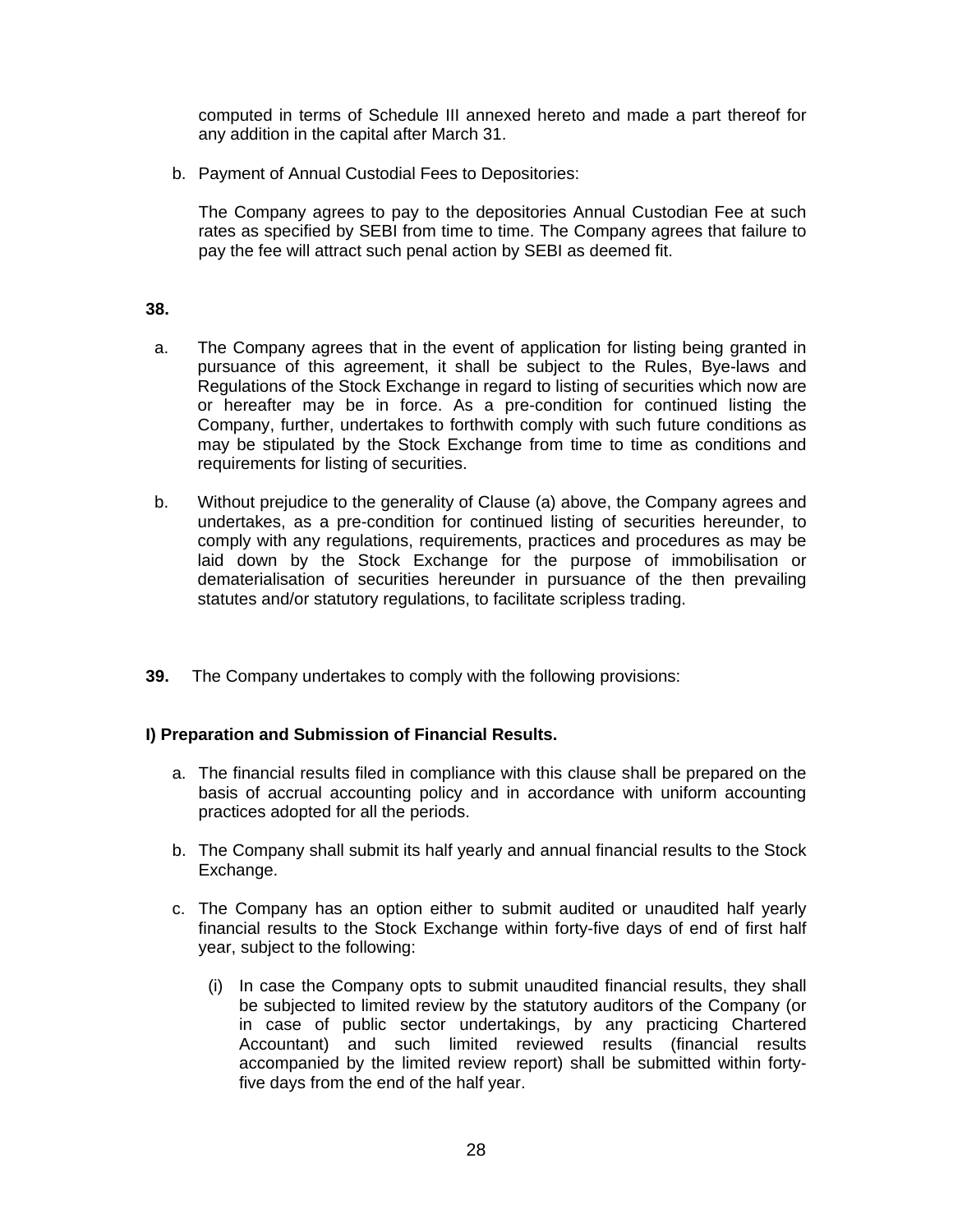computed in terms of Schedule III annexed hereto and made a part thereof for any addition in the capital after March 31.

b. Payment of Annual Custodial Fees to Depositories:

   The Company agrees to pay to the depositories Annual Custodian Fee at such rates as specified by SEBI from time to time. The Company agrees that failure to pay the fee will attract such penal action by SEBI as deemed fit.

**38.**

a. The Company agrees that in the event of application for listing being granted in pursuance of this agreement, it shall be subject to the Rules, Bye-laws and Regulations of the Stock Exchange in regard to listing of securities which now are or hereafter may be in force. As a pre-condition for continued listing the Company, further, undertakes to forthwith comply with such future conditions as may be stipulated by the Stock Exchange from time to time as conditions and requirements for listing of securities.

b. Without prejudice to the generality of Clause (a) above, the Company agrees and undertakes, as a pre-condition for continued listing of securities hereunder, to comply with any regulations, requirements, practices and procedures as may be laid down by the Stock Exchange for the purpose of immobilisation or dematerialisation of securities hereunder in pursuance of the then prevailing statutes and/or statutory regulations, to facilitate scripless trading.

**39.** The Company undertakes to comply with the following provisions:

**I) Preparation and Submission of Financial Results.**

a. The financial results filed in compliance with this clause shall be prepared on the basis of accrual accounting policy and in accordance with uniform accounting practices adopted for all the periods.

b. The Company shall submit its half yearly and annual financial results to the Stock Exchange.

c. The Company has an option either to submit audited or unaudited half yearly financial results to the Stock Exchange within forty-five days of end of first half year, subject to the following:

   (i) In case the Company opts to submit unaudited financial results, they shall be subjected to limited review by the statutory auditors of the Company (or in case of public sector undertakings, by any practicing Chartered Accountant) and such limited reviewed results (financial results accompanied by the limited review report) shall be submitted within forty-five days from the end of the half year.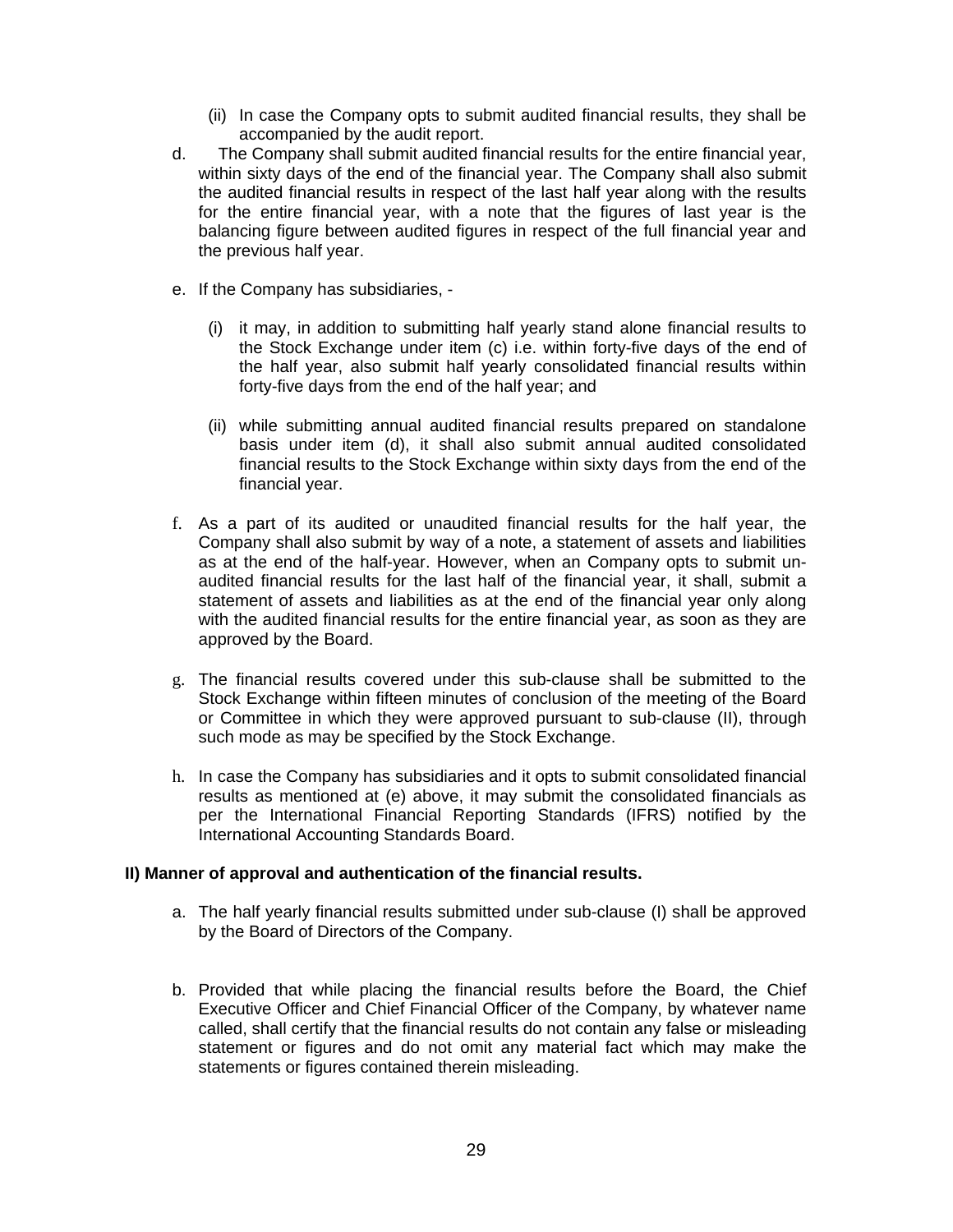(ii) In case the Company opts to submit audited financial results, they shall be accompanied by the audit report.

d. The Company shall submit audited financial results for the entire financial year, within sixty days of the end of the financial year. The Company shall also submit the audited financial results in respect of the last half year along with the results for the entire financial year, with a note that the figures of last year is the balancing figure between audited figures in respect of the full financial year and the previous half year.

e. If the Company has subsidiaries, -

   (i) it may, in addition to submitting half yearly stand alone financial results to the Stock Exchange under item (c) i.e. within forty-five days of the end of the half year, also submit half yearly consolidated financial results within forty-five days from the end of the half year; and

   (ii) while submitting annual audited financial results prepared on standalone basis under item (d), it shall also submit annual audited consolidated financial results to the Stock Exchange within sixty days from the end of the financial year.

f. As a part of its audited or unaudited financial results for the half year, the Company shall also submit by way of a note, a statement of assets and liabilities as at the end of the half-year. However, when an Company opts to submit un-audited financial results for the last half of the financial year, it shall, submit a statement of assets and liabilities as at the end of the financial year only along with the audited financial results for the entire financial year, as soon as they are approved by the Board.

g. The financial results covered under this sub-clause shall be submitted to the Stock Exchange within fifteen minutes of conclusion of the meeting of the Board or Committee in which they were approved pursuant to sub-clause (II), through such mode as may be specified by the Stock Exchange.

h. In case the Company has subsidiaries and it opts to submit consolidated financial results as mentioned at (e) above, it may submit the consolidated financials as per the International Financial Reporting Standards (IFRS) notified by the International Accounting Standards Board.

**II) Manner of approval and authentication of the financial results.**

a. The half yearly financial results submitted under sub-clause (I) shall be approved by the Board of Directors of the Company.

b. Provided that while placing the financial results before the Board, the Chief Executive Officer and Chief Financial Officer of the Company, by whatever name called, shall certify that the financial results do not contain any false or misleading statement or figures and do not omit any material fact which may make the statements or figures contained therein misleading.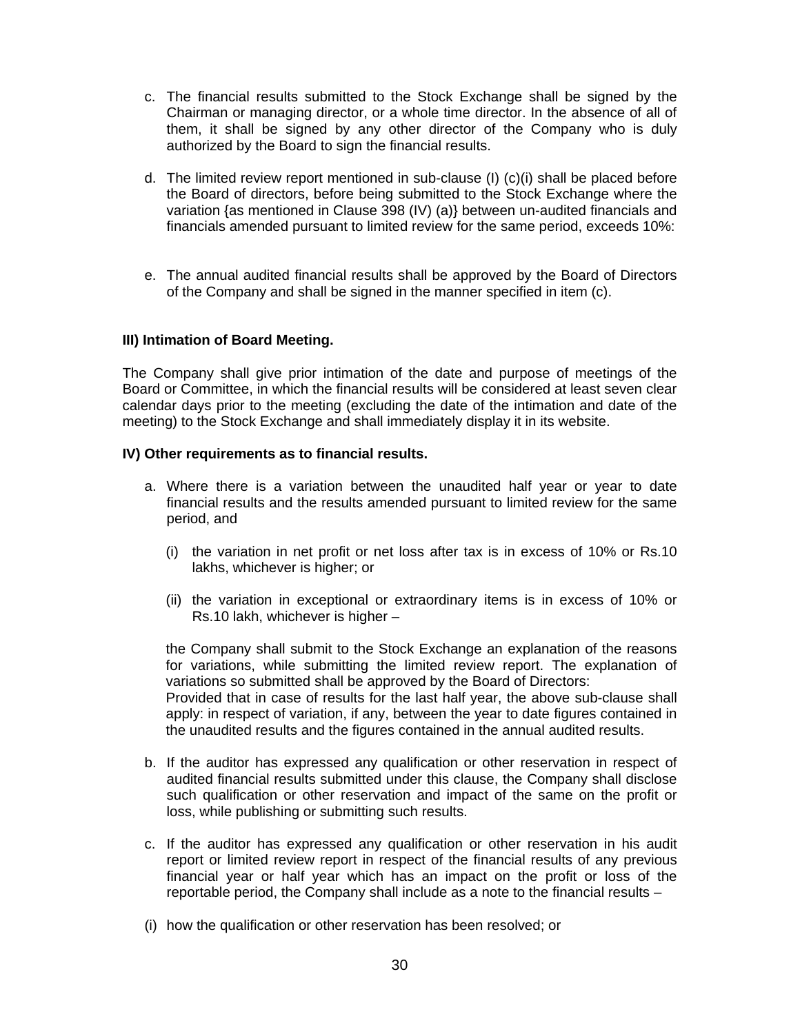c. The financial results submitted to the Stock Exchange shall be signed by the Chairman or managing director, or a whole time director. In the absence of all of them, it shall be signed by any other director of the Company who is duly authorized by the Board to sign the financial results.

d. The limited review report mentioned in sub-clause (I) (c)(i) shall be placed before the Board of directors, before being submitted to the Stock Exchange where the variation {as mentioned in Clause 398 (IV) (a)} between un-audited financials and financials amended pursuant to limited review for the same period, exceeds 10%:

e. The annual audited financial results shall be approved by the Board of Directors of the Company and shall be signed in the manner specified in item (c).

**III) Intimation of Board Meeting.**

The Company shall give prior intimation of the date and purpose of meetings of the Board or Committee, in which the financial results will be considered at least seven clear calendar days prior to the meeting (excluding the date of the intimation and date of the meeting) to the Stock Exchange and shall immediately display it in its website.

**IV) Other requirements as to financial results.**

a. Where there is a variation between the unaudited half year or year to date financial results and the results amended pursuant to limited review for the same period, and

   (i) the variation in net profit or net loss after tax is in excess of 10% or Rs.10 lakhs, whichever is higher; or

   (ii) the variation in exceptional or extraordinary items is in excess of 10% or Rs.10 lakh, whichever is higher –

   the Company shall submit to the Stock Exchange an explanation of the reasons for variations, while submitting the limited review report. The explanation of variations so submitted shall be approved by the Board of Directors:
   Provided that in case of results for the last half year, the above sub-clause shall apply: in respect of variation, if any, between the year to date figures contained in the unaudited results and the figures contained in the annual audited results.

b. If the auditor has expressed any qualification or other reservation in respect of audited financial results submitted under this clause, the Company shall disclose such qualification or other reservation and impact of the same on the profit or loss, while publishing or submitting such results.

c. If the auditor has expressed any qualification or other reservation in his audit report or limited review report in respect of the financial results of any previous financial year or half year which has an impact on the profit or loss of the reportable period, the Company shall include as a note to the financial results –

(i) how the qualification or other reservation has been resolved; or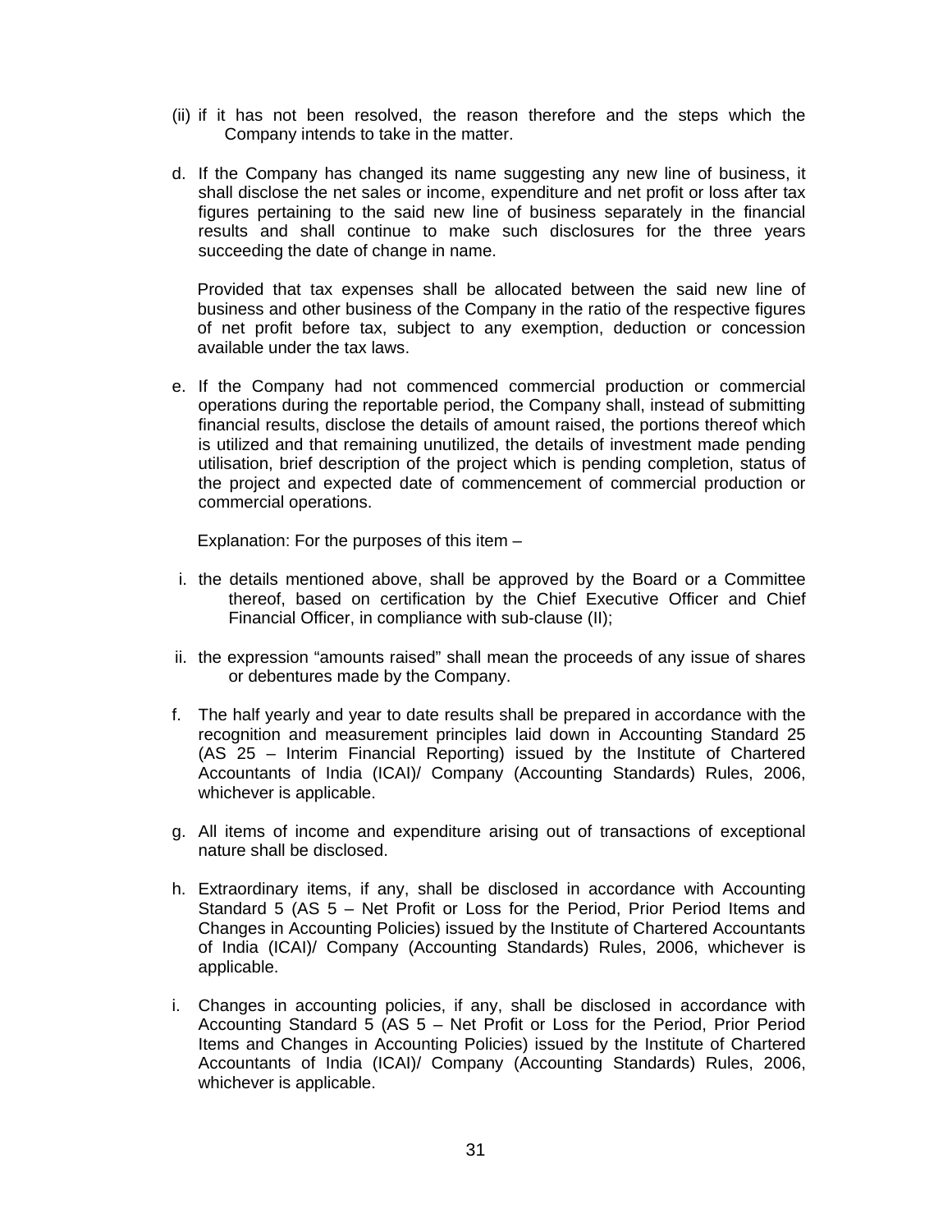(ii) if it has not been resolved, the reason therefore and the steps which the Company intends to take in the matter.

d. If the Company has changed its name suggesting any new line of business, it shall disclose the net sales or income, expenditure and net profit or loss after tax figures pertaining to the said new line of business separately in the financial results and shall continue to make such disclosures for the three years succeeding the date of change in name.

   Provided that tax expenses shall be allocated between the said new line of business and other business of the Company in the ratio of the respective figures of net profit before tax, subject to any exemption, deduction or concession available under the tax laws.

e. If the Company had not commenced commercial production or commercial operations during the reportable period, the Company shall, instead of submitting financial results, disclose the details of amount raised, the portions thereof which is utilized and that remaining unutilized, the details of investment made pending utilisation, brief description of the project which is pending completion, status of the project and expected date of commencement of commercial production or commercial operations.

   Explanation: For the purposes of this item –

   i. the details mentioned above, shall be approved by the Board or a Committee thereof, based on certification by the Chief Executive Officer and Chief Financial Officer, in compliance with sub-clause (II);

   ii. the expression "amounts raised" shall mean the proceeds of any issue of shares or debentures made by the Company.

f. The half yearly and year to date results shall be prepared in accordance with the recognition and measurement principles laid down in Accounting Standard 25 (AS 25 – Interim Financial Reporting) issued by the Institute of Chartered Accountants of India (ICAI)/ Company (Accounting Standards) Rules, 2006, whichever is applicable.

g. All items of income and expenditure arising out of transactions of exceptional nature shall be disclosed.

h. Extraordinary items, if any, shall be disclosed in accordance with Accounting Standard 5 (AS 5 – Net Profit or Loss for the Period, Prior Period Items and Changes in Accounting Policies) issued by the Institute of Chartered Accountants of India (ICAI)/ Company (Accounting Standards) Rules, 2006, whichever is applicable.

i. Changes in accounting policies, if any, shall be disclosed in accordance with Accounting Standard 5 (AS 5 – Net Profit or Loss for the Period, Prior Period Items and Changes in Accounting Policies) issued by the Institute of Chartered Accountants of India (ICAI)/ Company (Accounting Standards) Rules, 2006, whichever is applicable.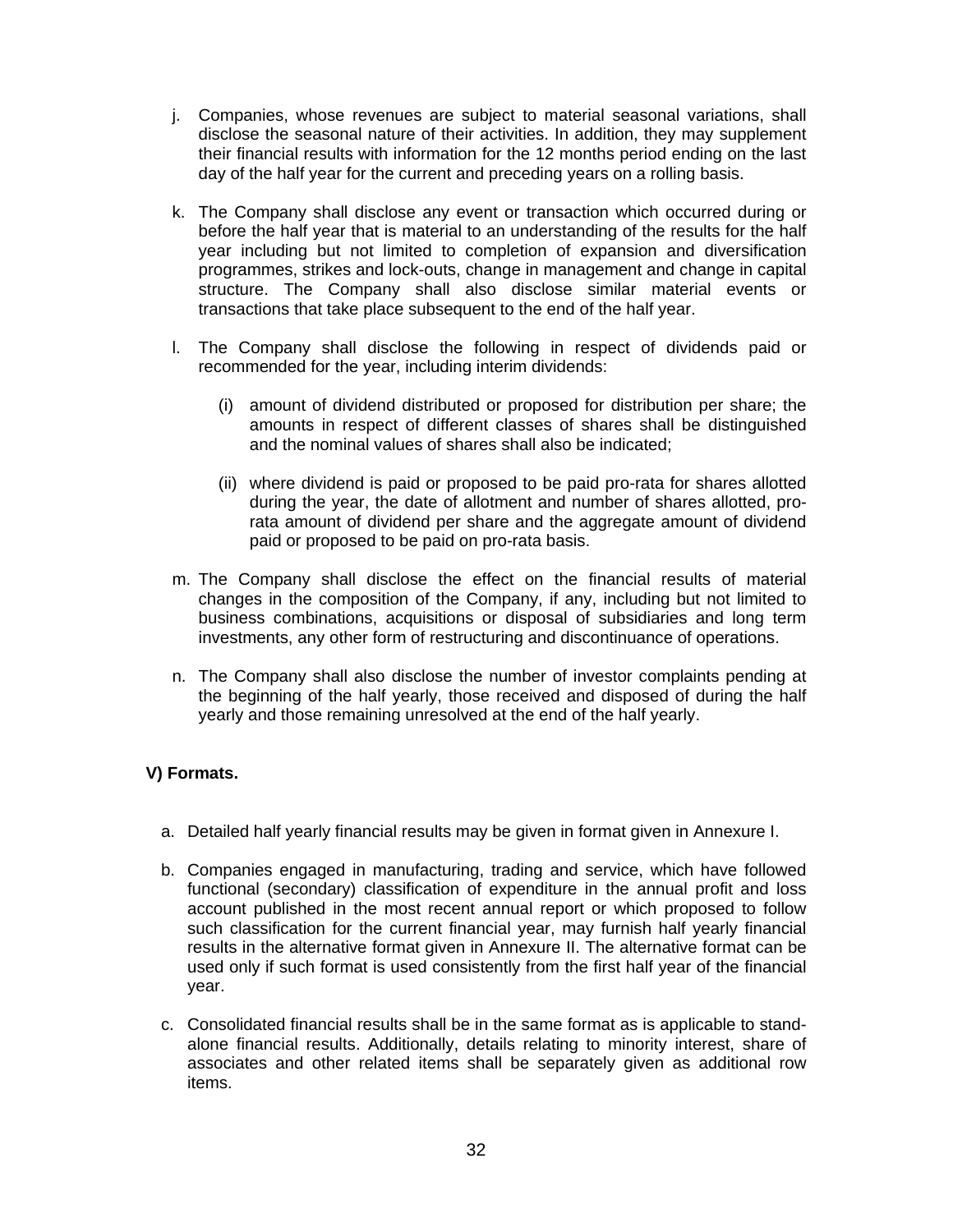j. Companies, whose revenues are subject to material seasonal variations, shall disclose the seasonal nature of their activities. In addition, they may supplement their financial results with information for the 12 months period ending on the last day of the half year for the current and preceding years on a rolling basis.

k. The Company shall disclose any event or transaction which occurred during or before the half year that is material to an understanding of the results for the half year including but not limited to completion of expansion and diversification programmes, strikes and lock-outs, change in management and change in capital structure. The Company shall also disclose similar material events or transactions that take place subsequent to the end of the half year.

l. The Company shall disclose the following in respect of dividends paid or recommended for the year, including interim dividends:

   (i) amount of dividend distributed or proposed for distribution per share; the amounts in respect of different classes of shares shall be distinguished and the nominal values of shares shall also be indicated;

   (ii) where dividend is paid or proposed to be paid pro-rata for shares allotted during the year, the date of allotment and number of shares allotted, pro-rata amount of dividend per share and the aggregate amount of dividend paid or proposed to be paid on pro-rata basis.

m. The Company shall disclose the effect on the financial results of material changes in the composition of the Company, if any, including but not limited to business combinations, acquisitions or disposal of subsidiaries and long term investments, any other form of restructuring and discontinuance of operations.

n. The Company shall also disclose the number of investor complaints pending at the beginning of the half yearly, those received and disposed of during the half yearly and those remaining unresolved at the end of the half yearly.

### V) Formats.

a. Detailed half yearly financial results may be given in format given in Annexure I.

b. Companies engaged in manufacturing, trading and service, which have followed functional (secondary) classification of expenditure in the annual profit and loss account published in the most recent annual report or which proposed to follow such classification for the current financial year, may furnish half yearly financial results in the alternative format given in Annexure II. The alternative format can be used only if such format is used consistently from the first half year of the financial year.

c. Consolidated financial results shall be in the same format as is applicable to stand-alone financial results. Additionally, details relating to minority interest, share of associates and other related items shall be separately given as additional row items.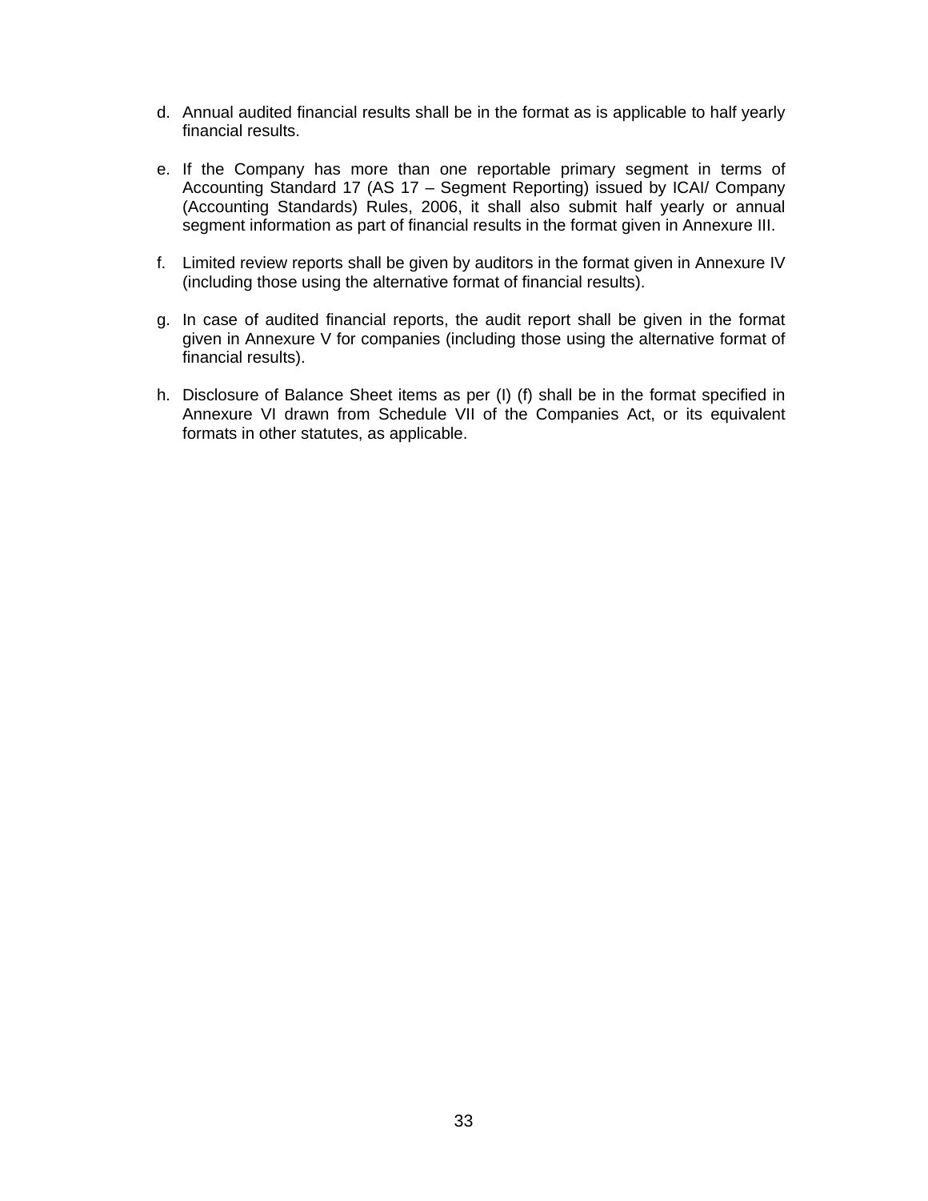d. Annual audited financial results shall be in the format as is applicable to half yearly financial results.

e. If the Company has more than one reportable primary segment in terms of Accounting Standard 17 (AS 17 – Segment Reporting) issued by ICAI/ Company (Accounting Standards) Rules, 2006, it shall also submit half yearly or annual segment information as part of financial results in the format given in Annexure III.

f. Limited review reports shall be given by auditors in the format given in Annexure IV (including those using the alternative format of financial results).

g. In case of audited financial reports, the audit report shall be given in the format given in Annexure V for companies (including those using the alternative format of financial results).

h. Disclosure of Balance Sheet items as per (I) (f) shall be in the format specified in Annexure VI drawn from Schedule VII of the Companies Act, or its equivalent formats in other statutes, as applicable.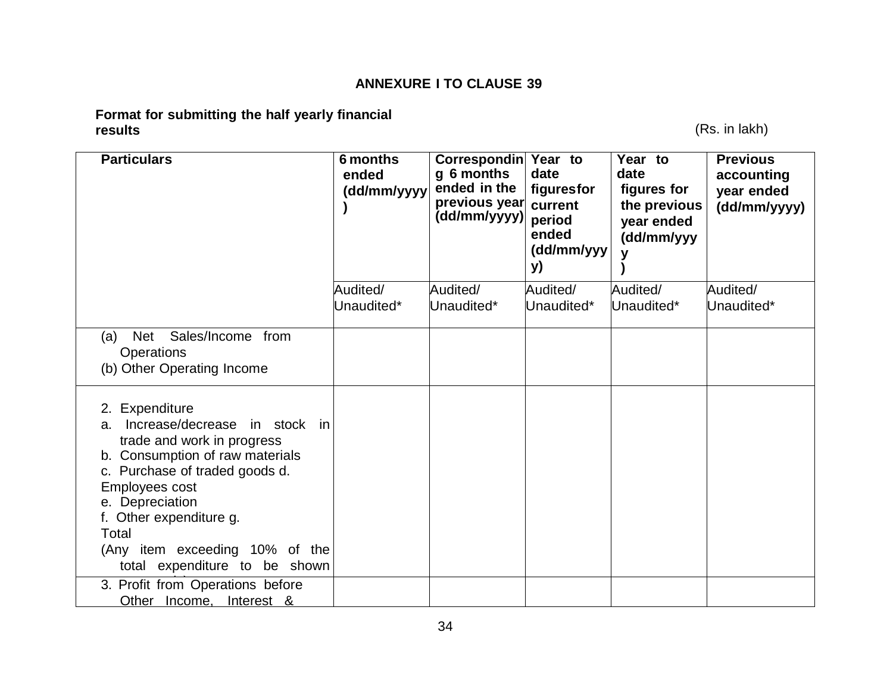**ANNEXURE I TO CLAUSE 39**

**Format for submitting the half yearly financial results**

(Rs. in lakh)

| Particulars | 6 months ended (dd/mm/yyyy) | Corresponding 6 months ended in the previous year (dd/mm/yyyy) | Year to date figures for current period ended (dd/mm/yyyy) | Year to date figures for the previous year ended (dd/mm/yyyy) | Previous accounting year ended (dd/mm/yyyy) |
|---|---|---|---|---|---|
| | Audited/ Unaudited* | Audited/ Unaudited* | Audited/ Unaudited* | Audited/ Unaudited* | Audited/ Unaudited* |
| (a) Net Sales/Income from Operations<br>(b) Other Operating Income | | | | | |
| 2. Expenditure<br>a. Increase/decrease in stock in trade and work in progress<br>b. Consumption of raw materials<br>c. Purchase of traded goods d. Employees cost<br>e. Depreciation<br>f. Other expenditure g. Total<br>(Any item exceeding 10% of the total expenditure to be shown | | | | | |
| 3. Profit from Operations before Other Income, Interest & | | | | | |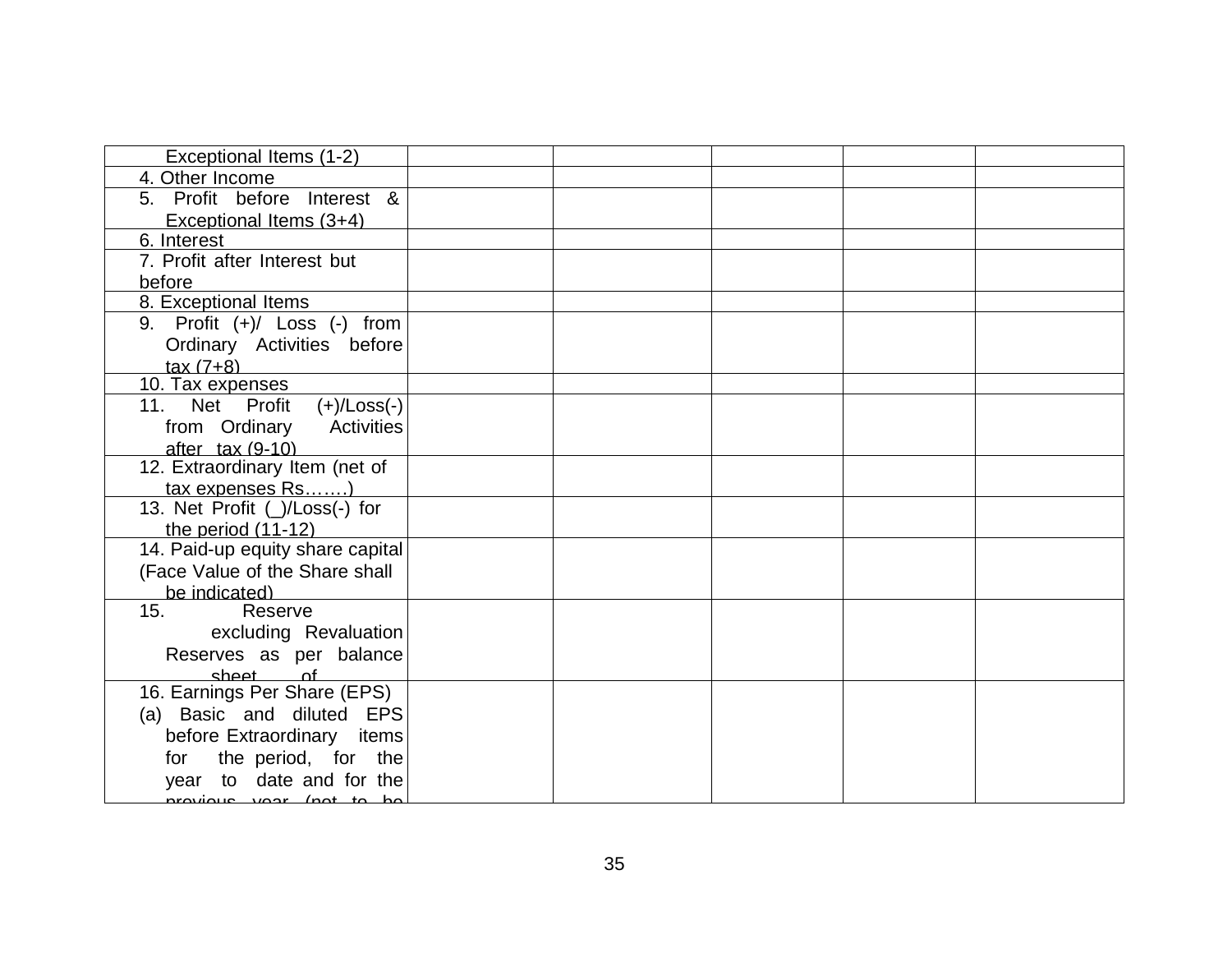| | | | | | |
|---|---|---|---|---|---|
| Exceptional Items (1-2) | | | | | |
| 4. Other Income | | | | | |
| 5. Profit before Interest & Exceptional Items (3+4) | | | | | |
| 6. Interest | | | | | |
| 7. Profit after Interest but before | | | | | |
| 8. Exceptional Items | | | | | |
| 9. Profit (+)/ Loss (-) from Ordinary Activities before tax (7+8) | | | | | |
| 10. Tax expenses | | | | | |
| 11. Net Profit (+)/Loss(-) from Ordinary Activities after tax (9-10) | | | | | |
| 12. Extraordinary Item (net of tax expenses Rs…….) | | | | | |
| 13. Net Profit (_)/Loss(-) for the period (11-12) | | | | | |
| 14. Paid-up equity share capital (Face Value of the Share shall be indicated) | | | | | |
| 15. Reserve excluding Revaluation Reserves as per balance sheet of | | | | | |
| 16. Earnings Per Share (EPS) (a) Basic and diluted EPS before Extraordinary items for the period, for the year to date and for the previous year (not to be | | | | | |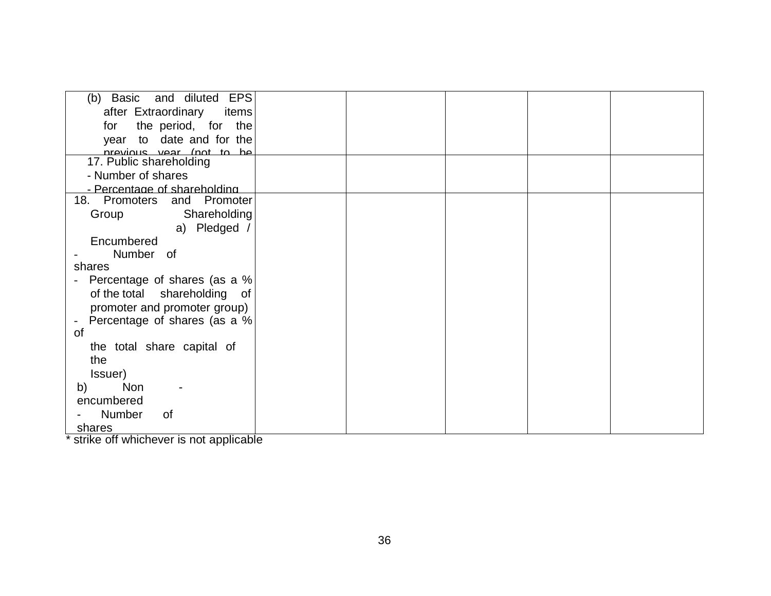| | | | | | |
|---|---|---|---|---|---|
| (b) Basic and diluted EPS after Extraordinary items for the period, for the year to date and for the previous year (not to be | | | | | |
| 17. Public shareholding<br>- Number of shares<br>- Percentage of shareholding | | | | | |
| 18. Promoters and Promoter Group Shareholding a) Pledged / Encumbered<br>- Number of shares<br>- Percentage of shares (as a % of the total shareholding of promoter and promoter group)<br>- Percentage of shares (as a % of the total share capital of the Issuer)<br>b) Non - encumbered<br>- Number of shares | | | | | |

* strike off whichever is not applicable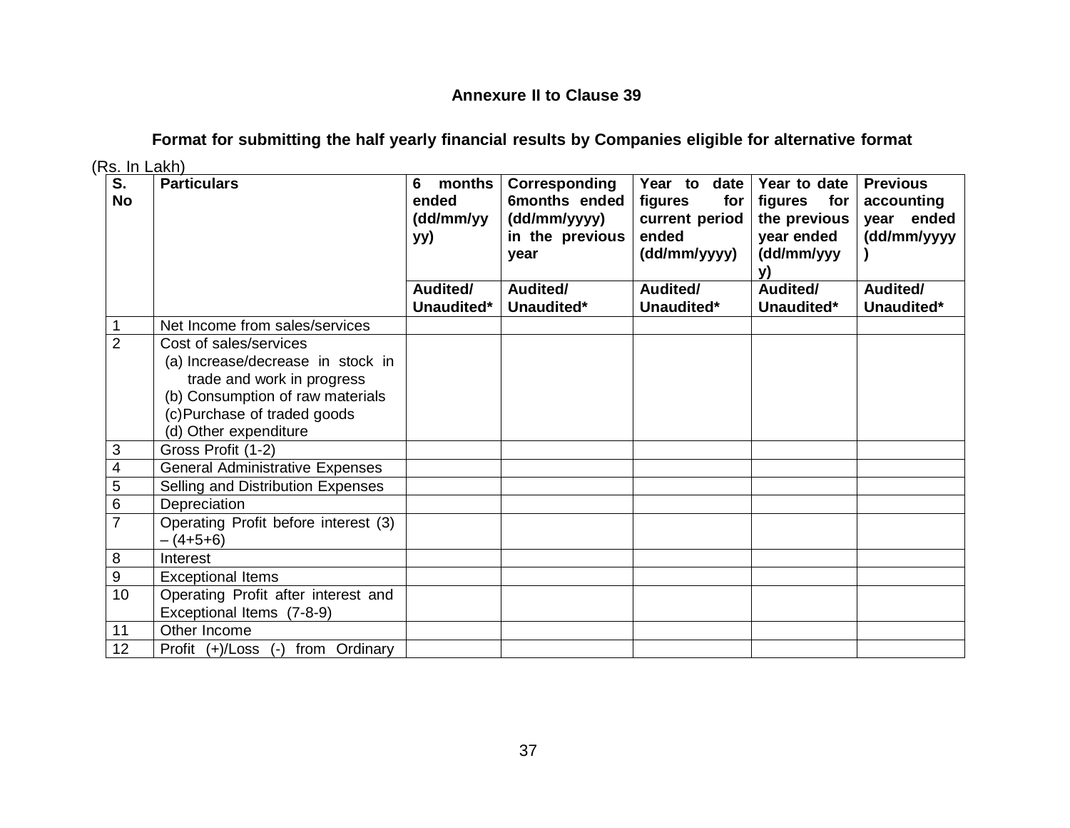**Annexure II to Clause 39**

**Format for submitting the half yearly financial results by Companies eligible for alternative format**

(Rs. In Lakh)

| S. No | Particulars | 6 months ended (dd/mm/yyyy) | Corresponding 6months ended (dd/mm/yyyy) in the previous year | Year to date figures for current period ended (dd/mm/yyyy) | Year to date figures for the previous year ended (dd/mm/yyyy) | Previous accounting year ended (dd/mm/yyyy) |
|---|---|---|---|---|---|---|
| | | Audited/ Unaudited* | Audited/ Unaudited* | Audited/ Unaudited* | Audited/ Unaudited* | Audited/ Unaudited* |
| 1 | Net Income from sales/services | | | | | |
| 2 | Cost of sales/services<br>(a) Increase/decrease in stock in trade and work in progress<br>(b) Consumption of raw materials<br>(c) Purchase of traded goods<br>(d) Other expenditure | | | | | |
| 3 | Gross Profit (1-2) | | | | | |
| 4 | General Administrative Expenses | | | | | |
| 5 | Selling and Distribution Expenses | | | | | |
| 6 | Depreciation | | | | | |
| 7 | Operating Profit before interest (3) – (4+5+6) | | | | | |
| 8 | Interest | | | | | |
| 9 | Exceptional Items | | | | | |
| 10 | Operating Profit after interest and Exceptional Items (7-8-9) | | | | | |
| 11 | Other Income | | | | | |
| 12 | Profit (+)/Loss (-) from Ordinary | | | | | |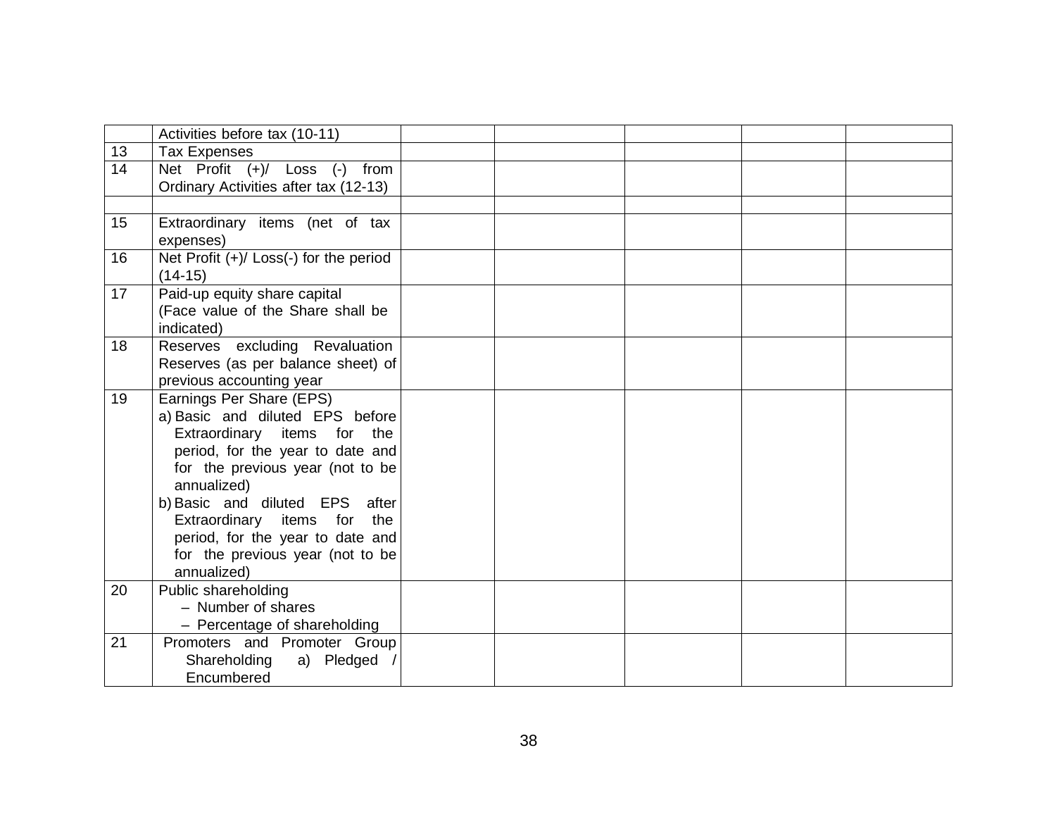| | | | | | | |
|---|---|---|---|---|---|---|
| | Activities before tax (10-11) | | | | | |
| 13 | Tax Expenses | | | | | |
| 14 | Net Profit (+)/ Loss (-) from Ordinary Activities after tax (12-13) | | | | | |
| | | | | | | |
| 15 | Extraordinary items (net of tax expenses) | | | | | |
| 16 | Net Profit (+)/ Loss(-) for the period (14-15) | | | | | |
| 17 | Paid-up equity share capital (Face value of the Share shall be indicated) | | | | | |
| 18 | Reserves excluding Revaluation Reserves (as per balance sheet) of previous accounting year | | | | | |
| 19 | Earnings Per Share (EPS)<br>a) Basic and diluted EPS before Extraordinary items for the period, for the year to date and for the previous year (not to be annualized)<br>b) Basic and diluted EPS after Extraordinary items for the period, for the year to date and for the previous year (not to be annualized) | | | | | |
| 20 | Public shareholding<br>– Number of shares<br>– Percentage of shareholding | | | | | |
| 21 | Promoters and Promoter Group Shareholding a) Pledged / Encumbered | | | | | |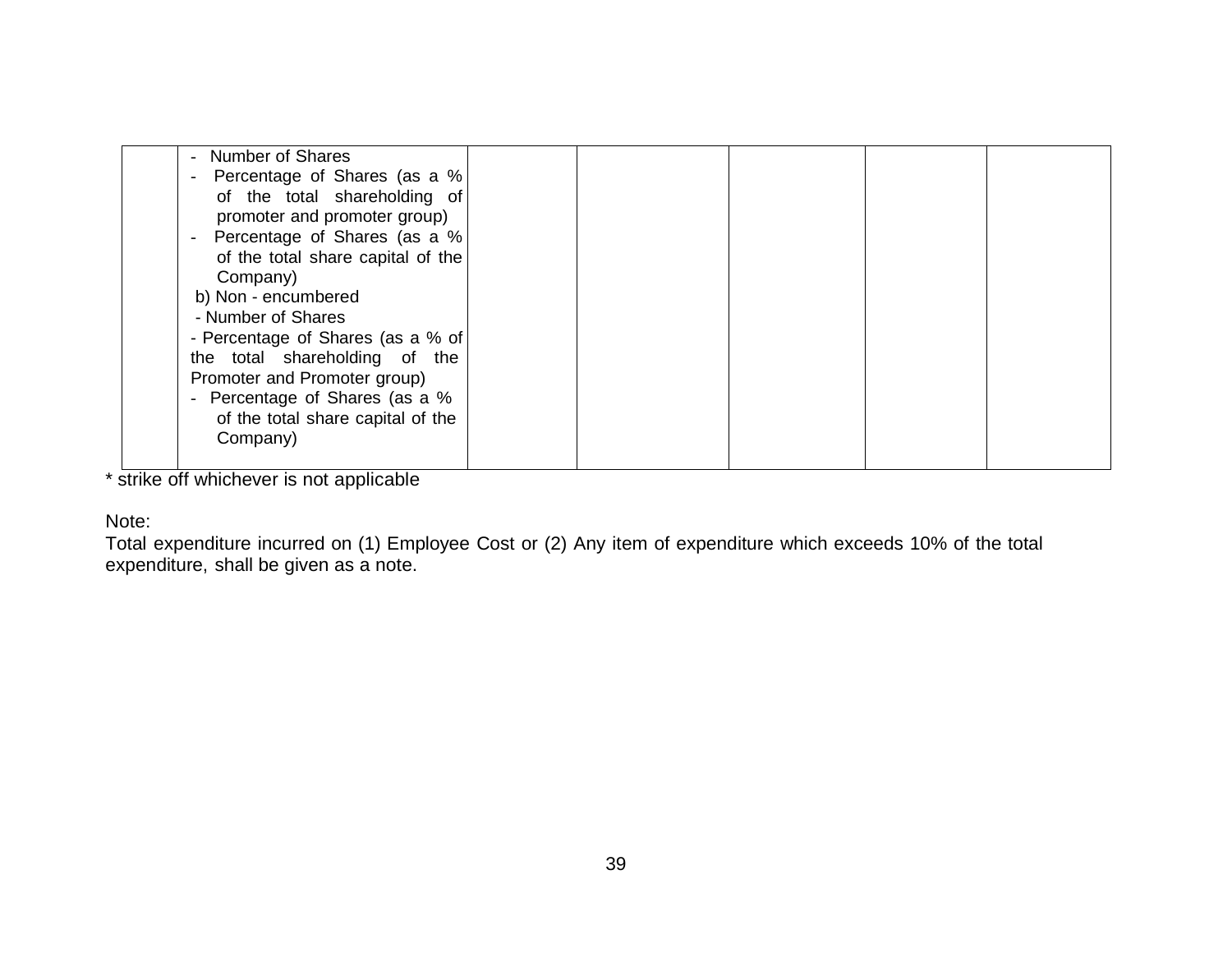| | | | | | | |
|---|---|---|---|---|---|---|
| | - Number of Shares<br>- Percentage of Shares (as a % of the total shareholding of promoter and promoter group)<br>- Percentage of Shares (as a % of the total share capital of the Company)<br>b) Non - encumbered<br>- Number of Shares<br>- Percentage of Shares (as a % of the total shareholding of the Promoter and Promoter group)<br>- Percentage of Shares (as a % of the total share capital of the Company) | | | | | |

* strike off whichever is not applicable

Note:

Total expenditure incurred on (1) Employee Cost or (2) Any item of expenditure which exceeds 10% of the total expenditure, shall be given as a note.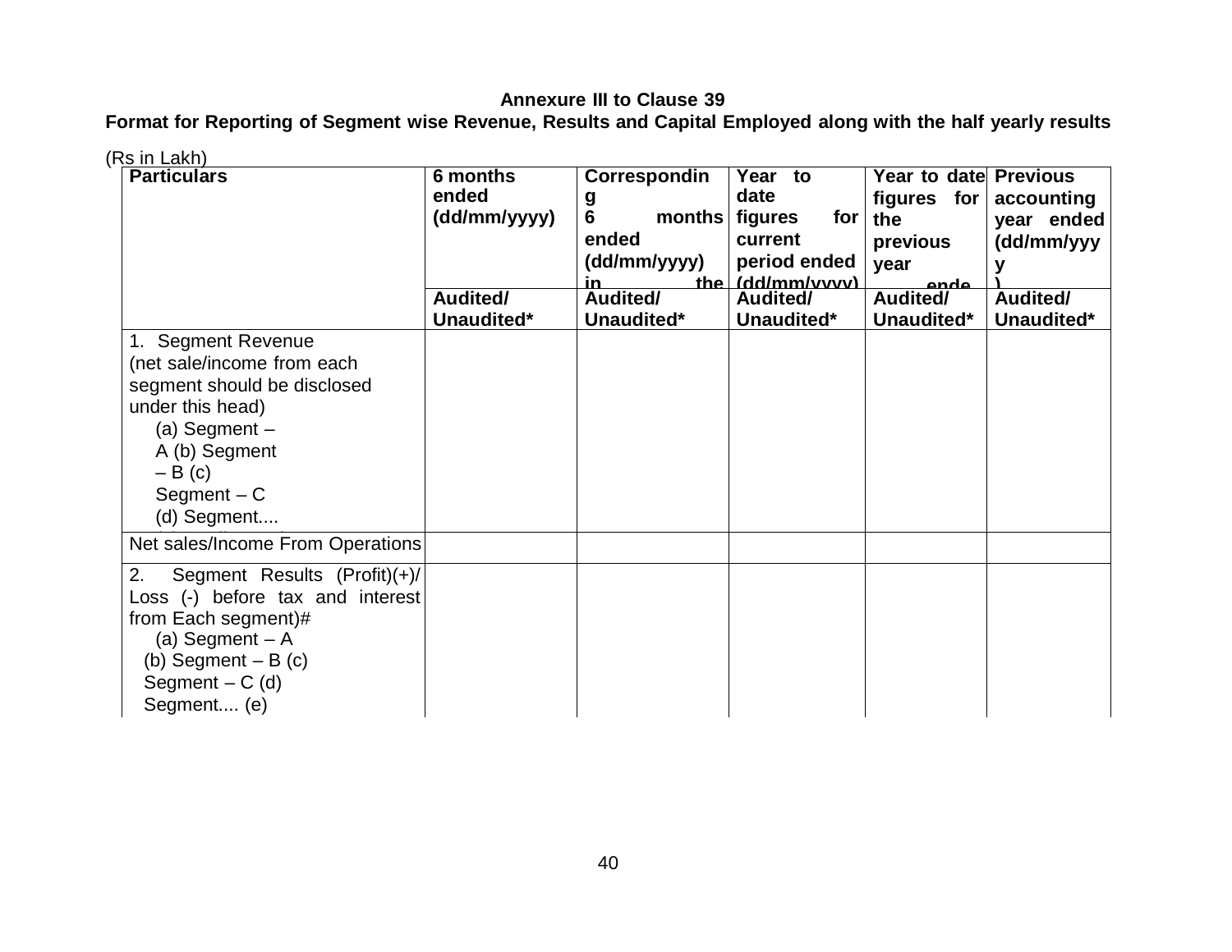**Annexure III to Clause 39**

**Format for Reporting of Segment wise Revenue, Results and Capital Employed along with the half yearly results**

(Rs in Lakh)

| Particulars | 6 months ended (dd/mm/yyyy) | Corresponding 6 months ended (dd/mm/yyyy) in the | Year to date figures for current period ended (dd/mm/yyyy) | Year to date figures for the previous year ende | Previous accounting year ended (dd/mm/yyyy) |
|---|---|---|---|---|---|
| | Audited/ Unaudited* | Audited/ Unaudited* | Audited/ Unaudited* | Audited/ Unaudited* | Audited/ Unaudited* |
| 1. Segment Revenue (net sale/income from each segment should be disclosed under this head) (a) Segment – A (b) Segment – B (c) Segment – C (d) Segment.... | | | | | |
| Net sales/Income From Operations | | | | | |
| 2. Segment Results (Profit)(+)/ Loss (-) before tax and interest from Each segment)# (a) Segment – A (b) Segment – B (c) Segment – C (d) Segment.... (e) | | | | | |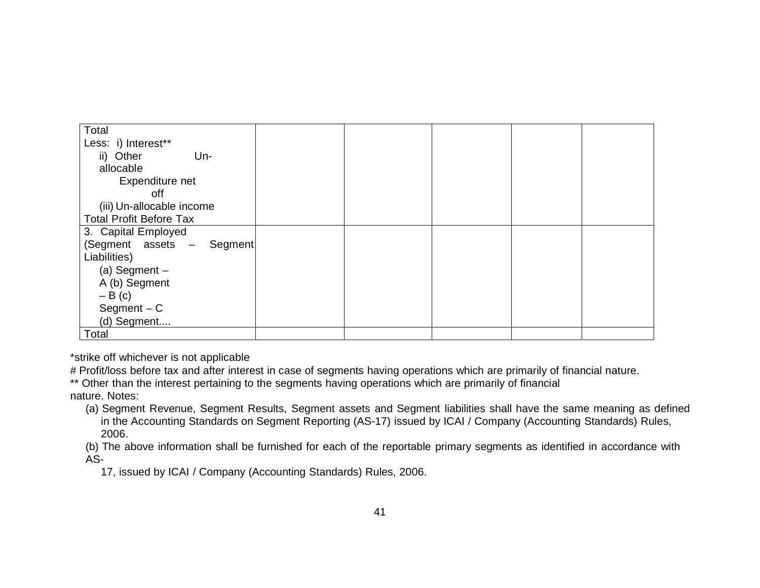| | | | | | |
|---|---|---|---|---|---|
| Total<br>Less: i) Interest**<br>ii) Other Un-allocable Expenditure net off<br>(iii) Un-allocable income<br>Total Profit Before Tax | | | | | |
| 3. Capital Employed<br>(Segment assets – Segment Liabilities)<br>(a) Segment – A (b) Segment – B (c) Segment – C<br>(d) Segment.... | | | | | |
| Total | | | | | |

*strike off whichever is not applicable

# Profit/loss before tax and after interest in case of segments having operations which are primarily of financial nature.

** Other than the interest pertaining to the segments having operations which are primarily of financial nature. Notes:

(a) Segment Revenue, Segment Results, Segment assets and Segment liabilities shall have the same meaning as defined in the Accounting Standards on Segment Reporting (AS-17) issued by ICAI / Company (Accounting Standards) Rules, 2006.

(b) The above information shall be furnished for each of the reportable primary segments as identified in accordance with AS-17, issued by ICAI / Company (Accounting Standards) Rules, 2006.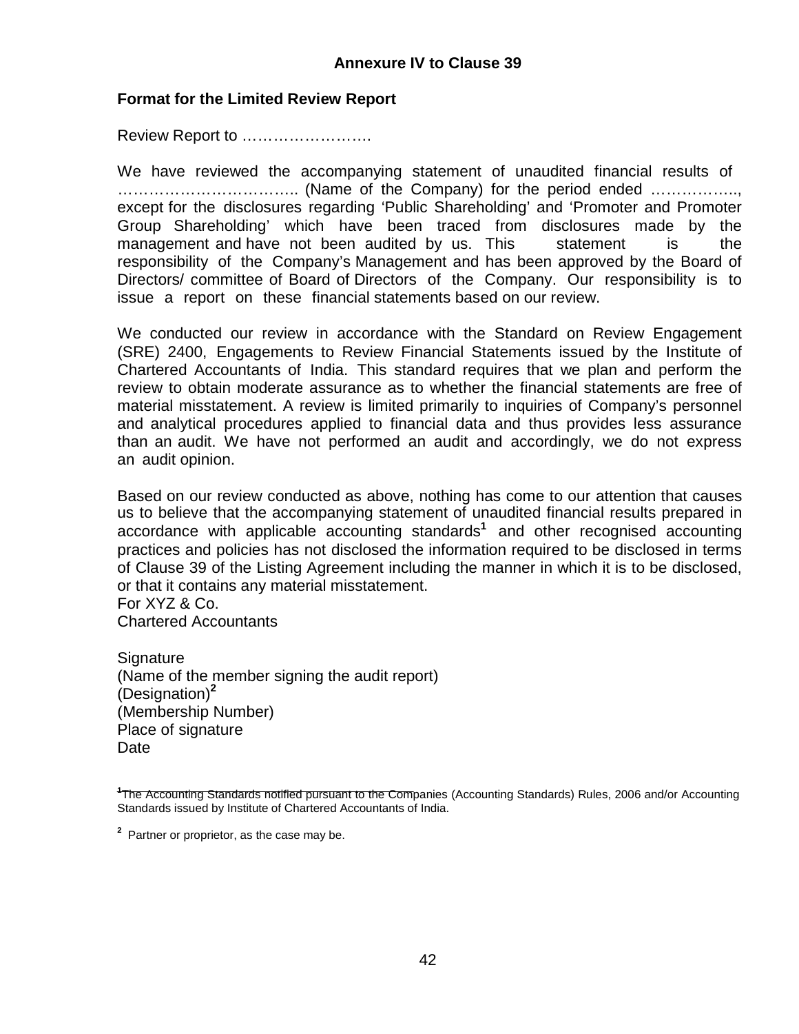## Annexure IV to Clause 39

**Format for the Limited Review Report**

Review Report to …………………….

We have reviewed the accompanying statement of unaudited financial results of ……………………………. (Name of the Company) for the period ended ……………., except for the disclosures regarding 'Public Shareholding' and 'Promoter and Promoter Group Shareholding' which have been traced from disclosures made by the management and have not been audited by us. This statement is the responsibility of the Company's Management and has been approved by the Board of Directors/ committee of Board of Directors of the Company. Our responsibility is to issue a report on these financial statements based on our review.

We conducted our review in accordance with the Standard on Review Engagement (SRE) 2400, Engagements to Review Financial Statements issued by the Institute of Chartered Accountants of India. This standard requires that we plan and perform the review to obtain moderate assurance as to whether the financial statements are free of material misstatement. A review is limited primarily to inquiries of Company's personnel and analytical procedures applied to financial data and thus provides less assurance than an audit. We have not performed an audit and accordingly, we do not express an audit opinion.

Based on our review conducted as above, nothing has come to our attention that causes us to believe that the accompanying statement of unaudited financial results prepared in accordance with applicable accounting standards[1] and other recognised accounting practices and policies has not disclosed the information required to be disclosed in terms of Clause 39 of the Listing Agreement including the manner in which it is to be disclosed, or that it contains any material misstatement.

For XYZ & Co.
Chartered Accountants

Signature
(Name of the member signing the audit report)
(Designation)[2]
(Membership Number)
Place of signature
Date

---

[1] The Accounting Standards notified pursuant to the Companies (Accounting Standards) Rules, 2006 and/or Accounting Standards issued by Institute of Chartered Accountants of India.

[2] Partner or proprietor, as the case may be.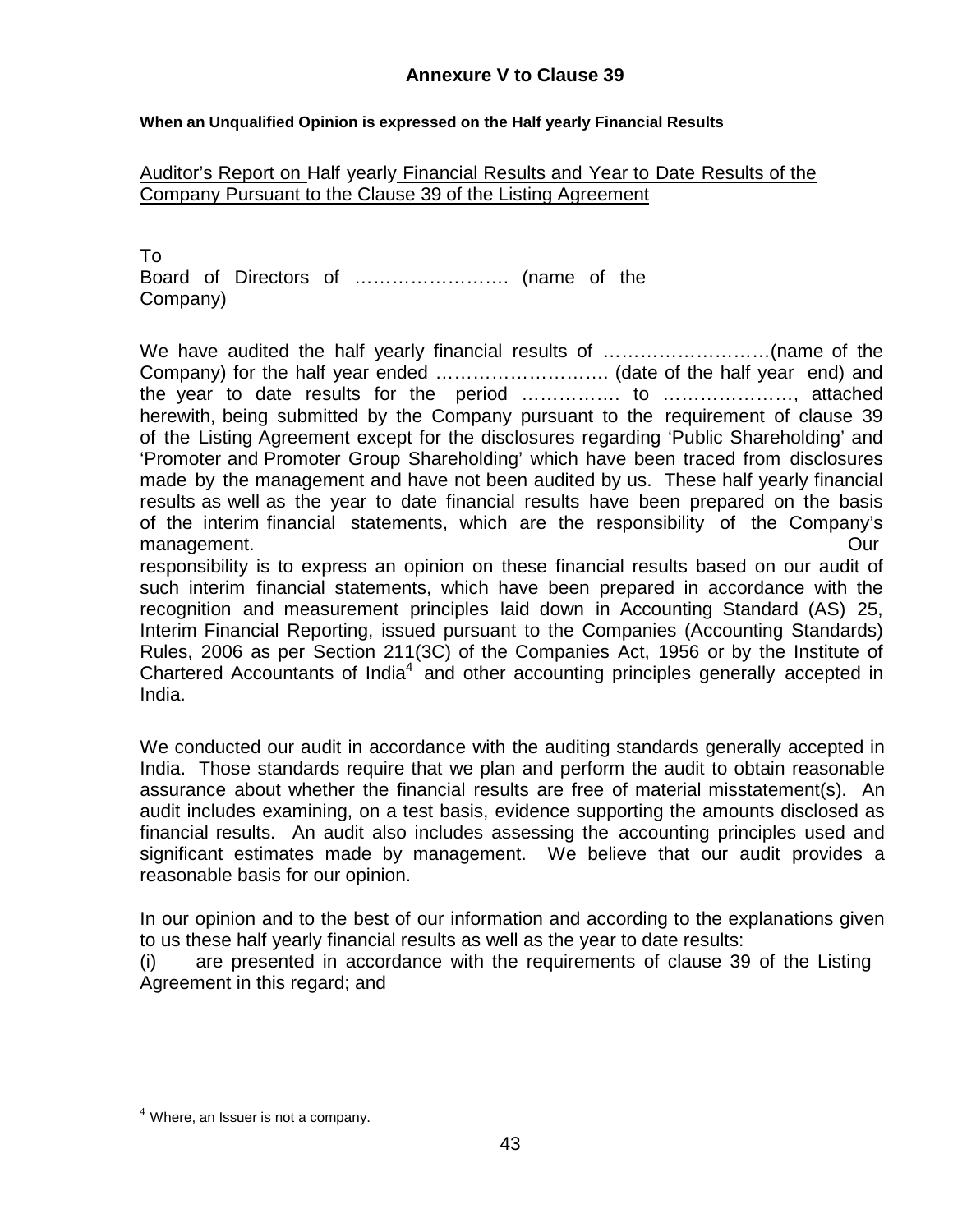## Annexure V to Clause 39

**When an Unqualified Opinion is expressed on the Half yearly Financial Results**

Auditor's Report on Half yearly Financial Results and Year to Date Results of the Company Pursuant to the Clause 39 of the Listing Agreement

To
Board of Directors of ……………………. (name of the Company)

We have audited the half yearly financial results of ………………………(name of the Company) for the half year ended ……………………….. (date of the half year end) and the year to date results for the period …………… to …………………, attached herewith, being submitted by the Company pursuant to the requirement of clause 39 of the Listing Agreement except for the disclosures regarding 'Public Shareholding' and 'Promoter and Promoter Group Shareholding' which have been traced from disclosures made by the management and have not been audited by us. These half yearly financial results as well as the year to date financial results have been prepared on the basis of the interim financial statements, which are the responsibility of the Company's management. Our responsibility is to express an opinion on these financial results based on our audit of such interim financial statements, which have been prepared in accordance with the recognition and measurement principles laid down in Accounting Standard (AS) 25, Interim Financial Reporting, issued pursuant to the Companies (Accounting Standards) Rules, 2006 as per Section 211(3C) of the Companies Act, 1956 or by the Institute of Chartered Accountants of India[4] and other accounting principles generally accepted in India.

We conducted our audit in accordance with the auditing standards generally accepted in India. Those standards require that we plan and perform the audit to obtain reasonable assurance about whether the financial results are free of material misstatement(s). An audit includes examining, on a test basis, evidence supporting the amounts disclosed as financial results. An audit also includes assessing the accounting principles used and significant estimates made by management. We believe that our audit provides a reasonable basis for our opinion.

In our opinion and to the best of our information and according to the explanations given to us these half yearly financial results as well as the year to date results:

(i) are presented in accordance with the requirements of clause 39 of the Listing Agreement in this regard; and

---

[4] Where, an Issuer is not a company.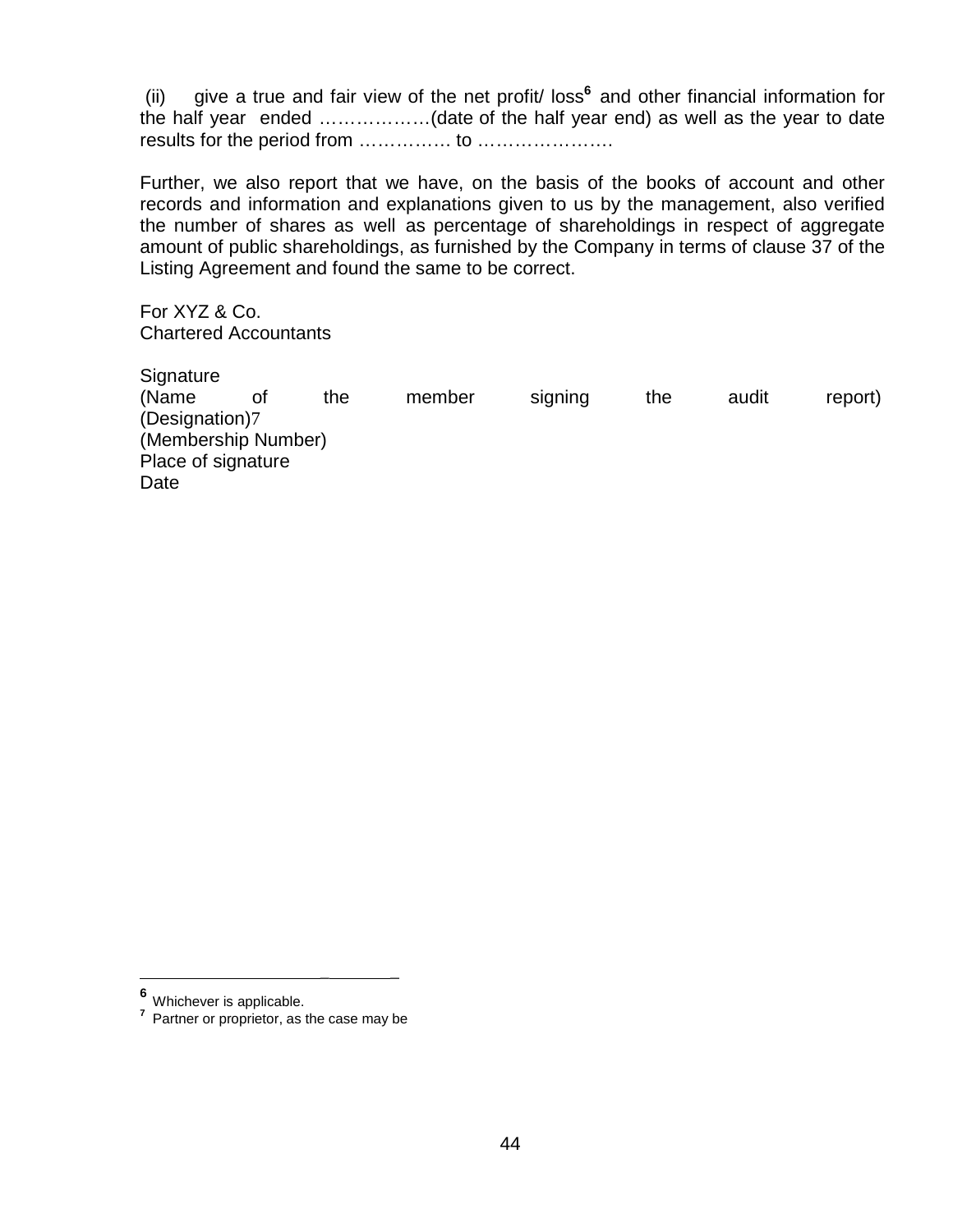(ii) give a true and fair view of the net profit/ loss[6] and other financial information for the half year ended ………………(date of the half year end) as well as the year to date results for the period from …………… to ………………….

Further, we also report that we have, on the basis of the books of account and other records and information and explanations given to us by the management, also verified the number of shares as well as percentage of shareholdings in respect of aggregate amount of public shareholdings, as furnished by the Company in terms of clause 37 of the Listing Agreement and found the same to be correct.

For XYZ & Co.
Chartered Accountants

Signature
(Name of the member signing the audit report)
(Designation)[7]
(Membership Number)
Place of signature
Date

---

[6] Whichever is applicable.
[7] Partner or proprietor, as the case may be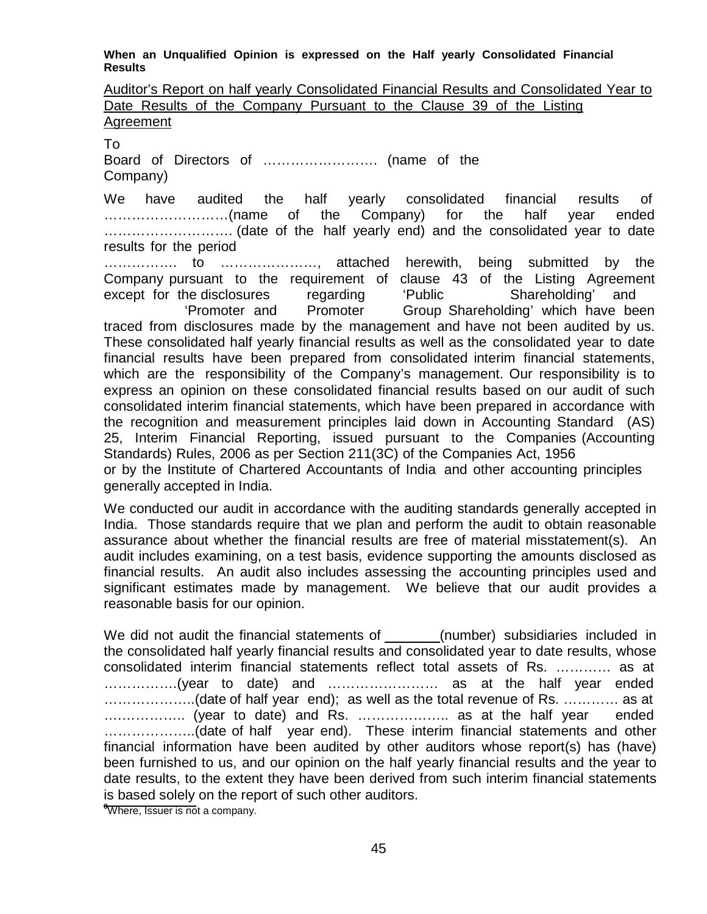**When an Unqualified Opinion is expressed on the Half yearly Consolidated Financial Results**

Auditor's Report on half yearly Consolidated Financial Results and Consolidated Year to Date Results of the Company Pursuant to the Clause 39 of the Listing Agreement

To
Board of Directors of ……………………. (name of the Company)

We have audited the half yearly consolidated financial results of ……………………….(name of the Company) for the half year ended ……………………… (date of the half yearly end) and the consolidated year to date results for the period ……………. to …………………, attached herewith, being submitted by the Company pursuant to the requirement of clause 43 of the Listing Agreement except for the disclosures regarding 'Public Shareholding' and 'Promoter and Promoter Group Shareholding' which have been traced from disclosures made by the management and have not been audited by us. These consolidated half yearly financial results as well as the consolidated year to date financial results have been prepared from consolidated interim financial statements, which are the responsibility of the Company's management. Our responsibility is to express an opinion on these consolidated financial results based on our audit of such consolidated interim financial statements, which have been prepared in accordance with the recognition and measurement principles laid down in Accounting Standard (AS) 25, Interim Financial Reporting, issued pursuant to the Companies (Accounting Standards) Rules, 2006 as per Section 211(3C) of the Companies Act, 1956 or by the Institute of Chartered Accountants of India and other accounting principles generally accepted in India.

We conducted our audit in accordance with the auditing standards generally accepted in India. Those standards require that we plan and perform the audit to obtain reasonable assurance about whether the financial results are free of material misstatement(s). An audit includes examining, on a test basis, evidence supporting the amounts disclosed as financial results. An audit also includes assessing the accounting principles used and significant estimates made by management. We believe that our audit provides a reasonable basis for our opinion.

We did not audit the financial statements of _______(number) subsidiaries included in the consolidated half yearly financial results and consolidated year to date results, whose consolidated interim financial statements reflect total assets of Rs. ………… as at …………….(year to date) and …………………… as at the half year ended ………………..(date of half year end); as well as the total revenue of Rs. ………… as at …………….. (year to date) and Rs. ……………….. as at the half year ended ………………..(date of half year end). These interim financial statements and other financial information have been audited by other auditors whose report(s) has (have) been furnished to us, and our opinion on the half yearly financial results and the year to date results, to the extent they have been derived from such interim financial statements is based solely on the report of such other auditors.

[a]Where, Issuer is not a company.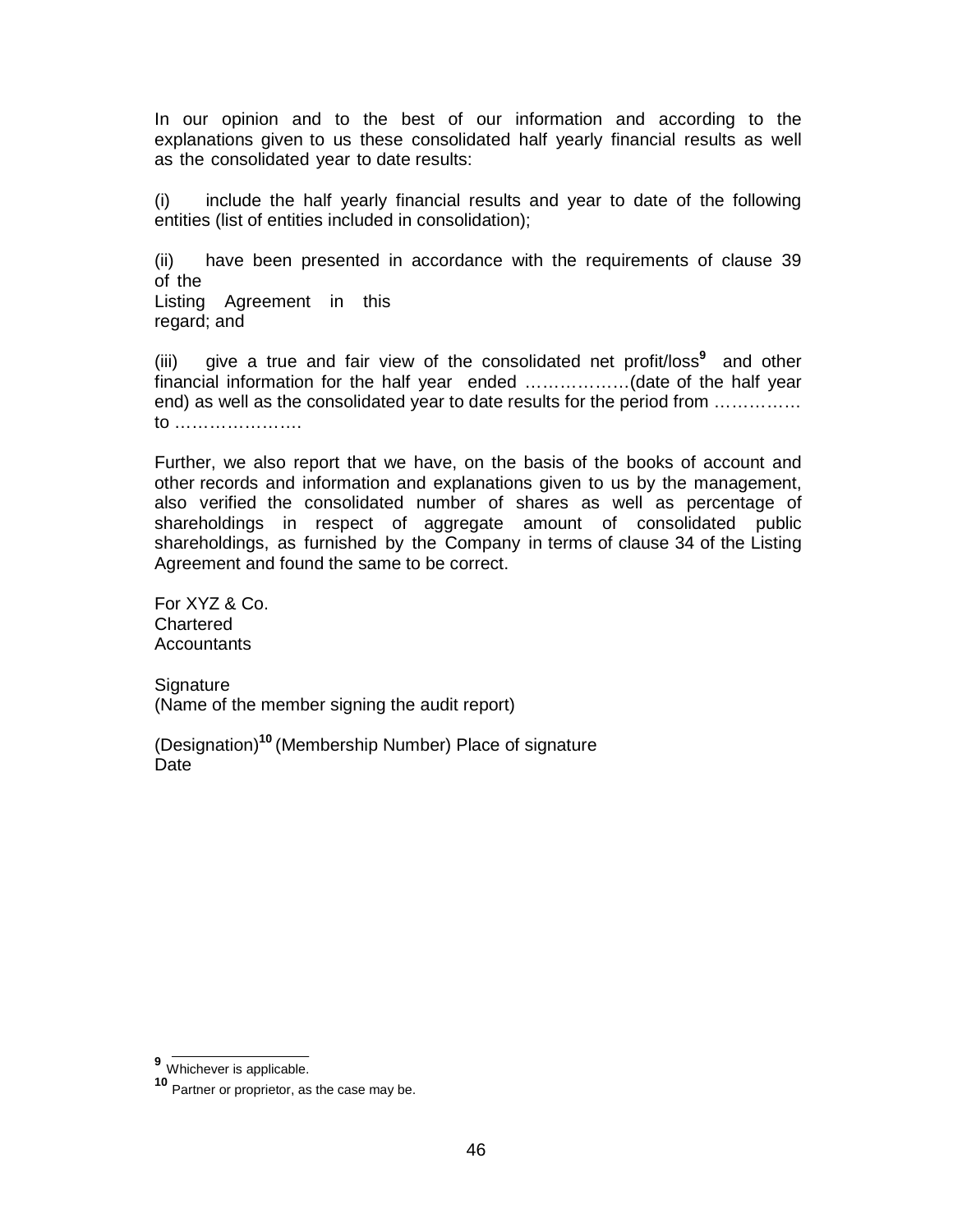In our opinion and to the best of our information and according to the explanations given to us these consolidated half yearly financial results as well as the consolidated year to date results:

(i) include the half yearly financial results and year to date of the following entities (list of entities included in consolidation);

(ii) have been presented in accordance with the requirements of clause 39 of the Listing Agreement in this regard; and

(iii) give a true and fair view of the consolidated net profit/loss[9] and other financial information for the half year ended ………………(date of the half year end) as well as the consolidated year to date results for the period from …………… to ………………….

Further, we also report that we have, on the basis of the books of account and other records and information and explanations given to us by the management, also verified the consolidated number of shares as well as percentage of shareholdings in respect of aggregate amount of consolidated public shareholdings, as furnished by the Company in terms of clause 34 of the Listing Agreement and found the same to be correct.

For XYZ & Co.
Chartered
Accountants

Signature
(Name of the member signing the audit report)

(Designation)[10] (Membership Number) Place of signature
Date

---

[9] Whichever is applicable.

[10] Partner or proprietor, as the case may be.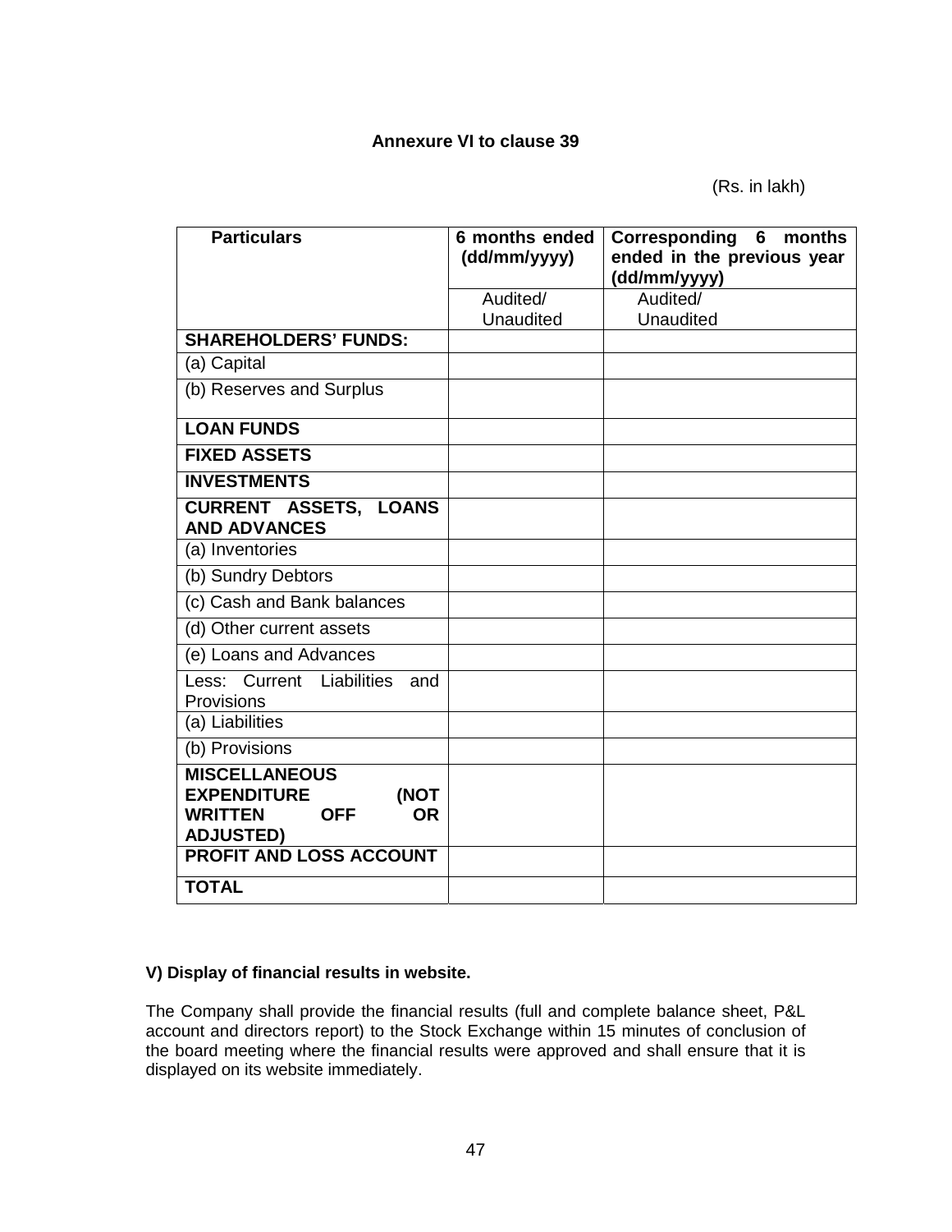**Annexure VI to clause 39**

(Rs. in lakh)

| Particulars | 6 months ended (dd/mm/yyyy) | Corresponding 6 months ended in the previous year (dd/mm/yyyy) |
|---|---|---|
| | Audited/ Unaudited | Audited/ Unaudited |
| **SHAREHOLDERS' FUNDS:** | | |
| (a) Capital | | |
| (b) Reserves and Surplus | | |
| **LOAN FUNDS** | | |
| **FIXED ASSETS** | | |
| **INVESTMENTS** | | |
| **CURRENT ASSETS, LOANS AND ADVANCES** | | |
| (a) Inventories | | |
| (b) Sundry Debtors | | |
| (c) Cash and Bank balances | | |
| (d) Other current assets | | |
| (e) Loans and Advances | | |
| Less: Current Liabilities and Provisions | | |
| (a) Liabilities | | |
| (b) Provisions | | |
| **MISCELLANEOUS EXPENDITURE (NOT WRITTEN OFF OR ADJUSTED)** | | |
| **PROFIT AND LOSS ACCOUNT** | | |
| **TOTAL** | | |

**V) Display of financial results in website.**

The Company shall provide the financial results (full and complete balance sheet, P&L account and directors report) to the Stock Exchange within 15 minutes of conclusion of the board meeting where the financial results were approved and shall ensure that it is displayed on its website immediately.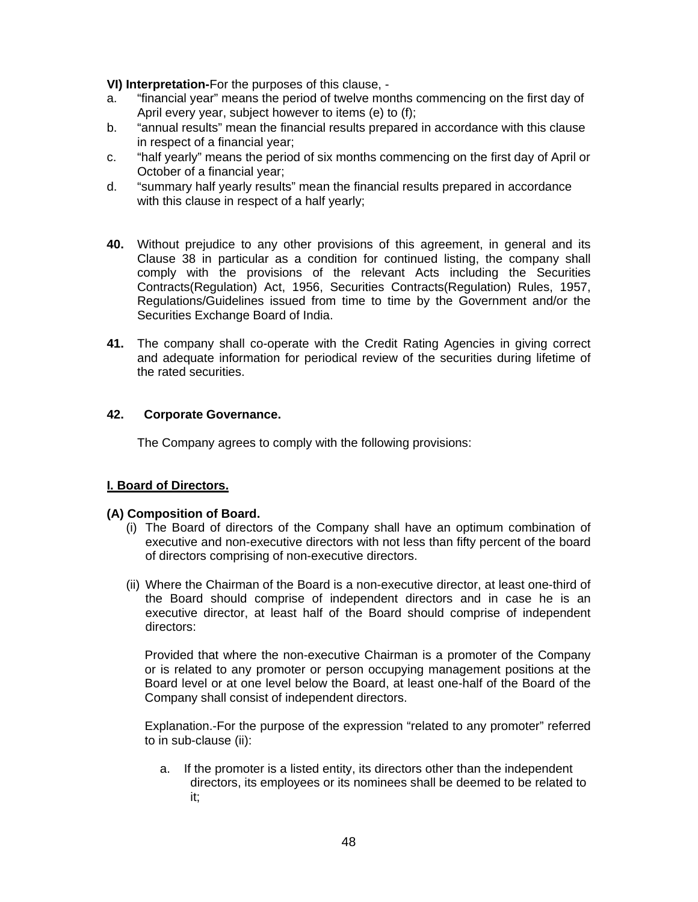**VI) Interpretation-**For the purposes of this clause, -

a. "financial year" means the period of twelve months commencing on the first day of April every year, subject however to items (e) to (f);

b. "annual results" mean the financial results prepared in accordance with this clause in respect of a financial year;

c. "half yearly" means the period of six months commencing on the first day of April or October of a financial year;

d. "summary half yearly results" mean the financial results prepared in accordance with this clause in respect of a half yearly;

**40.** Without prejudice to any other provisions of this agreement, in general and its Clause 38 in particular as a condition for continued listing, the company shall comply with the provisions of the relevant Acts including the Securities Contracts(Regulation) Act, 1956, Securities Contracts(Regulation) Rules, 1957, Regulations/Guidelines issued from time to time by the Government and/or the Securities Exchange Board of India.

**41.** The company shall co-operate with the Credit Rating Agencies in giving correct and adequate information for periodical review of the securities during lifetime of the rated securities.

**42. Corporate Governance.**

The Company agrees to comply with the following provisions:

**I. Board of Directors.**

**(A) Composition of Board.**

(i) The Board of directors of the Company shall have an optimum combination of executive and non-executive directors with not less than fifty percent of the board of directors comprising of non-executive directors.

(ii) Where the Chairman of the Board is a non-executive director, at least one-third of the Board should comprise of independent directors and in case he is an executive director, at least half of the Board should comprise of independent directors:

Provided that where the non-executive Chairman is a promoter of the Company or is related to any promoter or person occupying management positions at the Board level or at one level below the Board, at least one-half of the Board of the Company shall consist of independent directors.

Explanation.-For the purpose of the expression "related to any promoter" referred to in sub-clause (ii):

a. If the promoter is a listed entity, its directors other than the independent directors, its employees or its nominees shall be deemed to be related to it;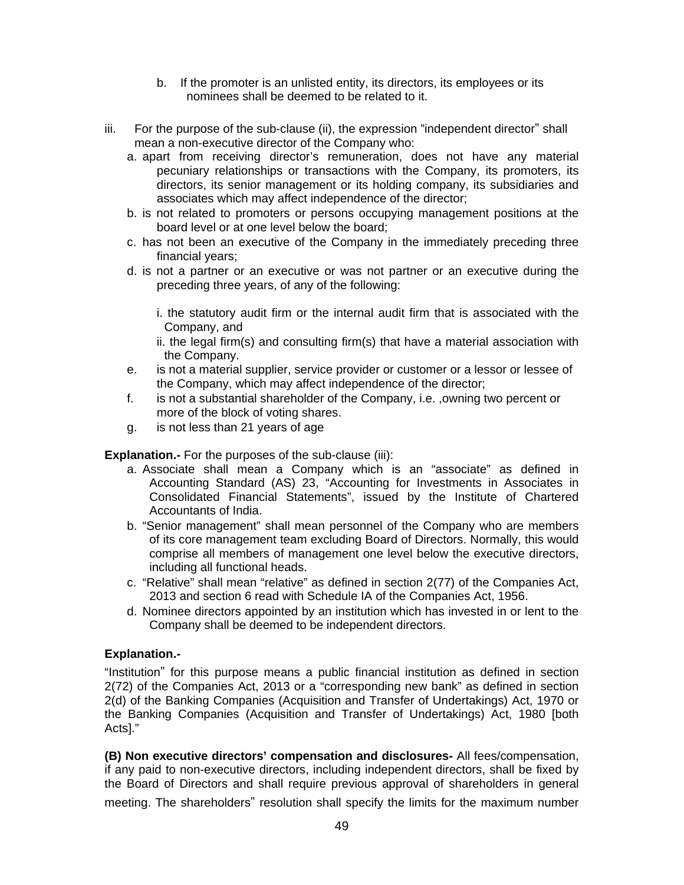b. If the promoter is an unlisted entity, its directors, its employees or its nominees shall be deemed to be related to it.

iii. For the purpose of the sub-clause (ii), the expression "independent director" shall mean a non-executive director of the Company who:

a. apart from receiving director's remuneration, does not have any material pecuniary relationships or transactions with the Company, its promoters, its directors, its senior management or its holding company, its subsidiaries and associates which may affect independence of the director;

b. is not related to promoters or persons occupying management positions at the board level or at one level below the board;

c. has not been an executive of the Company in the immediately preceding three financial years;

d. is not a partner or an executive or was not partner or an executive during the preceding three years, of any of the following:

   i. the statutory audit firm or the internal audit firm that is associated with the Company, and

   ii. the legal firm(s) and consulting firm(s) that have a material association with the Company.

e. is not a material supplier, service provider or customer or a lessor or lessee of the Company, which may affect independence of the director;

f. is not a substantial shareholder of the Company, i.e. ,owning two percent or more of the block of voting shares.

g. is not less than 21 years of age

**Explanation.-** For the purposes of the sub-clause (iii):

a. Associate shall mean a Company which is an "associate" as defined in Accounting Standard (AS) 23, "Accounting for Investments in Associates in Consolidated Financial Statements", issued by the Institute of Chartered Accountants of India.

b. "Senior management" shall mean personnel of the Company who are members of its core management team excluding Board of Directors. Normally, this would comprise all members of management one level below the executive directors, including all functional heads.

c. "Relative" shall mean "relative" as defined in section 2(77) of the Companies Act, 2013 and section 6 read with Schedule IA of the Companies Act, 1956.

d. Nominee directors appointed by an institution which has invested in or lent to the Company shall be deemed to be independent directors.

**Explanation.-**

"Institution" for this purpose means a public financial institution as defined in section 2(72) of the Companies Act, 2013 or a "corresponding new bank" as defined in section 2(d) of the Banking Companies (Acquisition and Transfer of Undertakings) Act, 1970 or the Banking Companies (Acquisition and Transfer of Undertakings) Act, 1980 [both Acts]."

**(B) Non executive directors' compensation and disclosures-** All fees/compensation, if any paid to non-executive directors, including independent directors, shall be fixed by the Board of Directors and shall require previous approval of shareholders in general meeting. The shareholders" resolution shall specify the limits for the maximum number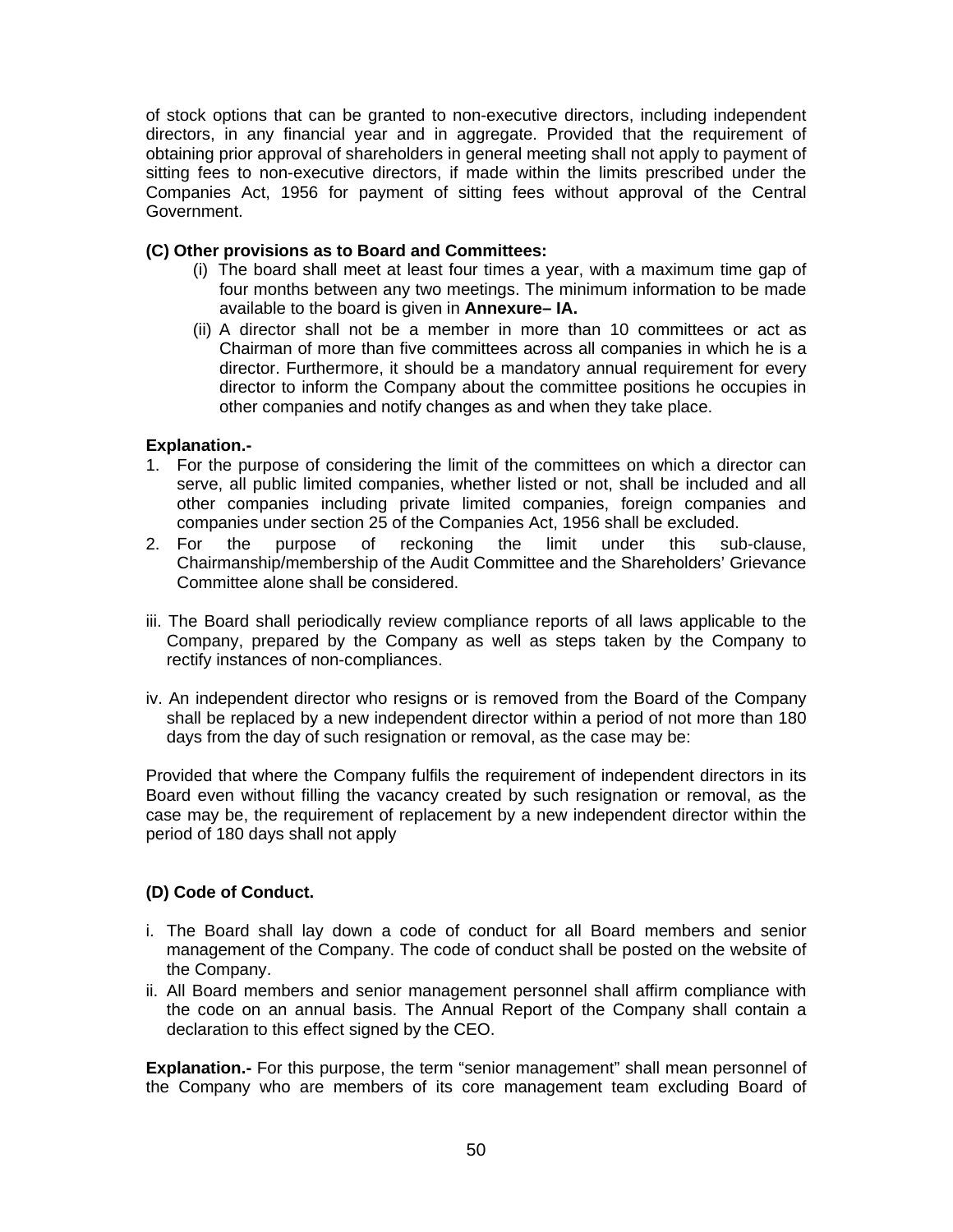of stock options that can be granted to non-executive directors, including independent directors, in any financial year and in aggregate. Provided that the requirement of obtaining prior approval of shareholders in general meeting shall not apply to payment of sitting fees to non-executive directors, if made within the limits prescribed under the Companies Act, 1956 for payment of sitting fees without approval of the Central Government.

**(C) Other provisions as to Board and Committees:**

(i) The board shall meet at least four times a year, with a maximum time gap of four months between any two meetings. The minimum information to be made available to the board is given in **Annexure– IA.**

(ii) A director shall not be a member in more than 10 committees or act as Chairman of more than five committees across all companies in which he is a director. Furthermore, it should be a mandatory annual requirement for every director to inform the Company about the committee positions he occupies in other companies and notify changes as and when they take place.

**Explanation.-**

1. For the purpose of considering the limit of the committees on which a director can serve, all public limited companies, whether listed or not, shall be included and all other companies including private limited companies, foreign companies and companies under section 25 of the Companies Act, 1956 shall be excluded.
2. For the purpose of reckoning the limit under this sub-clause, Chairmanship/membership of the Audit Committee and the Shareholders' Grievance Committee alone shall be considered.

iii. The Board shall periodically review compliance reports of all laws applicable to the Company, prepared by the Company as well as steps taken by the Company to rectify instances of non-compliances.

iv. An independent director who resigns or is removed from the Board of the Company shall be replaced by a new independent director within a period of not more than 180 days from the day of such resignation or removal, as the case may be:

Provided that where the Company fulfils the requirement of independent directors in its Board even without filling the vacancy created by such resignation or removal, as the case may be, the requirement of replacement by a new independent director within the period of 180 days shall not apply

**(D) Code of Conduct.**

i. The Board shall lay down a code of conduct for all Board members and senior management of the Company. The code of conduct shall be posted on the website of the Company.

ii. All Board members and senior management personnel shall affirm compliance with the code on an annual basis. The Annual Report of the Company shall contain a declaration to this effect signed by the CEO.

**Explanation.-** For this purpose, the term "senior management" shall mean personnel of the Company who are members of its core management team excluding Board of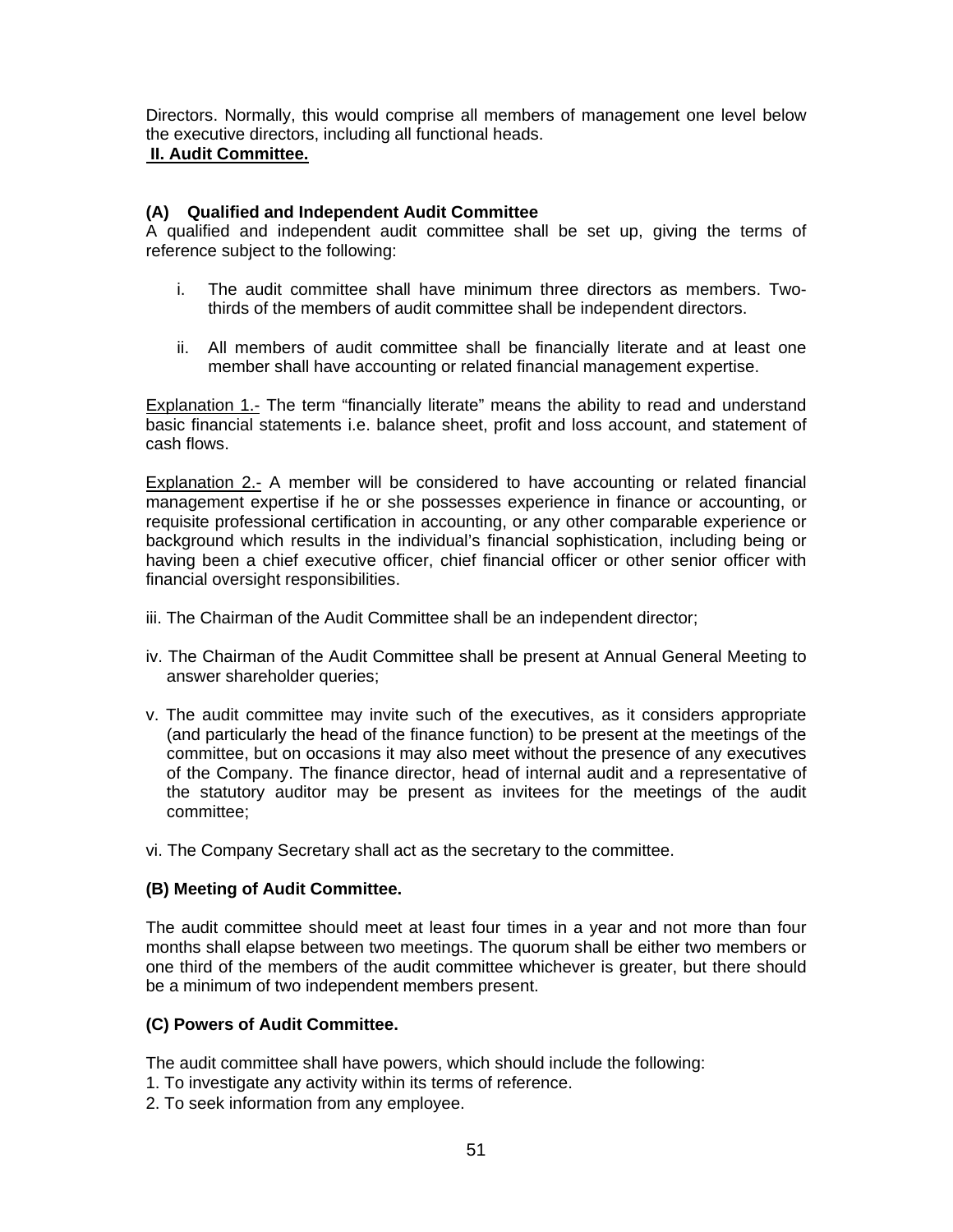Directors. Normally, this would comprise all members of management one level below the executive directors, including all functional heads.

**II. Audit Committee.**

**(A) Qualified and Independent Audit Committee**

A qualified and independent audit committee shall be set up, giving the terms of reference subject to the following:

i. The audit committee shall have minimum three directors as members. Two-thirds of the members of audit committee shall be independent directors.

ii. All members of audit committee shall be financially literate and at least one member shall have accounting or related financial management expertise.

Explanation 1.- The term "financially literate" means the ability to read and understand basic financial statements i.e. balance sheet, profit and loss account, and statement of cash flows.

Explanation 2.- A member will be considered to have accounting or related financial management expertise if he or she possesses experience in finance or accounting, or requisite professional certification in accounting, or any other comparable experience or background which results in the individual's financial sophistication, including being or having been a chief executive officer, chief financial officer or other senior officer with financial oversight responsibilities.

iii. The Chairman of the Audit Committee shall be an independent director;

iv. The Chairman of the Audit Committee shall be present at Annual General Meeting to answer shareholder queries;

v. The audit committee may invite such of the executives, as it considers appropriate (and particularly the head of the finance function) to be present at the meetings of the committee, but on occasions it may also meet without the presence of any executives of the Company. The finance director, head of internal audit and a representative of the statutory auditor may be present as invitees for the meetings of the audit committee;

vi. The Company Secretary shall act as the secretary to the committee.

**(B) Meeting of Audit Committee.**

The audit committee should meet at least four times in a year and not more than four months shall elapse between two meetings. The quorum shall be either two members or one third of the members of the audit committee whichever is greater, but there should be a minimum of two independent members present.

**(C) Powers of Audit Committee.**

The audit committee shall have powers, which should include the following:

1. To investigate any activity within its terms of reference.
2. To seek information from any employee.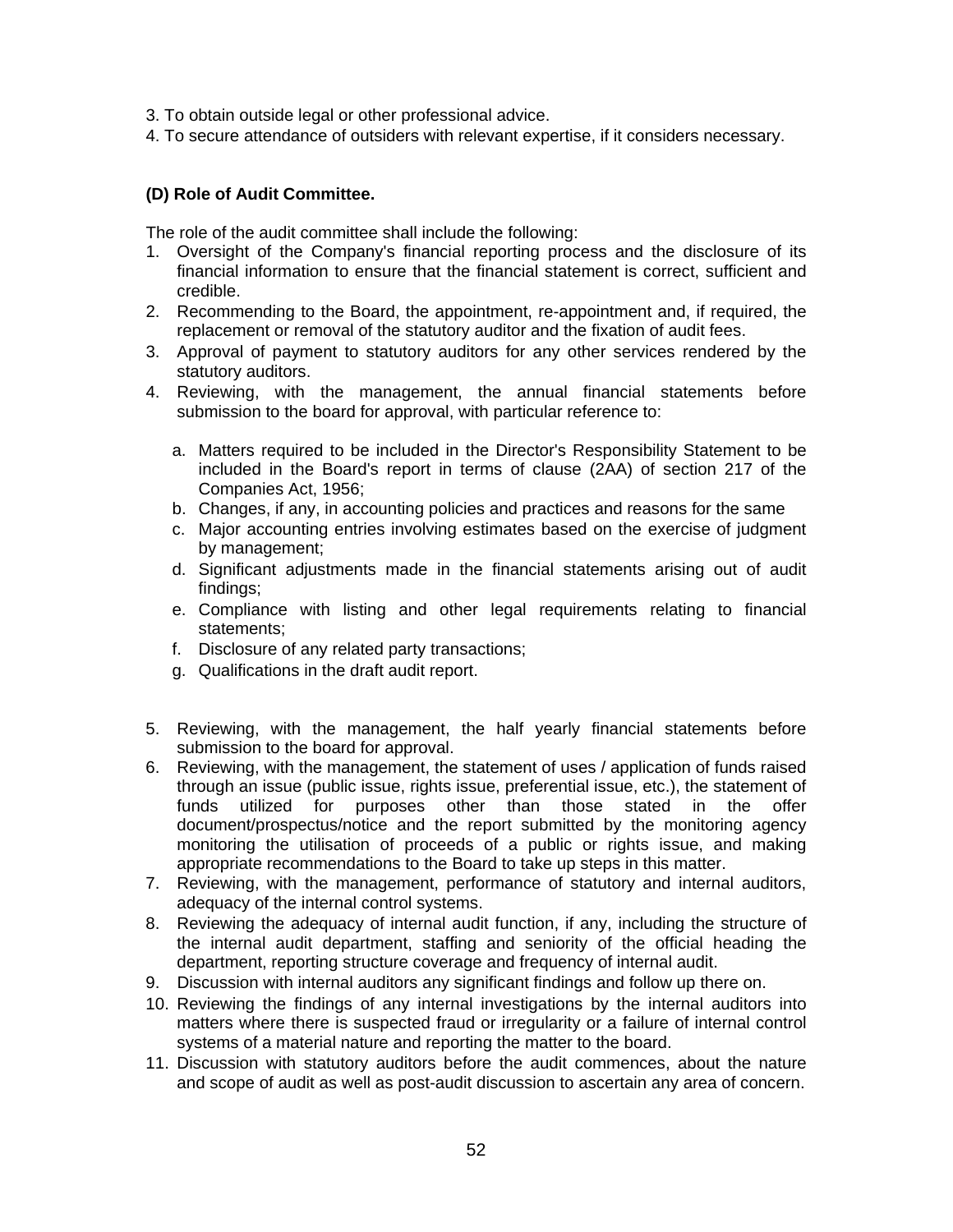3. To obtain outside legal or other professional advice.
4. To secure attendance of outsiders with relevant expertise, if it considers necessary.

**(D) Role of Audit Committee.**

The role of the audit committee shall include the following:

1. Oversight of the Company's financial reporting process and the disclosure of its financial information to ensure that the financial statement is correct, sufficient and credible.
2. Recommending to the Board, the appointment, re-appointment and, if required, the replacement or removal of the statutory auditor and the fixation of audit fees.
3. Approval of payment to statutory auditors for any other services rendered by the statutory auditors.
4. Reviewing, with the management, the annual financial statements before submission to the board for approval, with particular reference to:
   a. Matters required to be included in the Director's Responsibility Statement to be included in the Board's report in terms of clause (2AA) of section 217 of the Companies Act, 1956;
   b. Changes, if any, in accounting policies and practices and reasons for the same
   c. Major accounting entries involving estimates based on the exercise of judgment by management;
   d. Significant adjustments made in the financial statements arising out of audit findings;
   e. Compliance with listing and other legal requirements relating to financial statements;
   f. Disclosure of any related party transactions;
   g. Qualifications in the draft audit report.
5. Reviewing, with the management, the half yearly financial statements before submission to the board for approval.
6. Reviewing, with the management, the statement of uses / application of funds raised through an issue (public issue, rights issue, preferential issue, etc.), the statement of funds utilized for purposes other than those stated in the offer document/prospectus/notice and the report submitted by the monitoring agency monitoring the utilisation of proceeds of a public or rights issue, and making appropriate recommendations to the Board to take up steps in this matter.
7. Reviewing, with the management, performance of statutory and internal auditors, adequacy of the internal control systems.
8. Reviewing the adequacy of internal audit function, if any, including the structure of the internal audit department, staffing and seniority of the official heading the department, reporting structure coverage and frequency of internal audit.
9. Discussion with internal auditors any significant findings and follow up there on.
10. Reviewing the findings of any internal investigations by the internal auditors into matters where there is suspected fraud or irregularity or a failure of internal control systems of a material nature and reporting the matter to the board.
11. Discussion with statutory auditors before the audit commences, about the nature and scope of audit as well as post-audit discussion to ascertain any area of concern.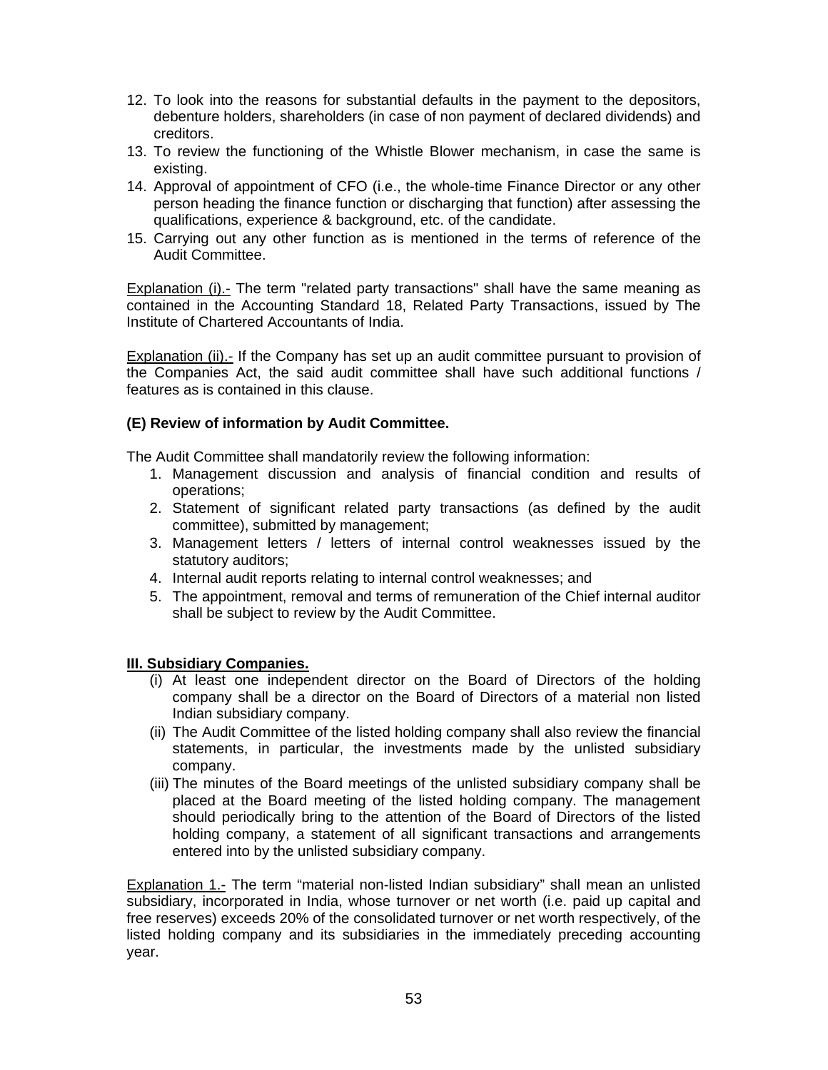12. To look into the reasons for substantial defaults in the payment to the depositors, debenture holders, shareholders (in case of non payment of declared dividends) and creditors.
13. To review the functioning of the Whistle Blower mechanism, in case the same is existing.
14. Approval of appointment of CFO (i.e., the whole-time Finance Director or any other person heading the finance function or discharging that function) after assessing the qualifications, experience & background, etc. of the candidate.
15. Carrying out any other function as is mentioned in the terms of reference of the Audit Committee.

Explanation (i).- The term "related party transactions" shall have the same meaning as contained in the Accounting Standard 18, Related Party Transactions, issued by The Institute of Chartered Accountants of India.

Explanation (ii).- If the Company has set up an audit committee pursuant to provision of the Companies Act, the said audit committee shall have such additional functions / features as is contained in this clause.

**(E) Review of information by Audit Committee.**

The Audit Committee shall mandatorily review the following information:

1. Management discussion and analysis of financial condition and results of operations;
2. Statement of significant related party transactions (as defined by the audit committee), submitted by management;
3. Management letters / letters of internal control weaknesses issued by the statutory auditors;
4. Internal audit reports relating to internal control weaknesses; and
5. The appointment, removal and terms of remuneration of the Chief internal auditor shall be subject to review by the Audit Committee.

**III. Subsidiary Companies.**

(i) At least one independent director on the Board of Directors of the holding company shall be a director on the Board of Directors of a material non listed Indian subsidiary company.

(ii) The Audit Committee of the listed holding company shall also review the financial statements, in particular, the investments made by the unlisted subsidiary company.

(iii) The minutes of the Board meetings of the unlisted subsidiary company shall be placed at the Board meeting of the listed holding company. The management should periodically bring to the attention of the Board of Directors of the listed holding company, a statement of all significant transactions and arrangements entered into by the unlisted subsidiary company.

Explanation 1.- The term "material non-listed Indian subsidiary" shall mean an unlisted subsidiary, incorporated in India, whose turnover or net worth (i.e. paid up capital and free reserves) exceeds 20% of the consolidated turnover or net worth respectively, of the listed holding company and its subsidiaries in the immediately preceding accounting year.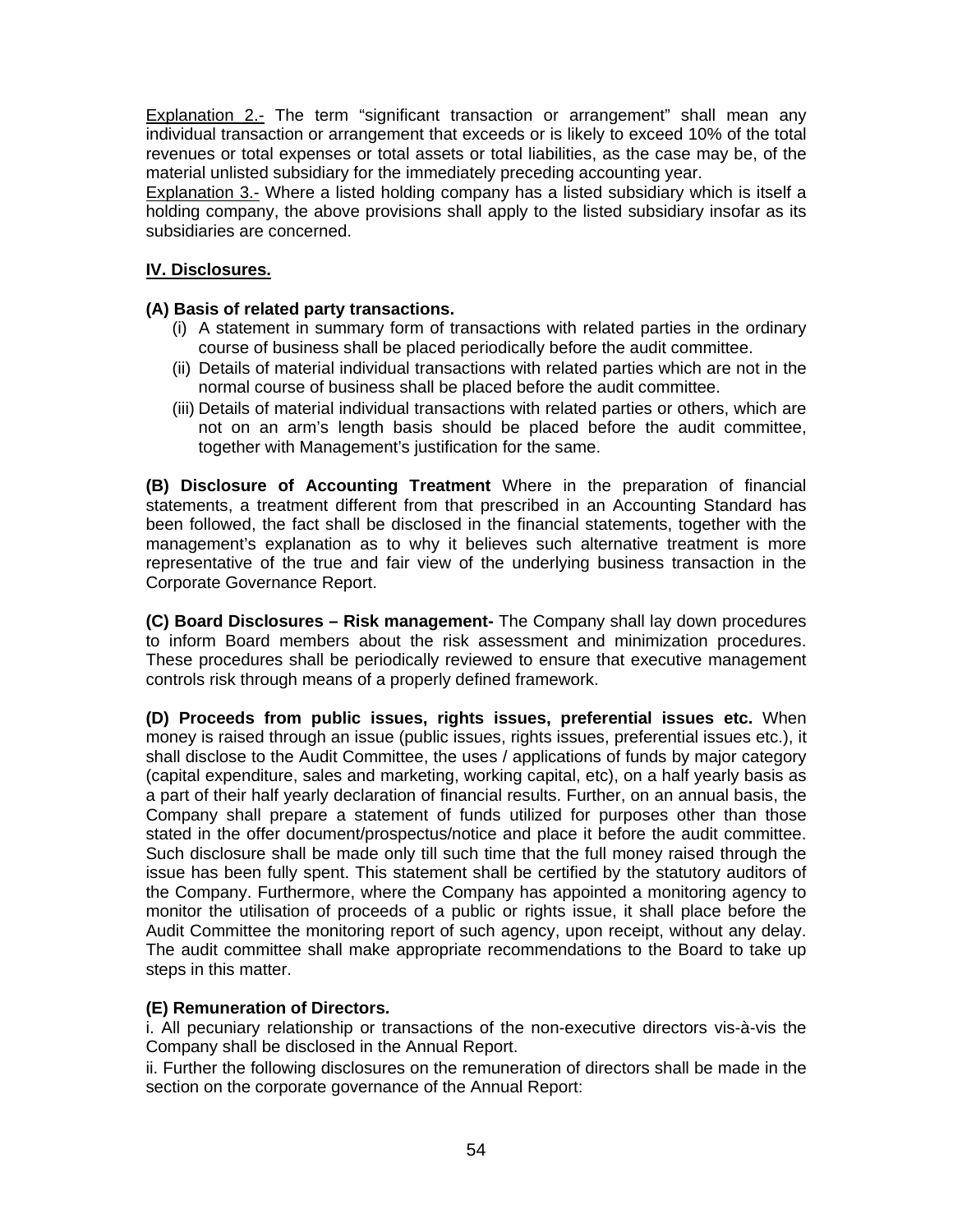Explanation 2.- The term "significant transaction or arrangement" shall mean any individual transaction or arrangement that exceeds or is likely to exceed 10% of the total revenues or total expenses or total assets or total liabilities, as the case may be, of the material unlisted subsidiary for the immediately preceding accounting year.

Explanation 3.- Where a listed holding company has a listed subsidiary which is itself a holding company, the above provisions shall apply to the listed subsidiary insofar as its subsidiaries are concerned.

## IV. Disclosures.

### (A) Basis of related party transactions.

(i) A statement in summary form of transactions with related parties in the ordinary course of business shall be placed periodically before the audit committee.

(ii) Details of material individual transactions with related parties which are not in the normal course of business shall be placed before the audit committee.

(iii) Details of material individual transactions with related parties or others, which are not on an arm's length basis should be placed before the audit committee, together with Management's justification for the same.

**(B) Disclosure of Accounting Treatment** Where in the preparation of financial statements, a treatment different from that prescribed in an Accounting Standard has been followed, the fact shall be disclosed in the financial statements, together with the management's explanation as to why it believes such alternative treatment is more representative of the true and fair view of the underlying business transaction in the Corporate Governance Report.

**(C) Board Disclosures – Risk management-** The Company shall lay down procedures to inform Board members about the risk assessment and minimization procedures. These procedures shall be periodically reviewed to ensure that executive management controls risk through means of a properly defined framework.

**(D) Proceeds from public issues, rights issues, preferential issues etc.** When money is raised through an issue (public issues, rights issues, preferential issues etc.), it shall disclose to the Audit Committee, the uses / applications of funds by major category (capital expenditure, sales and marketing, working capital, etc), on a half yearly basis as a part of their half yearly declaration of financial results. Further, on an annual basis, the Company shall prepare a statement of funds utilized for purposes other than those stated in the offer document/prospectus/notice and place it before the audit committee. Such disclosure shall be made only till such time that the full money raised through the issue has been fully spent. This statement shall be certified by the statutory auditors of the Company. Furthermore, where the Company has appointed a monitoring agency to monitor the utilisation of proceeds of a public or rights issue, it shall place before the Audit Committee the monitoring report of such agency, upon receipt, without any delay. The audit committee shall make appropriate recommendations to the Board to take up steps in this matter.

### (E) Remuneration of Directors.

i. All pecuniary relationship or transactions of the non-executive directors vis-à-vis the Company shall be disclosed in the Annual Report.

ii. Further the following disclosures on the remuneration of directors shall be made in the section on the corporate governance of the Annual Report: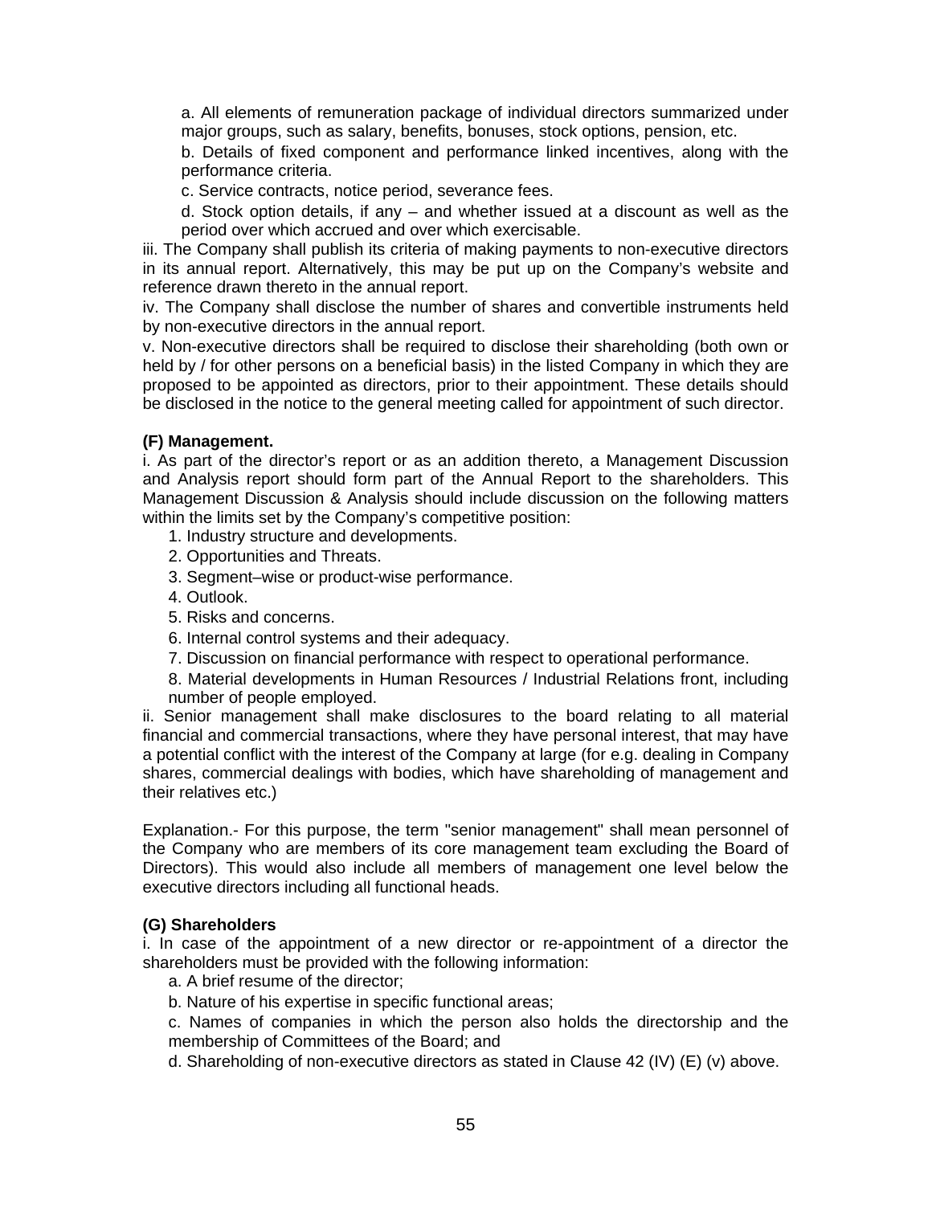a. All elements of remuneration package of individual directors summarized under major groups, such as salary, benefits, bonuses, stock options, pension, etc.

b. Details of fixed component and performance linked incentives, along with the performance criteria.

c. Service contracts, notice period, severance fees.

d. Stock option details, if any – and whether issued at a discount as well as the period over which accrued and over which exercisable.

iii. The Company shall publish its criteria of making payments to non-executive directors in its annual report. Alternatively, this may be put up on the Company's website and reference drawn thereto in the annual report.

iv. The Company shall disclose the number of shares and convertible instruments held by non-executive directors in the annual report.

v. Non-executive directors shall be required to disclose their shareholding (both own or held by / for other persons on a beneficial basis) in the listed Company in which they are proposed to be appointed as directors, prior to their appointment. These details should be disclosed in the notice to the general meeting called for appointment of such director.

**(F) Management.**

i. As part of the director's report or as an addition thereto, a Management Discussion and Analysis report should form part of the Annual Report to the shareholders. This Management Discussion & Analysis should include discussion on the following matters within the limits set by the Company's competitive position:

1. Industry structure and developments.
2. Opportunities and Threats.
3. Segment–wise or product-wise performance.
4. Outlook.
5. Risks and concerns.
6. Internal control systems and their adequacy.
7. Discussion on financial performance with respect to operational performance.
8. Material developments in Human Resources / Industrial Relations front, including number of people employed.

ii. Senior management shall make disclosures to the board relating to all material financial and commercial transactions, where they have personal interest, that may have a potential conflict with the interest of the Company at large (for e.g. dealing in Company shares, commercial dealings with bodies, which have shareholding of management and their relatives etc.)

Explanation.- For this purpose, the term "senior management" shall mean personnel of the Company who are members of its core management team excluding the Board of Directors). This would also include all members of management one level below the executive directors including all functional heads.

**(G) Shareholders**

i. In case of the appointment of a new director or re-appointment of a director the shareholders must be provided with the following information:

a. A brief resume of the director;

b. Nature of his expertise in specific functional areas;

c. Names of companies in which the person also holds the directorship and the membership of Committees of the Board; and

d. Shareholding of non-executive directors as stated in Clause 42 (IV) (E) (v) above.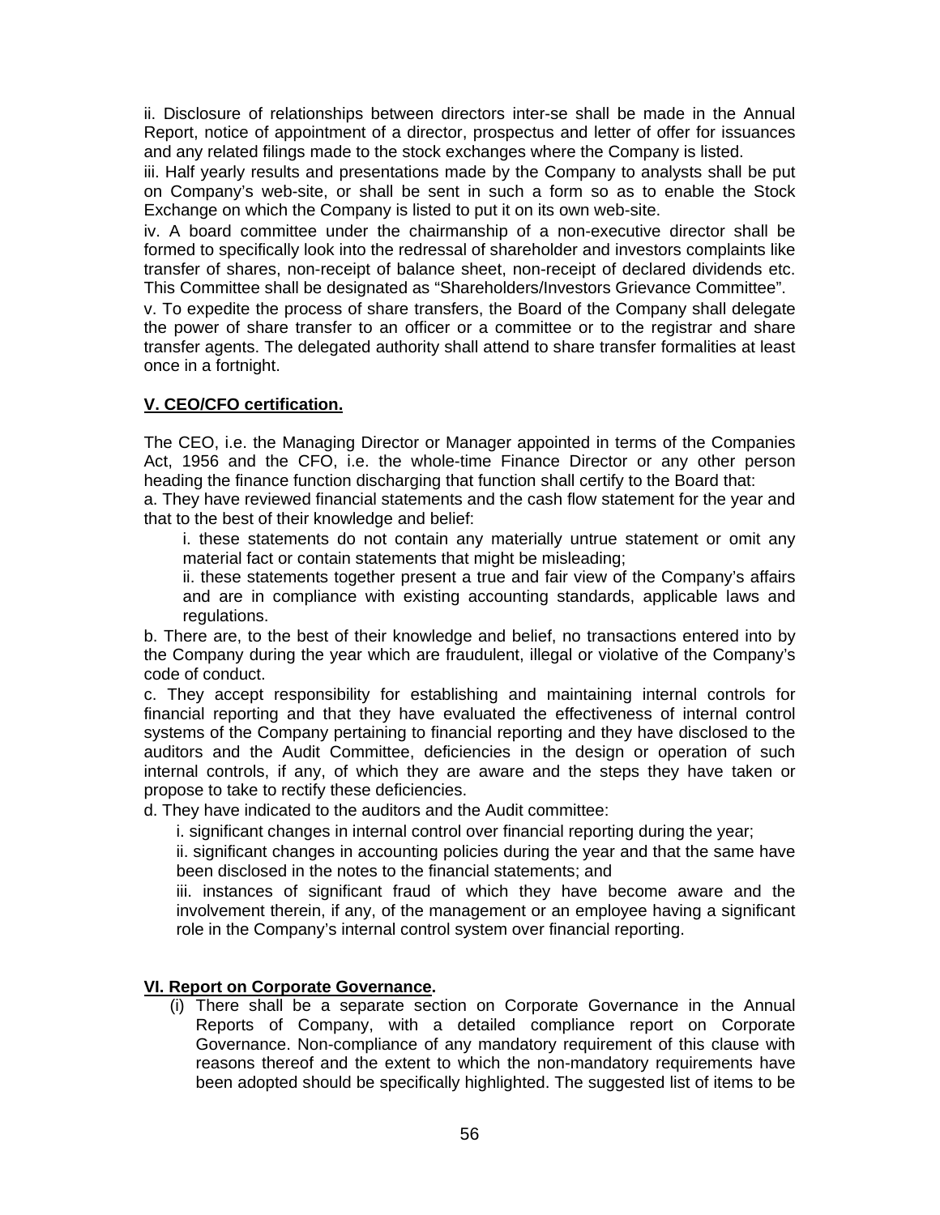ii. Disclosure of relationships between directors inter-se shall be made in the Annual Report, notice of appointment of a director, prospectus and letter of offer for issuances and any related filings made to the stock exchanges where the Company is listed.

iii. Half yearly results and presentations made by the Company to analysts shall be put on Company's web-site, or shall be sent in such a form so as to enable the Stock Exchange on which the Company is listed to put it on its own web-site.

iv. A board committee under the chairmanship of a non-executive director shall be formed to specifically look into the redressal of shareholder and investors complaints like transfer of shares, non-receipt of balance sheet, non-receipt of declared dividends etc. This Committee shall be designated as "Shareholders/Investors Grievance Committee".

v. To expedite the process of share transfers, the Board of the Company shall delegate the power of share transfer to an officer or a committee or to the registrar and share transfer agents. The delegated authority shall attend to share transfer formalities at least once in a fortnight.

## **V. CEO/CFO certification.**

The CEO, i.e. the Managing Director or Manager appointed in terms of the Companies Act, 1956 and the CFO, i.e. the whole-time Finance Director or any other person heading the finance function discharging that function shall certify to the Board that:

a. They have reviewed financial statements and the cash flow statement for the year and that to the best of their knowledge and belief:

> i. these statements do not contain any materially untrue statement or omit any material fact or contain statements that might be misleading;
>
> ii. these statements together present a true and fair view of the Company's affairs and are in compliance with existing accounting standards, applicable laws and regulations.

b. There are, to the best of their knowledge and belief, no transactions entered into by the Company during the year which are fraudulent, illegal or violative of the Company's code of conduct.

c. They accept responsibility for establishing and maintaining internal controls for financial reporting and that they have evaluated the effectiveness of internal control systems of the Company pertaining to financial reporting and they have disclosed to the auditors and the Audit Committee, deficiencies in the design or operation of such internal controls, if any, of which they are aware and the steps they have taken or propose to take to rectify these deficiencies.

d. They have indicated to the auditors and the Audit committee:

> i. significant changes in internal control over financial reporting during the year;
>
> ii. significant changes in accounting policies during the year and that the same have been disclosed in the notes to the financial statements; and
>
> iii. instances of significant fraud of which they have become aware and the involvement therein, if any, of the management or an employee having a significant role in the Company's internal control system over financial reporting.

## **VI. Report on Corporate Governance.**

(i) There shall be a separate section on Corporate Governance in the Annual Reports of Company, with a detailed compliance report on Corporate Governance. Non-compliance of any mandatory requirement of this clause with reasons thereof and the extent to which the non-mandatory requirements have been adopted should be specifically highlighted. The suggested list of items to be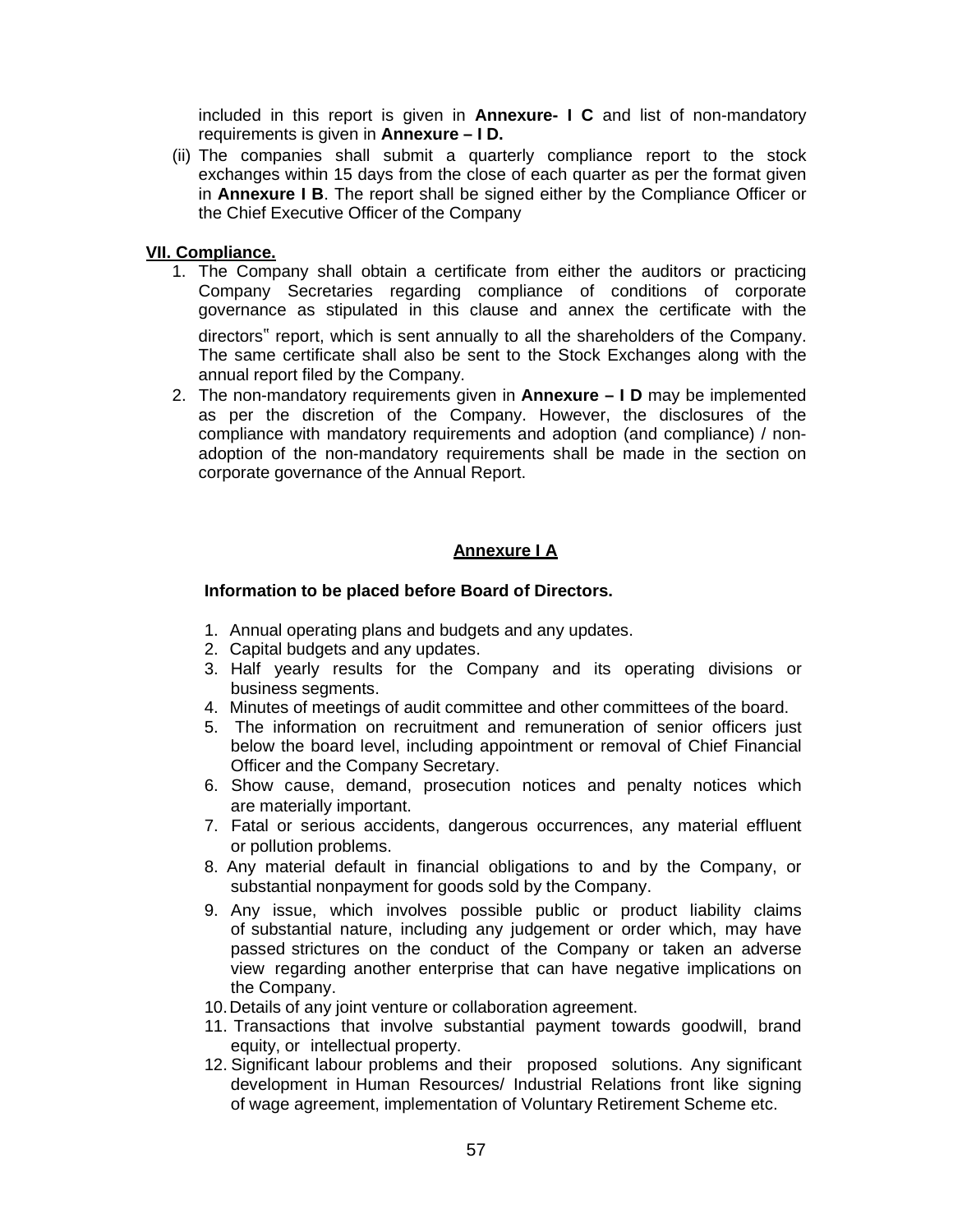included in this report is given in **Annexure- I C** and list of non-mandatory requirements is given in **Annexure – I D.**

(ii) The companies shall submit a quarterly compliance report to the stock exchanges within 15 days from the close of each quarter as per the format given in **Annexure I B**. The report shall be signed either by the Compliance Officer or the Chief Executive Officer of the Company

**VII. Compliance.**

1. The Company shall obtain a certificate from either the auditors or practicing Company Secretaries regarding compliance of conditions of corporate governance as stipulated in this clause and annex the certificate with the directors" report, which is sent annually to all the shareholders of the Company. The same certificate shall also be sent to the Stock Exchanges along with the annual report filed by the Company.
2. The non-mandatory requirements given in **Annexure – I D** may be implemented as per the discretion of the Company. However, the disclosures of the compliance with mandatory requirements and adoption (and compliance) / non-adoption of the non-mandatory requirements shall be made in the section on corporate governance of the Annual Report.

## Annexure I A

**Information to be placed before Board of Directors.**

1. Annual operating plans and budgets and any updates.
2. Capital budgets and any updates.
3. Half yearly results for the Company and its operating divisions or business segments.
4. Minutes of meetings of audit committee and other committees of the board.
5. The information on recruitment and remuneration of senior officers just below the board level, including appointment or removal of Chief Financial Officer and the Company Secretary.
6. Show cause, demand, prosecution notices and penalty notices which are materially important.
7. Fatal or serious accidents, dangerous occurrences, any material effluent or pollution problems.
8. Any material default in financial obligations to and by the Company, or substantial nonpayment for goods sold by the Company.
9. Any issue, which involves possible public or product liability claims of substantial nature, including any judgement or order which, may have passed strictures on the conduct of the Company or taken an adverse view regarding another enterprise that can have negative implications on the Company.
10. Details of any joint venture or collaboration agreement.
11. Transactions that involve substantial payment towards goodwill, brand equity, or intellectual property.
12. Significant labour problems and their proposed solutions. Any significant development in Human Resources/ Industrial Relations front like signing of wage agreement, implementation of Voluntary Retirement Scheme etc.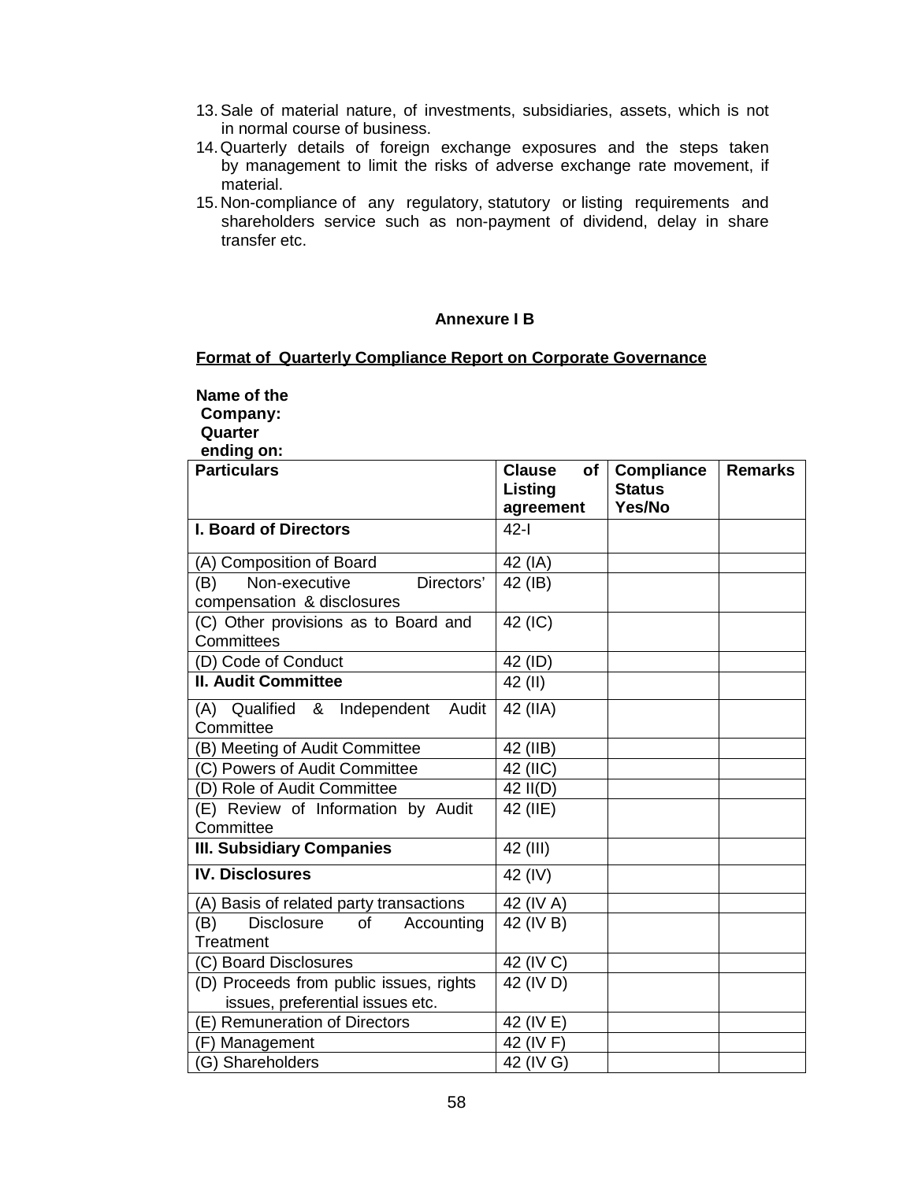13. Sale of material nature, of investments, subsidiaries, assets, which is not in normal course of business.
14. Quarterly details of foreign exchange exposures and the steps taken by management to limit the risks of adverse exchange rate movement, if material.
15. Non-compliance of any regulatory, statutory or listing requirements and shareholders service such as non-payment of dividend, delay in share transfer etc.

**Annexure I B**

**Format of Quarterly Compliance Report on Corporate Governance**

**Name of the Company:**
**Quarter ending on:**

| Particulars | Clause of Listing agreement | Compliance Status Yes/No | Remarks |
|---|---|---|---|
| **I. Board of Directors** | 42-I | | |
| (A) Composition of Board | 42 (IA) | | |
| (B) Non-executive Directors' compensation & disclosures | 42 (IB) | | |
| (C) Other provisions as to Board and Committees | 42 (IC) | | |
| (D) Code of Conduct | 42 (ID) | | |
| **II. Audit Committee** | 42 (II) | | |
| (A) Qualified & Independent Audit Committee | 42 (IIA) | | |
| (B) Meeting of Audit Committee | 42 (IIB) | | |
| (C) Powers of Audit Committee | 42 (IIC) | | |
| (D) Role of Audit Committee | 42 II(D) | | |
| (E) Review of Information by Audit Committee | 42 (IIE) | | |
| **III. Subsidiary Companies** | 42 (III) | | |
| **IV. Disclosures** | 42 (IV) | | |
| (A) Basis of related party transactions | 42 (IV A) | | |
| (B) Disclosure of Accounting Treatment | 42 (IV B) | | |
| (C) Board Disclosures | 42 (IV C) | | |
| (D) Proceeds from public issues, rights issues, preferential issues etc. | 42 (IV D) | | |
| (E) Remuneration of Directors | 42 (IV E) | | |
| (F) Management | 42 (IV F) | | |
| (G) Shareholders | 42 (IV G) | | |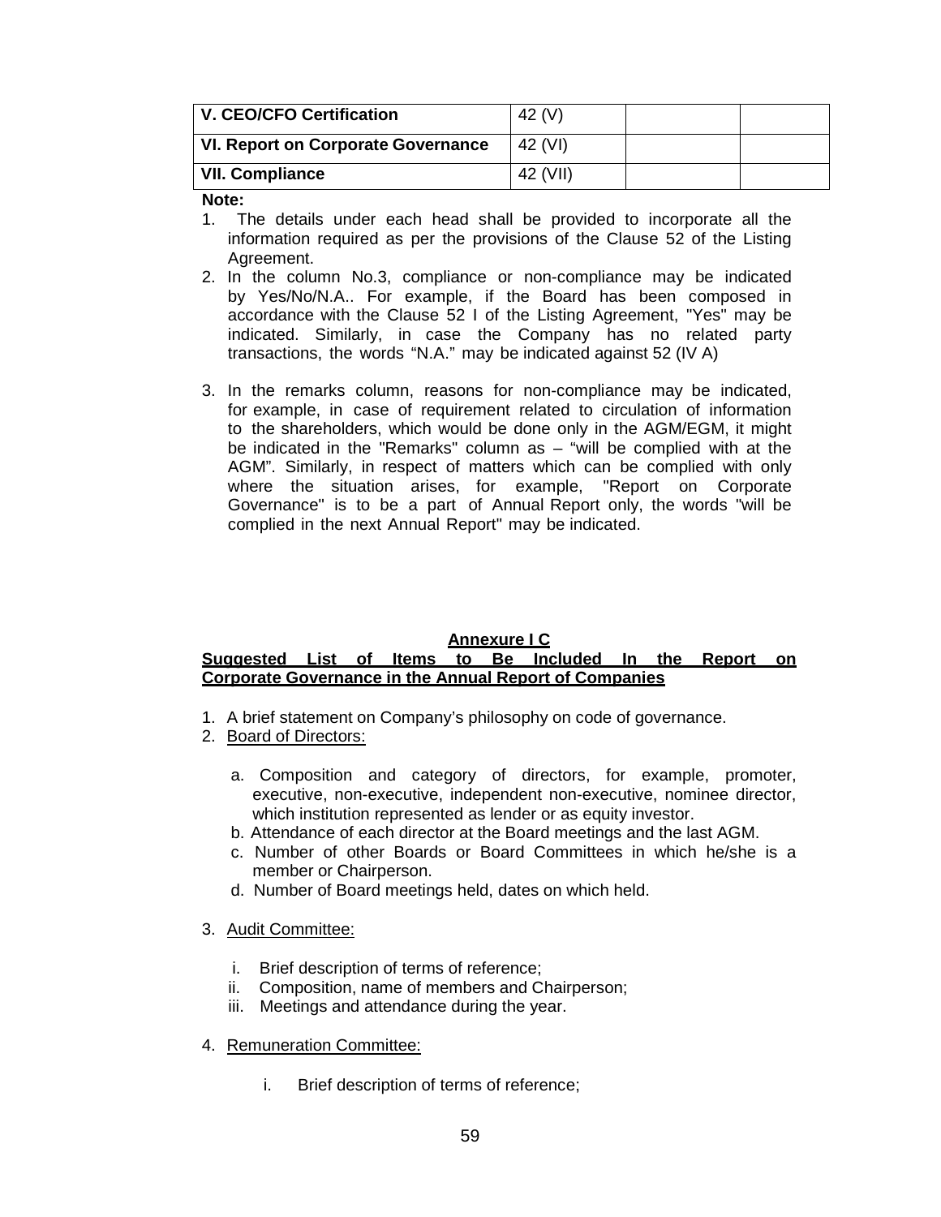| | | | |
|---|---|---|---|
| **V. CEO/CFO Certification** | 42 (V) | | |
| **VI. Report on Corporate Governance** | 42 (VI) | | |
| **VII. Compliance** | 42 (VII) | | |

**Note:**

1. The details under each head shall be provided to incorporate all the information required as per the provisions of the Clause 52 of the Listing Agreement.
2. In the column No.3, compliance or non-compliance may be indicated by Yes/No/N.A.. For example, if the Board has been composed in accordance with the Clause 52 I of the Listing Agreement, "Yes" may be indicated. Similarly, in case the Company has no related party transactions, the words "N.A." may be indicated against 52 (IV A)
3. In the remarks column, reasons for non-compliance may be indicated, for example, in case of requirement related to circulation of information to the shareholders, which would be done only in the AGM/EGM, it might be indicated in the "Remarks" column as – "will be complied with at the AGM". Similarly, in respect of matters which can be complied with only where the situation arises, for example, "Report on Corporate Governance" is to be a part of Annual Report only, the words "will be complied in the next Annual Report" may be indicated.

## Annexure I C

## Suggested List of Items to Be Included In the Report on Corporate Governance in the Annual Report of Companies

1. A brief statement on Company's philosophy on code of governance.
2. Board of Directors:
   a. Composition and category of directors, for example, promoter, executive, non-executive, independent non-executive, nominee director, which institution represented as lender or as equity investor.
   b. Attendance of each director at the Board meetings and the last AGM.
   c. Number of other Boards or Board Committees in which he/she is a member or Chairperson.
   d. Number of Board meetings held, dates on which held.
3. Audit Committee:
   i. Brief description of terms of reference;
   ii. Composition, name of members and Chairperson;
   iii. Meetings and attendance during the year.
4. Remuneration Committee:
   i. Brief description of terms of reference;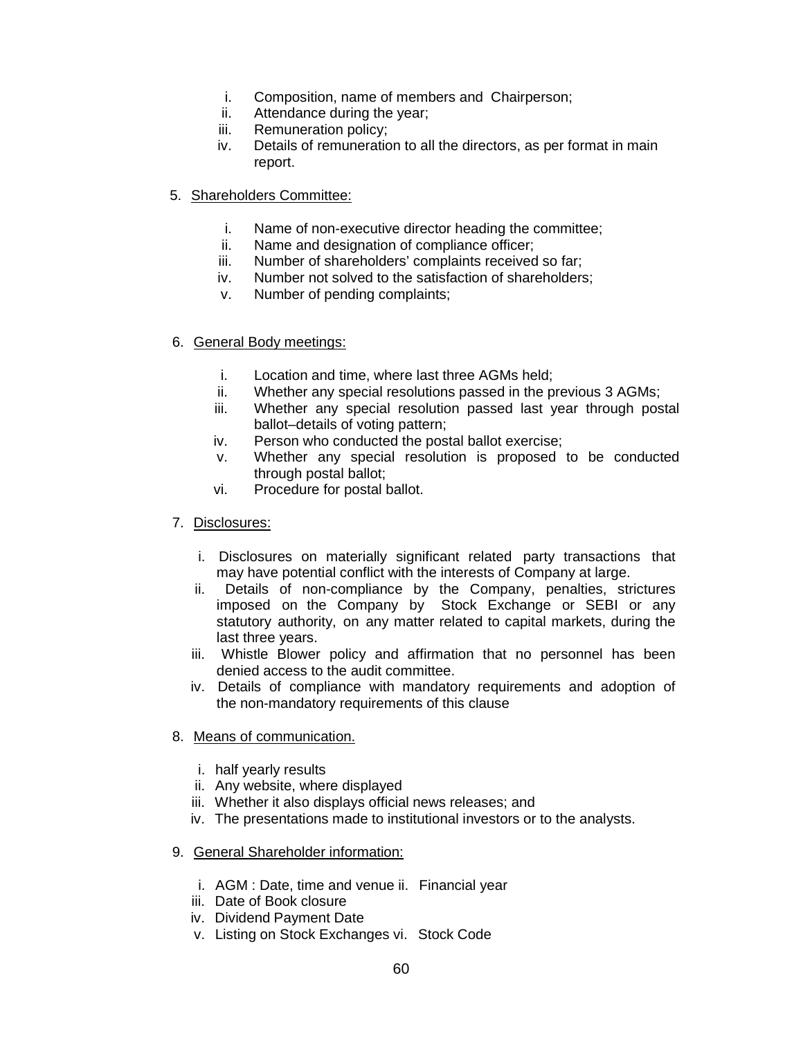i. Composition, name of members and Chairperson;
ii. Attendance during the year;
iii. Remuneration policy;
iv. Details of remuneration to all the directors, as per format in main report.

5. Shareholders Committee:

   i. Name of non-executive director heading the committee;
   ii. Name and designation of compliance officer;
   iii. Number of shareholders' complaints received so far;
   iv. Number not solved to the satisfaction of shareholders;
   v. Number of pending complaints;

6. General Body meetings:

   i. Location and time, where last three AGMs held;
   ii. Whether any special resolutions passed in the previous 3 AGMs;
   iii. Whether any special resolution passed last year through postal ballot–details of voting pattern;
   iv. Person who conducted the postal ballot exercise;
   v. Whether any special resolution is proposed to be conducted through postal ballot;
   vi. Procedure for postal ballot.

7. Disclosures:

   i. Disclosures on materially significant related party transactions that may have potential conflict with the interests of Company at large.
   ii. Details of non-compliance by the Company, penalties, strictures imposed on the Company by Stock Exchange or SEBI or any statutory authority, on any matter related to capital markets, during the last three years.
   iii. Whistle Blower policy and affirmation that no personnel has been denied access to the audit committee.
   iv. Details of compliance with mandatory requirements and adoption of the non-mandatory requirements of this clause

8. Means of communication.

   i. half yearly results
   ii. Any website, where displayed
   iii. Whether it also displays official news releases; and
   iv. The presentations made to institutional investors or to the analysts.

9. General Shareholder information:

   i. AGM : Date, time and venue ii. Financial year
   iii. Date of Book closure
   iv. Dividend Payment Date
   v. Listing on Stock Exchanges vi. Stock Code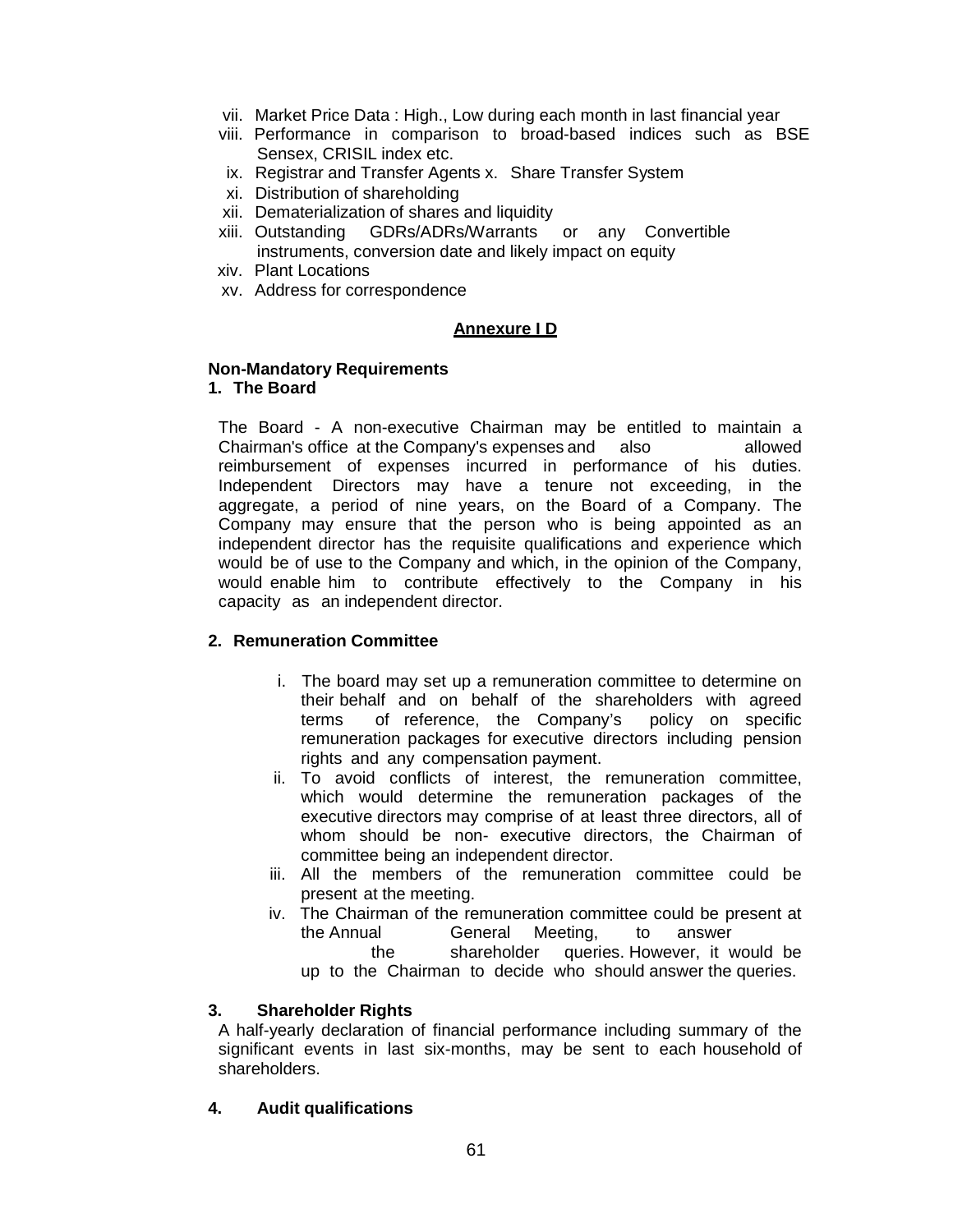vii. Market Price Data : High., Low during each month in last financial year
viii. Performance in comparison to broad-based indices such as BSE Sensex, CRISIL index etc.
ix. Registrar and Transfer Agents
x. Share Transfer System
xi. Distribution of shareholding
xii. Dematerialization of shares and liquidity
xiii. Outstanding GDRs/ADRs/Warrants or any Convertible instruments, conversion date and likely impact on equity
xiv. Plant Locations
xv. Address for correspondence

## Annexure I D

**Non-Mandatory Requirements**

**1. The Board**

The Board - A non-executive Chairman may be entitled to maintain a Chairman's office at the Company's expenses and also allowed reimbursement of expenses incurred in performance of his duties. Independent Directors may have a tenure not exceeding, in the aggregate, a period of nine years, on the Board of a Company. The Company may ensure that the person who is being appointed as an independent director has the requisite qualifications and experience which would be of use to the Company and which, in the opinion of the Company, would enable him to contribute effectively to the Company in his capacity as an independent director.

**2. Remuneration Committee**

i. The board may set up a remuneration committee to determine on their behalf and on behalf of the shareholders with agreed terms of reference, the Company's policy on specific remuneration packages for executive directors including pension rights and any compensation payment.

ii. To avoid conflicts of interest, the remuneration committee, which would determine the remuneration packages of the executive directors may comprise of at least three directors, all of whom should be non- executive directors, the Chairman of committee being an independent director.

iii. All the members of the remuneration committee could be present at the meeting.

iv. The Chairman of the remuneration committee could be present at the Annual General Meeting, to answer the shareholder queries. However, it would be up to the Chairman to decide who should answer the queries.

**3. Shareholder Rights**

A half-yearly declaration of financial performance including summary of the significant events in last six-months, may be sent to each household of shareholders.

**4. Audit qualifications**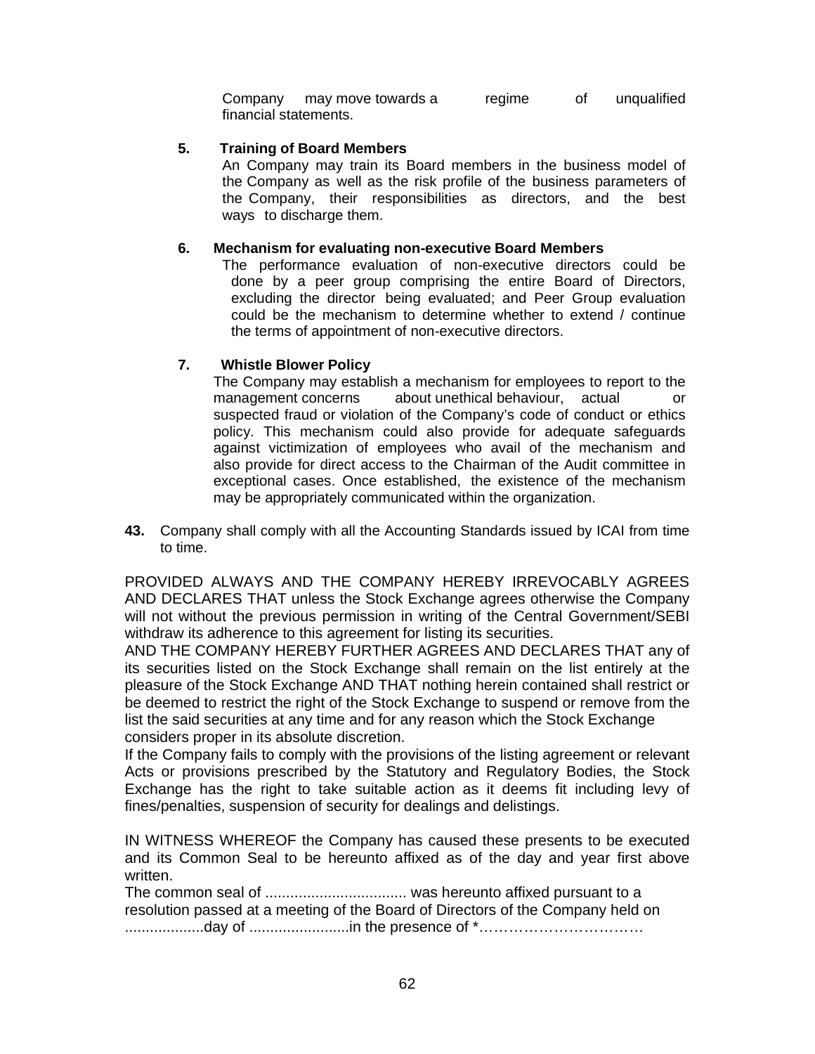Company may move towards a regime of unqualified financial statements.

**5. Training of Board Members**

An Company may train its Board members in the business model of the Company as well as the risk profile of the business parameters of the Company, their responsibilities as directors, and the best ways to discharge them.

**6. Mechanism for evaluating non-executive Board Members**

The performance evaluation of non-executive directors could be done by a peer group comprising the entire Board of Directors, excluding the director being evaluated; and Peer Group evaluation could be the mechanism to determine whether to extend / continue the terms of appointment of non-executive directors.

**7. Whistle Blower Policy**

The Company may establish a mechanism for employees to report to the management concerns about unethical behaviour, actual or suspected fraud or violation of the Company's code of conduct or ethics policy. This mechanism could also provide for adequate safeguards against victimization of employees who avail of the mechanism and also provide for direct access to the Chairman of the Audit committee in exceptional cases. Once established, the existence of the mechanism may be appropriately communicated within the organization.

**43.** Company shall comply with all the Accounting Standards issued by ICAI from time to time.

PROVIDED ALWAYS AND THE COMPANY HEREBY IRREVOCABLY AGREES AND DECLARES THAT unless the Stock Exchange agrees otherwise the Company will not without the previous permission in writing of the Central Government/SEBI withdraw its adherence to this agreement for listing its securities.

AND THE COMPANY HEREBY FURTHER AGREES AND DECLARES THAT any of its securities listed on the Stock Exchange shall remain on the list entirely at the pleasure of the Stock Exchange AND THAT nothing herein contained shall restrict or be deemed to restrict the right of the Stock Exchange to suspend or remove from the list the said securities at any time and for any reason which the Stock Exchange considers proper in its absolute discretion.

If the Company fails to comply with the provisions of the listing agreement or relevant Acts or provisions prescribed by the Statutory and Regulatory Bodies, the Stock Exchange has the right to take suitable action as it deems fit including levy of fines/penalties, suspension of security for dealings and delistings.

IN WITNESS WHEREOF the Company has caused these presents to be executed and its Common Seal to be hereunto affixed as of the day and year first above written.

The common seal of .................................. was hereunto affixed pursuant to a resolution passed at a meeting of the Board of Directors of the Company held on ...................day of ........................in the presence of *……………………………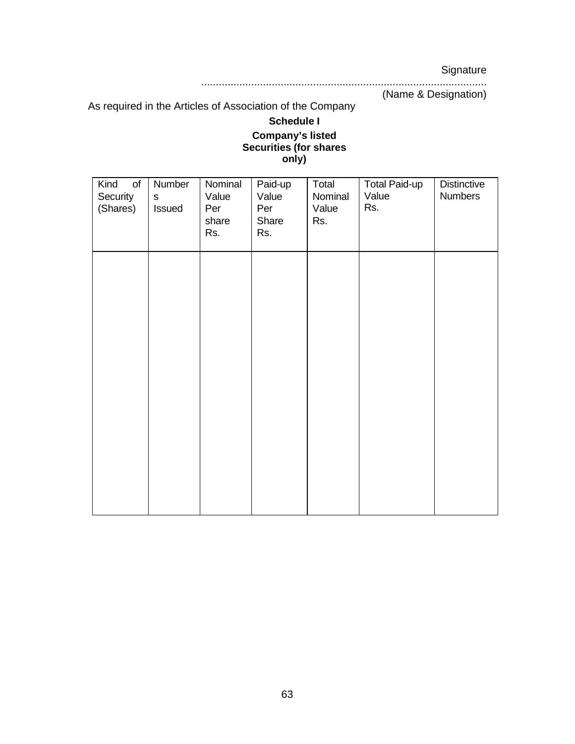Signature

...............................................................................................

(Name & Designation)

As required in the Articles of Association of the Company

**Schedule I**

**Company's listed Securities (for shares only)**

| Kind of Security (Shares) | Numbers Issued | Nominal Value Per share Rs. | Paid-up Value Per Share Rs. | Total Nominal Value Rs. | Total Paid-up Value Rs. | Distinctive Numbers |
|---|---|---|---|---|---|---|
| | | | | | | |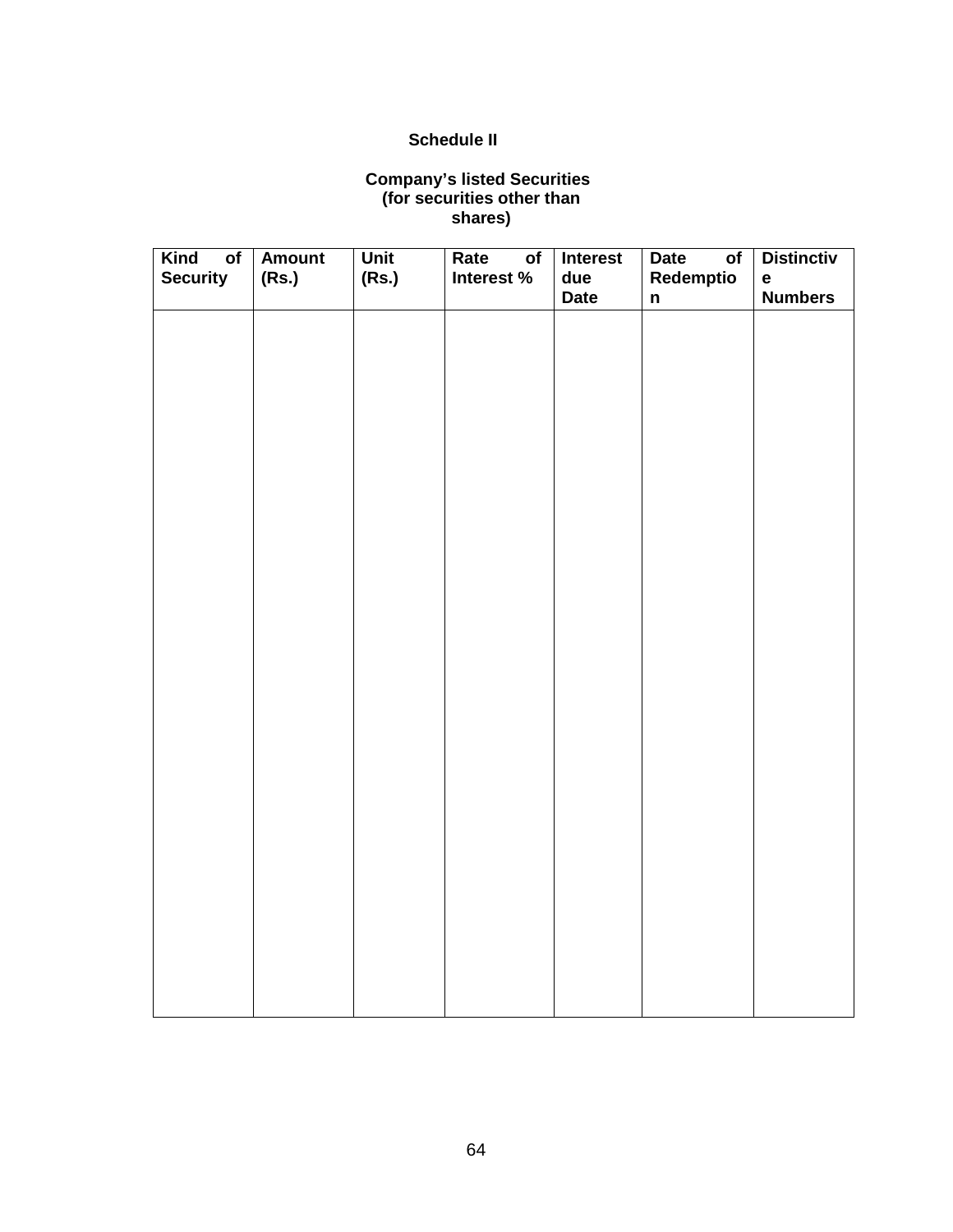**Schedule II**

**Company's listed Securities (for securities other than shares)**

| Kind of Security | Amount (Rs.) | Unit (Rs.) | Rate of Interest % | Interest due Date | Date of Redemption | Distinctive Numbers |
|---|---|---|---|---|---|---|
| | | | | | | |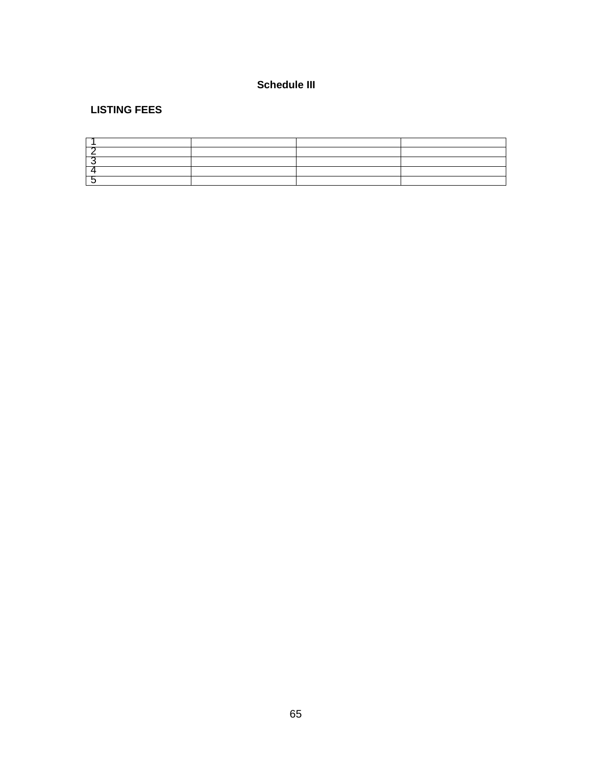**Schedule III**

**LISTING FEES**

| | | | |
|---|---|---|---|
| 1 | | | |
| 2 | | | |
| 3 | | | |
| 4 | | | |
| 5 | | | |